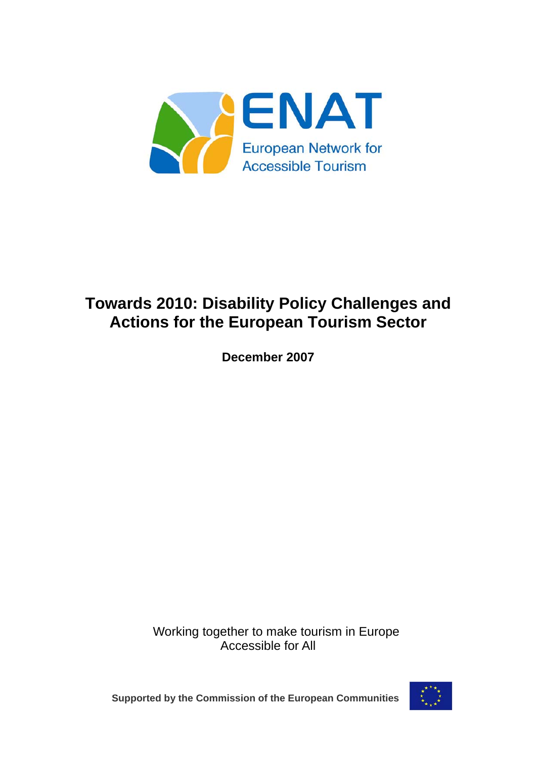ENAT

European Network for Accessible Tourism

# Towards 2010: Disability Policy Challenges and Actions for the European Tourism Sector

**December 2007**

Working together to make tourism in Europe Accessible for All

**Supported by the Commission of the European Communities**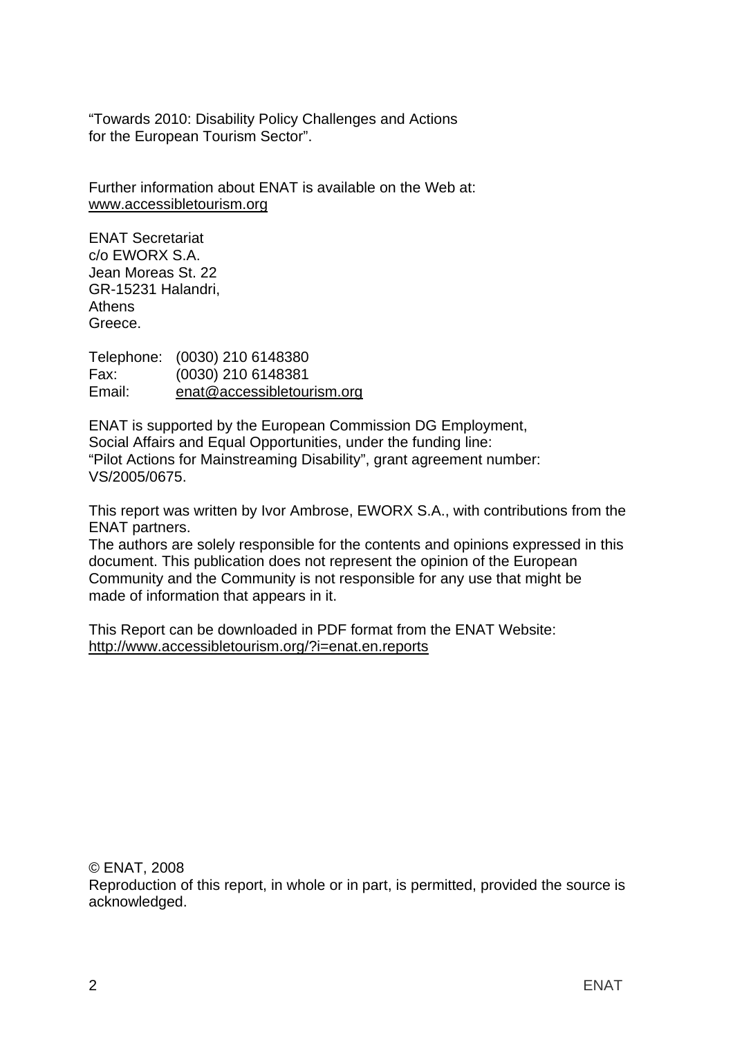"Towards 2010: Disability Policy Challenges and Actions for the European Tourism Sector".

Further information about ENAT is available on the Web at:
www.accessibletourism.org

ENAT Secretariat
c/o EWORX S.A.
Jean Moreas St. 22
GR-15231 Halandri,
Athens
Greece.

Telephone: (0030) 210 6148380
Fax: (0030) 210 6148381
Email: enat@accessibletourism.org

ENAT is supported by the European Commission DG Employment, Social Affairs and Equal Opportunities, under the funding line: "Pilot Actions for Mainstreaming Disability", grant agreement number: VS/2005/0675.

This report was written by Ivor Ambrose, EWORX S.A., with contributions from the ENAT partners.
The authors are solely responsible for the contents and opinions expressed in this document. This publication does not represent the opinion of the European Community and the Community is not responsible for any use that might be made of information that appears in it.

This Report can be downloaded in PDF format from the ENAT Website:
http://www.accessibletourism.org/?i=enat.en.reports

© ENAT, 2008
Reproduction of this report, in whole or in part, is permitted, provided the source is acknowledged.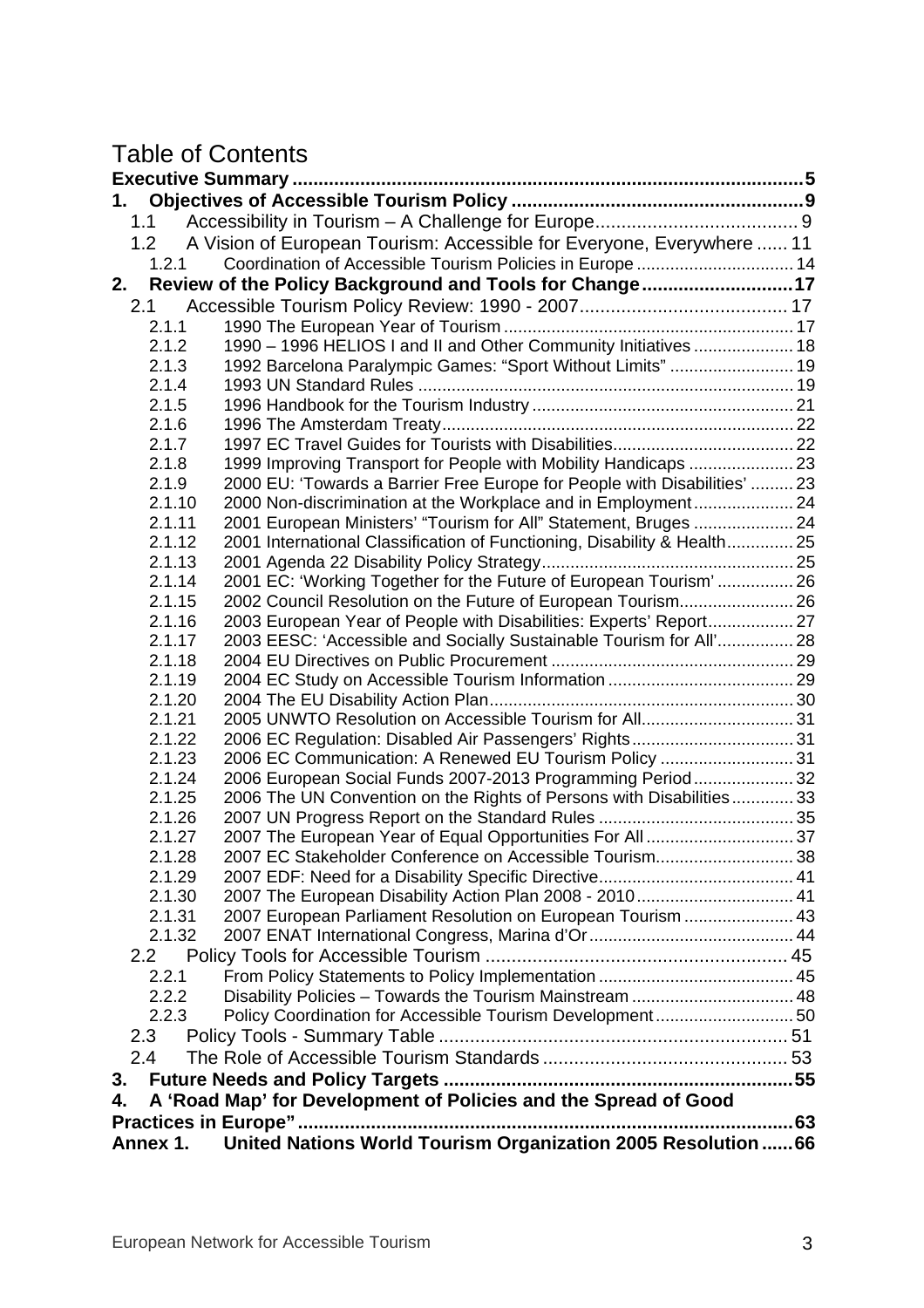# Table of Contents

**Executive Summary ..................................................................................................5**

**1. Objectives of Accessible Tourism Policy .........................................................9**

1.1 Accessibility in Tourism – A Challenge for Europe....................................... 9

1.2 A Vision of European Tourism: Accessible for Everyone, Everywhere ...... 11

1.2.1 Coordination of Accessible Tourism Policies in Europe ................................. 14

**2. Review of the Policy Background and Tools for Change.............................17**

2.1 Accessible Tourism Policy Review: 1990 - 2007........................................ 17

2.1.1 1990 The European Year of Tourism ............................................................ 17

2.1.2 1990 – 1996 HELIOS I and II and Other Community Initiatives ..................... 18

2.1.3 1992 Barcelona Paralympic Games: "Sport Without Limits" .......................... 19

2.1.4 1993 UN Standard Rules .............................................................................. 19

2.1.5 1996 Handbook for the Tourism Industry ...................................................... 21

2.1.6 1996 The Amsterdam Treaty......................................................................... 22

2.1.7 1997 EC Travel Guides for Tourists with Disabilities...................................... 22

2.1.8 1999 Improving Transport for People with Mobility Handicaps ...................... 23

2.1.9 2000 EU: 'Towards a Barrier Free Europe for People with Disabilities' ......... 23

2.1.10 2000 Non-discrimination at the Workplace and in Employment..................... 24

2.1.11 2001 European Ministers' "Tourism for All" Statement, Bruges ..................... 24

2.1.12 2001 International Classification of Functioning, Disability & Health.............. 25

2.1.13 2001 Agenda 22 Disability Policy Strategy..................................................... 25

2.1.14 2001 EC: 'Working Together for the Future of European Tourism' ................ 26

2.1.15 2002 Council Resolution on the Future of European Tourism........................ 26

2.1.16 2003 European Year of People with Disabilities: Experts' Report.................. 27

2.1.17 2003 EESC: 'Accessible and Socially Sustainable Tourism for All'................ 28

2.1.18 2004 EU Directives on Public Procurement ................................................... 29

2.1.19 2004 EC Study on Accessible Tourism Information ....................................... 29

2.1.20 2004 The EU Disability Action Plan................................................................ 30

2.1.21 2005 UNWTO Resolution on Accessible Tourism for All................................ 31

2.1.22 2006 EC Regulation: Disabled Air Passengers' Rights.................................. 31

2.1.23 2006 EC Communication: A Renewed EU Tourism Policy ............................ 31

2.1.24 2006 European Social Funds 2007-2013 Programming Period..................... 32

2.1.25 2006 The UN Convention on the Rights of Persons with Disabilities............. 33

2.1.26 2007 UN Progress Report on the Standard Rules ......................................... 35

2.1.27 2007 The European Year of Equal Opportunities For All ............................... 37

2.1.28 2007 EC Stakeholder Conference on Accessible Tourism............................. 38

2.1.29 2007 EDF: Need for a Disability Specific Directive......................................... 41

2.1.30 2007 The European Disability Action Plan 2008 - 2010................................. 41

2.1.31 2007 European Parliament Resolution on European Tourism ....................... 43

2.1.32 2007 ENAT International Congress, Marina d'Or........................................... 44

2.2 Policy Tools for Accessible Tourism .......................................................... 45

2.2.1 From Policy Statements to Policy Implementation ......................................... 45

2.2.2 Disability Policies – Towards the Tourism Mainstream .................................. 48

2.2.3 Policy Coordination for Accessible Tourism Development............................. 50

2.3 Policy Tools - Summary Table ................................................................... 51

2.4 The Role of Accessible Tourism Standards ............................................... 53

**3. Future Needs and Policy Targets ...................................................................55**

**4. A 'Road Map' for Development of Policies and the Spread of Good Practices in Europe"............................................................................................63**

**Annex 1. United Nations World Tourism Organization 2005 Resolution ......66**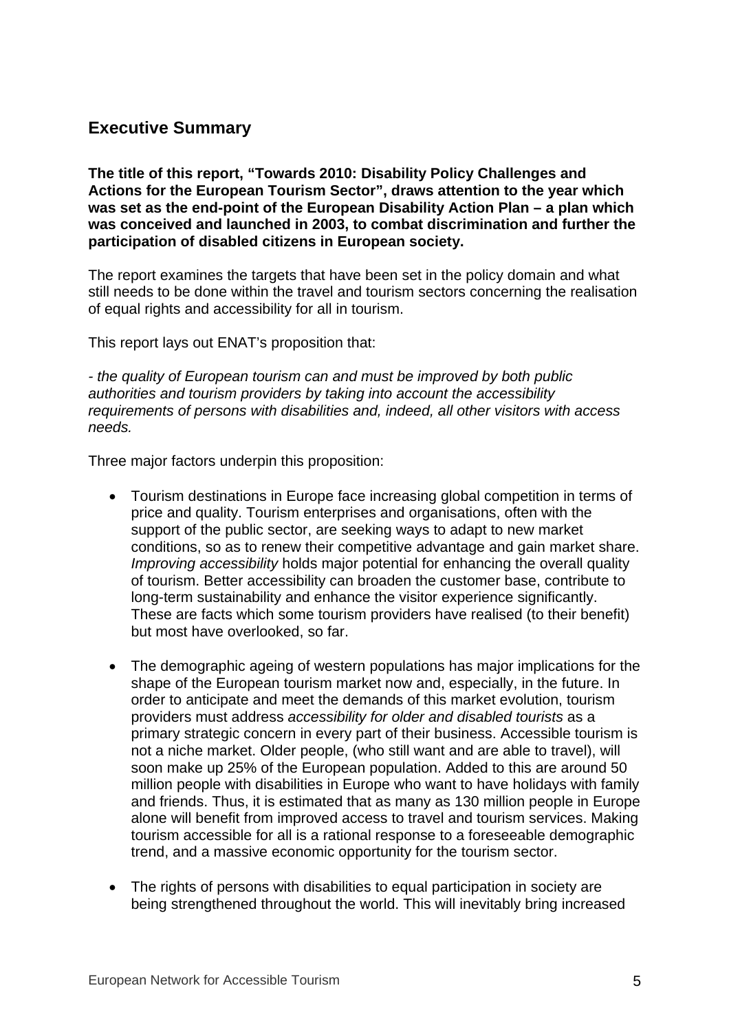## Executive Summary

**The title of this report, "Towards 2010: Disability Policy Challenges and Actions for the European Tourism Sector", draws attention to the year which was set as the end-point of the European Disability Action Plan – a plan which was conceived and launched in 2003, to combat discrimination and further the participation of disabled citizens in European society.**

The report examines the targets that have been set in the policy domain and what still needs to be done within the travel and tourism sectors concerning the realisation of equal rights and accessibility for all in tourism.

This report lays out ENAT's proposition that:

*- the quality of European tourism can and must be improved by both public authorities and tourism providers by taking into account the accessibility requirements of persons with disabilities and, indeed, all other visitors with access needs.*

Three major factors underpin this proposition:

- Tourism destinations in Europe face increasing global competition in terms of price and quality. Tourism enterprises and organisations, often with the support of the public sector, are seeking ways to adapt to new market conditions, so as to renew their competitive advantage and gain market share. *Improving accessibility* holds major potential for enhancing the overall quality of tourism. Better accessibility can broaden the customer base, contribute to long-term sustainability and enhance the visitor experience significantly. These are facts which some tourism providers have realised (to their benefit) but most have overlooked, so far.

- The demographic ageing of western populations has major implications for the shape of the European tourism market now and, especially, in the future. In order to anticipate and meet the demands of this market evolution, tourism providers must address *accessibility for older and disabled tourists* as a primary strategic concern in every part of their business. Accessible tourism is not a niche market. Older people, (who still want and are able to travel), will soon make up 25% of the European population. Added to this are around 50 million people with disabilities in Europe who want to have holidays with family and friends. Thus, it is estimated that as many as 130 million people in Europe alone will benefit from improved access to travel and tourism services. Making tourism accessible for all is a rational response to a foreseeable demographic trend, and a massive economic opportunity for the tourism sector.

- The rights of persons with disabilities to equal participation in society are being strengthened throughout the world. This will inevitably bring increased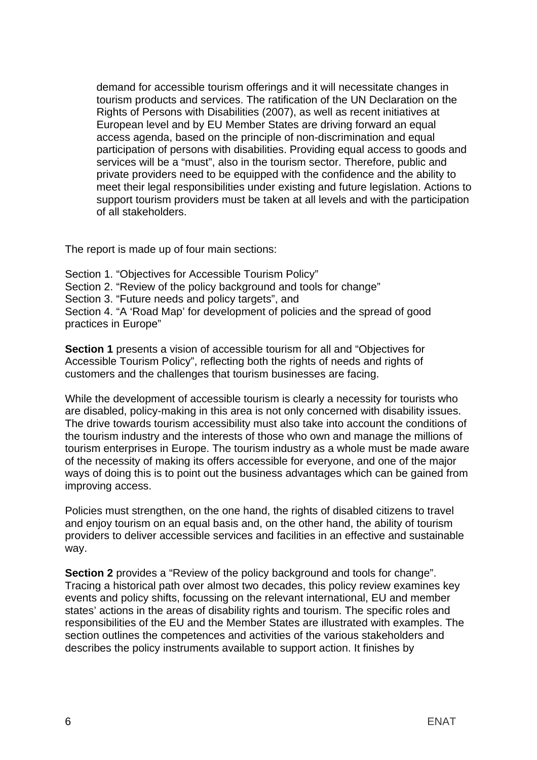demand for accessible tourism offerings and it will necessitate changes in tourism products and services. The ratification of the UN Declaration on the Rights of Persons with Disabilities (2007), as well as recent initiatives at European level and by EU Member States are driving forward an equal access agenda, based on the principle of non-discrimination and equal participation of persons with disabilities. Providing equal access to goods and services will be a "must", also in the tourism sector. Therefore, public and private providers need to be equipped with the confidence and the ability to meet their legal responsibilities under existing and future legislation. Actions to support tourism providers must be taken at all levels and with the participation of all stakeholders.

The report is made up of four main sections:

Section 1. "Objectives for Accessible Tourism Policy"
Section 2. "Review of the policy background and tools for change"
Section 3. "Future needs and policy targets", and
Section 4. "A 'Road Map' for development of policies and the spread of good practices in Europe"

**Section 1** presents a vision of accessible tourism for all and "Objectives for Accessible Tourism Policy", reflecting both the rights of needs and rights of customers and the challenges that tourism businesses are facing.

While the development of accessible tourism is clearly a necessity for tourists who are disabled, policy-making in this area is not only concerned with disability issues. The drive towards tourism accessibility must also take into account the conditions of the tourism industry and the interests of those who own and manage the millions of tourism enterprises in Europe. The tourism industry as a whole must be made aware of the necessity of making its offers accessible for everyone, and one of the major ways of doing this is to point out the business advantages which can be gained from improving access.

Policies must strengthen, on the one hand, the rights of disabled citizens to travel and enjoy tourism on an equal basis and, on the other hand, the ability of tourism providers to deliver accessible services and facilities in an effective and sustainable way.

**Section 2** provides a "Review of the policy background and tools for change". Tracing a historical path over almost two decades, this policy review examines key events and policy shifts, focussing on the relevant international, EU and member states' actions in the areas of disability rights and tourism. The specific roles and responsibilities of the EU and the Member States are illustrated with examples. The section outlines the competences and activities of the various stakeholders and describes the policy instruments available to support action. It finishes by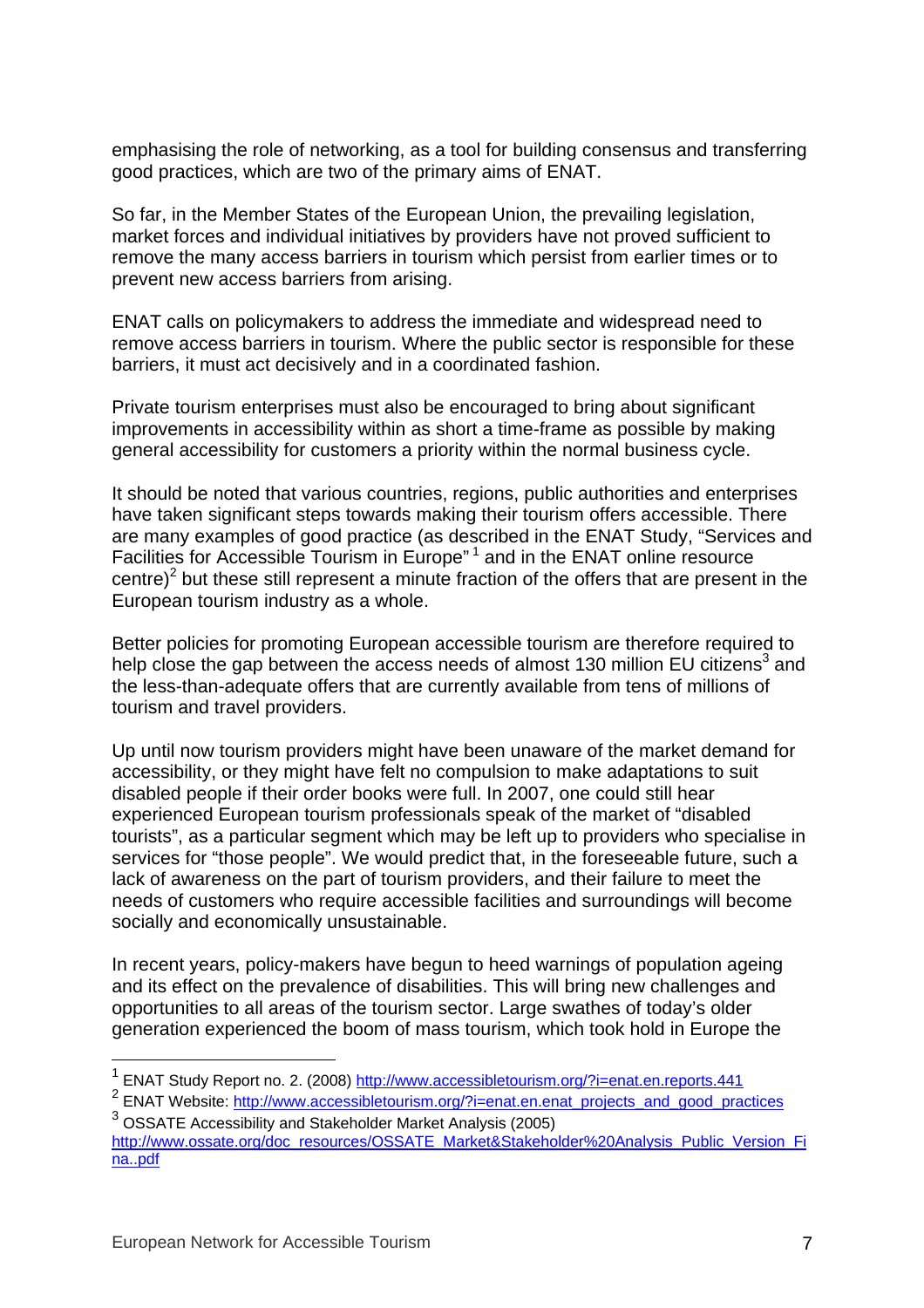emphasising the role of networking, as a tool for building consensus and transferring good practices, which are two of the primary aims of ENAT.

So far, in the Member States of the European Union, the prevailing legislation, market forces and individual initiatives by providers have not proved sufficient to remove the many access barriers in tourism which persist from earlier times or to prevent new access barriers from arising.

ENAT calls on policymakers to address the immediate and widespread need to remove access barriers in tourism. Where the public sector is responsible for these barriers, it must act decisively and in a coordinated fashion.

Private tourism enterprises must also be encouraged to bring about significant improvements in accessibility within as short a time-frame as possible by making general accessibility for customers a priority within the normal business cycle.

It should be noted that various countries, regions, public authorities and enterprises have taken significant steps towards making their tourism offers accessible. There are many examples of good practice (as described in the ENAT Study, "Services and Facilities for Accessible Tourism in Europe" [1] and in the ENAT online resource centre)[2] but these still represent a minute fraction of the offers that are present in the European tourism industry as a whole.

Better policies for promoting European accessible tourism are therefore required to help close the gap between the access needs of almost 130 million EU citizens[3] and the less-than-adequate offers that are currently available from tens of millions of tourism and travel providers.

Up until now tourism providers might have been unaware of the market demand for accessibility, or they might have felt no compulsion to make adaptations to suit disabled people if their order books were full. In 2007, one could still hear experienced European tourism professionals speak of the market of "disabled tourists", as a particular segment which may be left up to providers who specialise in services for "those people". We would predict that, in the foreseeable future, such a lack of awareness on the part of tourism providers, and their failure to meet the needs of customers who require accessible facilities and surroundings will become socially and economically unsustainable.

In recent years, policy-makers have begun to heed warnings of population ageing and its effect on the prevalence of disabilities. This will bring new challenges and opportunities to all areas of the tourism sector. Large swathes of today's older generation experienced the boom of mass tourism, which took hold in Europe the

---

[1] ENAT Study Report no. 2. (2008) http://www.accessibletourism.org/?i=enat.en.reports.441

[2] ENAT Website: http://www.accessibletourism.org/?i=enat.en.enat_projects_and_good_practices

[3] OSSATE Accessibility and Stakeholder Market Analysis (2005) http://www.ossate.org/doc_resources/OSSATE_Market&Stakeholder%20Analysis_Public_Version_Fina..pdf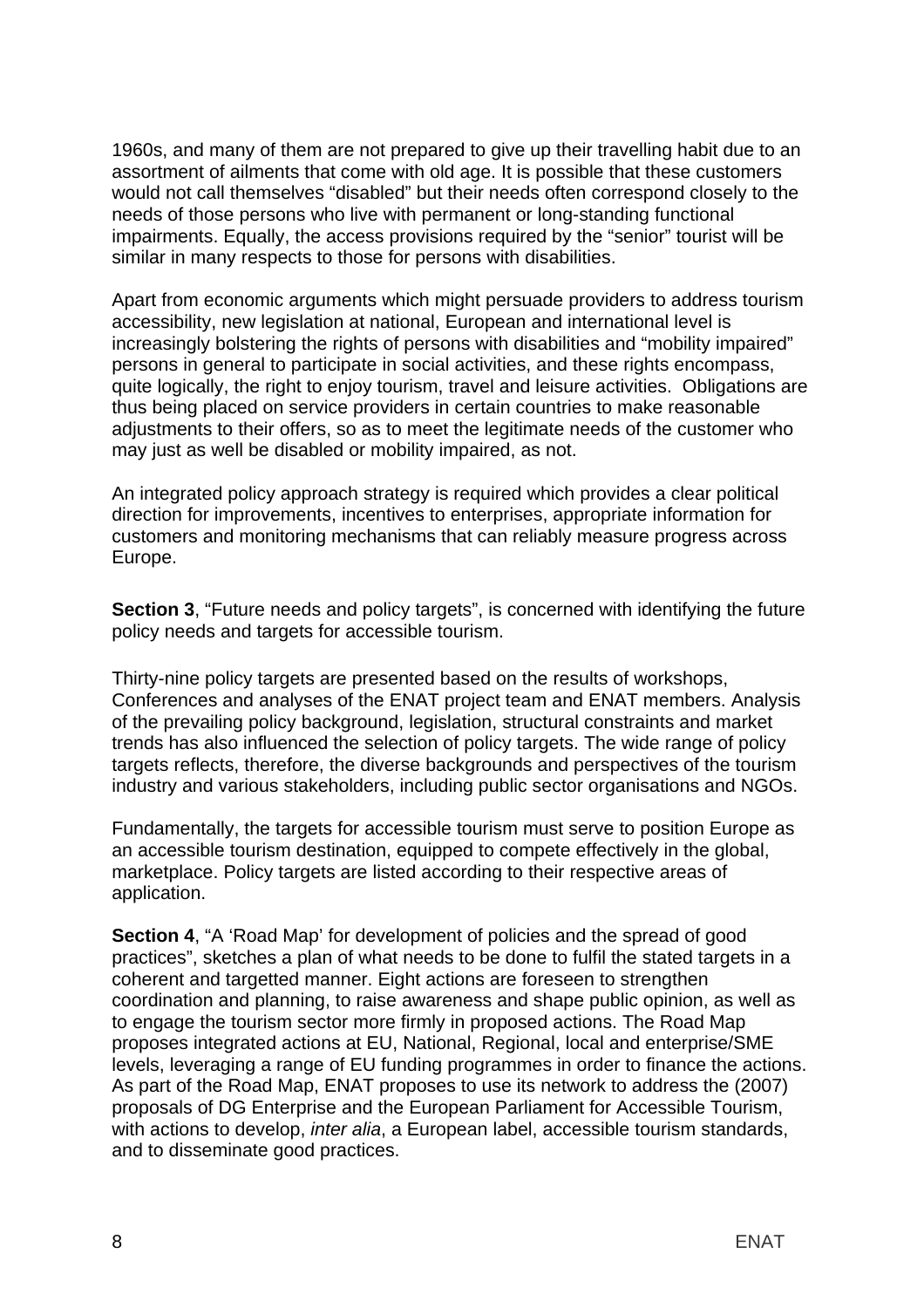1960s, and many of them are not prepared to give up their travelling habit due to an assortment of ailments that come with old age. It is possible that these customers would not call themselves “disabled” but their needs often correspond closely to the needs of those persons who live with permanent or long-standing functional impairments. Equally, the access provisions required by the “senior” tourist will be similar in many respects to those for persons with disabilities.

Apart from economic arguments which might persuade providers to address tourism accessibility, new legislation at national, European and international level is increasingly bolstering the rights of persons with disabilities and “mobility impaired” persons in general to participate in social activities, and these rights encompass, quite logically, the right to enjoy tourism, travel and leisure activities. Obligations are thus being placed on service providers in certain countries to make reasonable adjustments to their offers, so as to meet the legitimate needs of the customer who may just as well be disabled or mobility impaired, as not.

An integrated policy approach strategy is required which provides a clear political direction for improvements, incentives to enterprises, appropriate information for customers and monitoring mechanisms that can reliably measure progress across Europe.

**Section 3**, “Future needs and policy targets”, is concerned with identifying the future policy needs and targets for accessible tourism.

Thirty-nine policy targets are presented based on the results of workshops, Conferences and analyses of the ENAT project team and ENAT members. Analysis of the prevailing policy background, legislation, structural constraints and market trends has also influenced the selection of policy targets. The wide range of policy targets reflects, therefore, the diverse backgrounds and perspectives of the tourism industry and various stakeholders, including public sector organisations and NGOs.

Fundamentally, the targets for accessible tourism must serve to position Europe as an accessible tourism destination, equipped to compete effectively in the global, marketplace. Policy targets are listed according to their respective areas of application.

**Section 4**, “A ‘Road Map’ for development of policies and the spread of good practices”, sketches a plan of what needs to be done to fulfil the stated targets in a coherent and targetted manner. Eight actions are foreseen to strengthen coordination and planning, to raise awareness and shape public opinion, as well as to engage the tourism sector more firmly in proposed actions. The Road Map proposes integrated actions at EU, National, Regional, local and enterprise/SME levels, leveraging a range of EU funding programmes in order to finance the actions. As part of the Road Map, ENAT proposes to use its network to address the (2007) proposals of DG Enterprise and the European Parliament for Accessible Tourism, with actions to develop, *inter alia*, a European label, accessible tourism standards, and to disseminate good practices.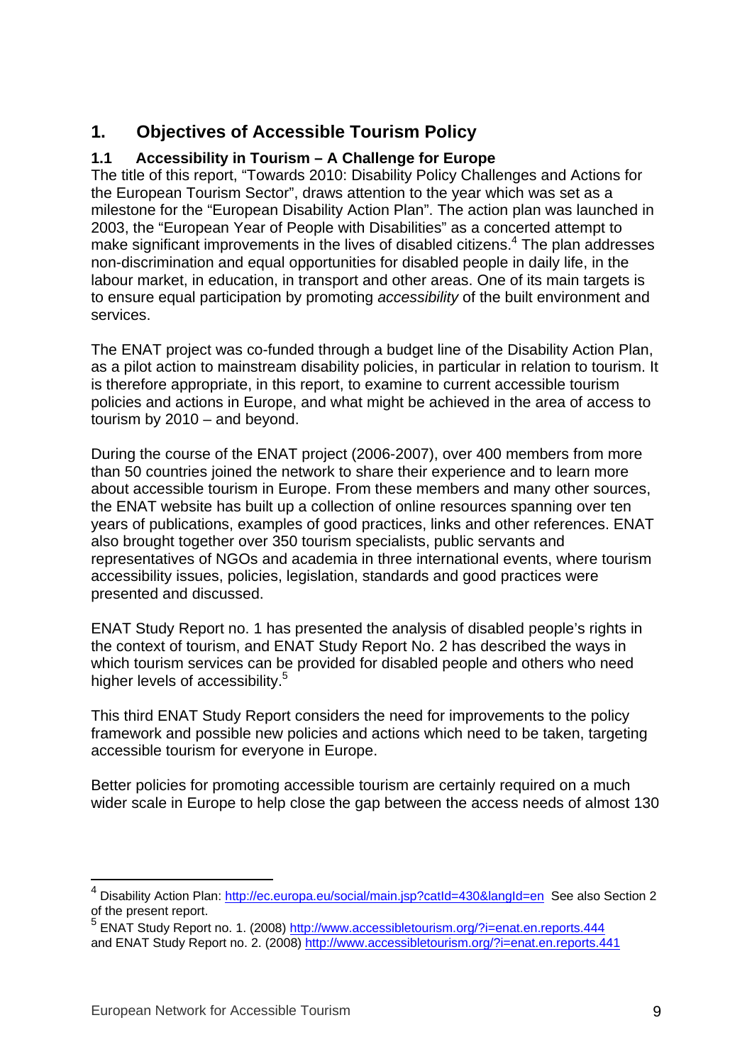# 1. Objectives of Accessible Tourism Policy

## 1.1 Accessibility in Tourism – A Challenge for Europe

The title of this report, "Towards 2010: Disability Policy Challenges and Actions for the European Tourism Sector", draws attention to the year which was set as a milestone for the "European Disability Action Plan". The action plan was launched in 2003, the "European Year of People with Disabilities" as a concerted attempt to make significant improvements in the lives of disabled citizens.[4] The plan addresses non-discrimination and equal opportunities for disabled people in daily life, in the labour market, in education, in transport and other areas. One of its main targets is to ensure equal participation by promoting *accessibility* of the built environment and services.

The ENAT project was co-funded through a budget line of the Disability Action Plan, as a pilot action to mainstream disability policies, in particular in relation to tourism. It is therefore appropriate, in this report, to examine to current accessible tourism policies and actions in Europe, and what might be achieved in the area of access to tourism by 2010 – and beyond.

During the course of the ENAT project (2006-2007), over 400 members from more than 50 countries joined the network to share their experience and to learn more about accessible tourism in Europe. From these members and many other sources, the ENAT website has built up a collection of online resources spanning over ten years of publications, examples of good practices, links and other references. ENAT also brought together over 350 tourism specialists, public servants and representatives of NGOs and academia in three international events, where tourism accessibility issues, policies, legislation, standards and good practices were presented and discussed.

ENAT Study Report no. 1 has presented the analysis of disabled people's rights in the context of tourism, and ENAT Study Report No. 2 has described the ways in which tourism services can be provided for disabled people and others who need higher levels of accessibility.[5]

This third ENAT Study Report considers the need for improvements to the policy framework and possible new policies and actions which need to be taken, targeting accessible tourism for everyone in Europe.

Better policies for promoting accessible tourism are certainly required on a much wider scale in Europe to help close the gap between the access needs of almost 130

---

[4] Disability Action Plan: http://ec.europa.eu/social/main.jsp?catId=430&langId=en See also Section 2 of the present report.

[5] ENAT Study Report no. 1. (2008) http://www.accessibletourism.org/?i=enat.en.reports.444 and ENAT Study Report no. 2. (2008) http://www.accessibletourism.org/?i=enat.en.reports.441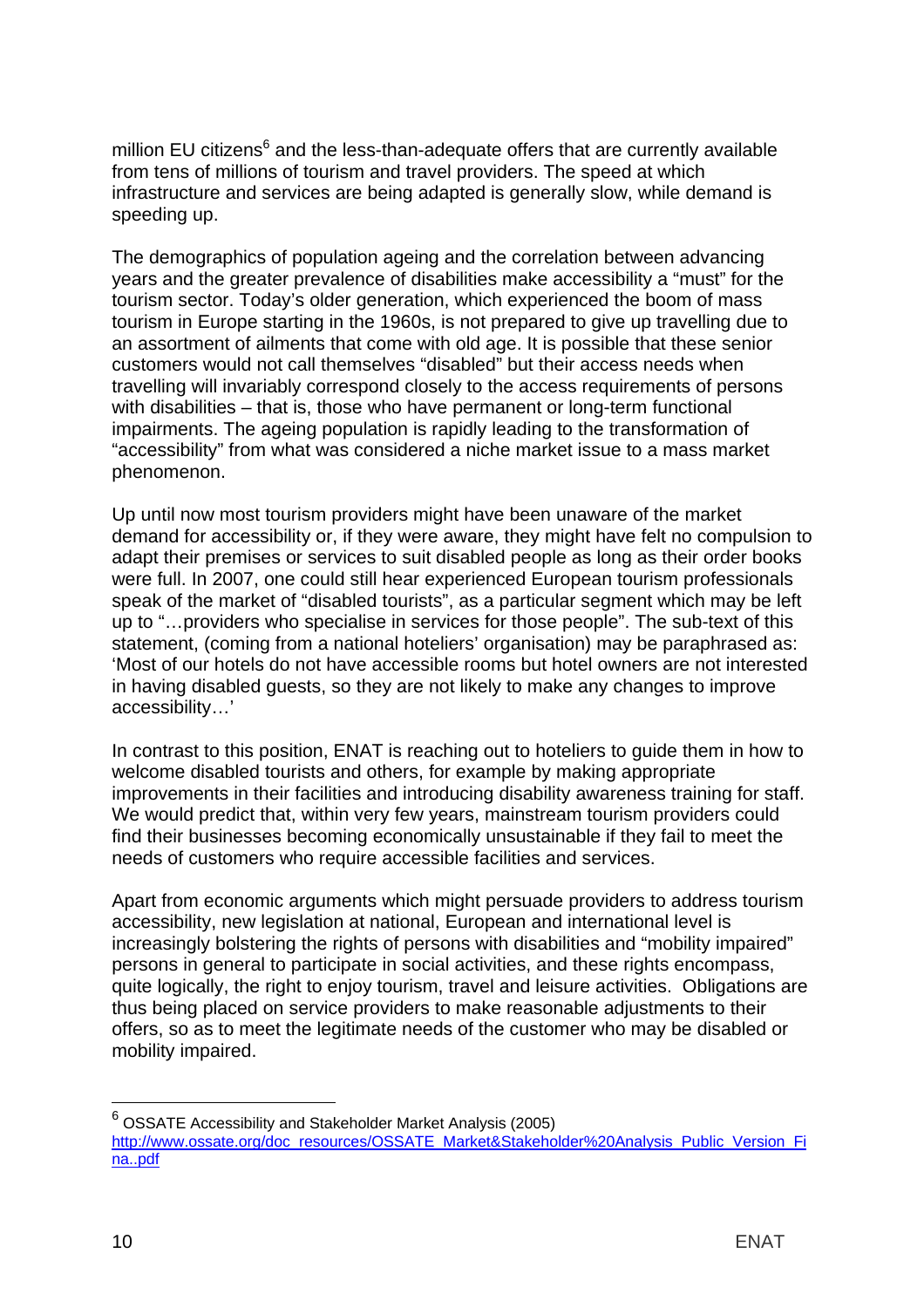million EU citizens[6] and the less-than-adequate offers that are currently available from tens of millions of tourism and travel providers. The speed at which infrastructure and services are being adapted is generally slow, while demand is speeding up.

The demographics of population ageing and the correlation between advancing years and the greater prevalence of disabilities make accessibility a "must" for the tourism sector. Today's older generation, which experienced the boom of mass tourism in Europe starting in the 1960s, is not prepared to give up travelling due to an assortment of ailments that come with old age. It is possible that these senior customers would not call themselves "disabled" but their access needs when travelling will invariably correspond closely to the access requirements of persons with disabilities – that is, those who have permanent or long-term functional impairments. The ageing population is rapidly leading to the transformation of "accessibility" from what was considered a niche market issue to a mass market phenomenon.

Up until now most tourism providers might have been unaware of the market demand for accessibility or, if they were aware, they might have felt no compulsion to adapt their premises or services to suit disabled people as long as their order books were full. In 2007, one could still hear experienced European tourism professionals speak of the market of "disabled tourists", as a particular segment which may be left up to "…providers who specialise in services for those people". The sub-text of this statement, (coming from a national hoteliers' organisation) may be paraphrased as: 'Most of our hotels do not have accessible rooms but hotel owners are not interested in having disabled guests, so they are not likely to make any changes to improve accessibility…'

In contrast to this position, ENAT is reaching out to hoteliers to guide them in how to welcome disabled tourists and others, for example by making appropriate improvements in their facilities and introducing disability awareness training for staff. We would predict that, within very few years, mainstream tourism providers could find their businesses becoming economically unsustainable if they fail to meet the needs of customers who require accessible facilities and services.

Apart from economic arguments which might persuade providers to address tourism accessibility, new legislation at national, European and international level is increasingly bolstering the rights of persons with disabilities and "mobility impaired" persons in general to participate in social activities, and these rights encompass, quite logically, the right to enjoy tourism, travel and leisure activities. Obligations are thus being placed on service providers to make reasonable adjustments to their offers, so as to meet the legitimate needs of the customer who may be disabled or mobility impaired.

---

[6] OSSATE Accessibility and Stakeholder Market Analysis (2005) http://www.ossate.org/doc_resources/OSSATE_Market&Stakeholder%20Analysis_Public_Version_Fina..pdf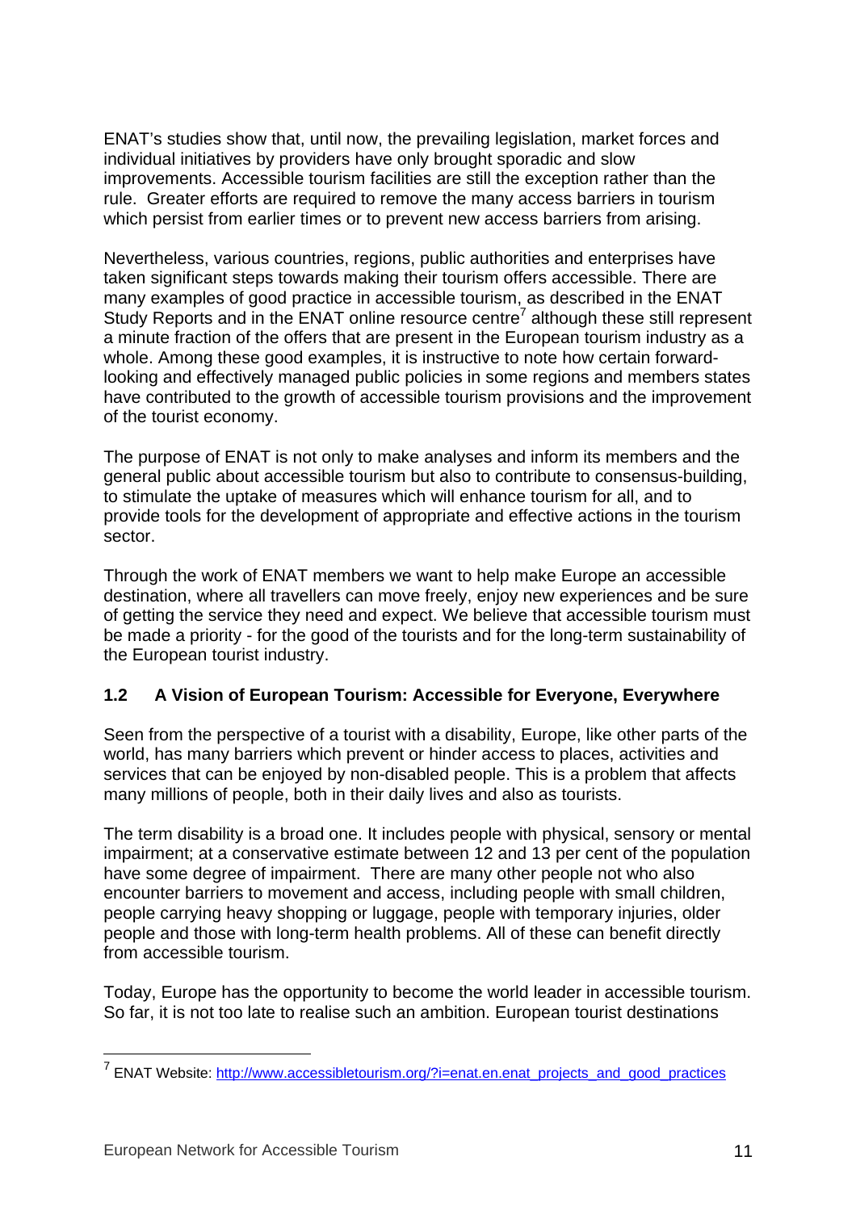ENAT's studies show that, until now, the prevailing legislation, market forces and individual initiatives by providers have only brought sporadic and slow improvements. Accessible tourism facilities are still the exception rather than the rule. Greater efforts are required to remove the many access barriers in tourism which persist from earlier times or to prevent new access barriers from arising.

Nevertheless, various countries, regions, public authorities and enterprises have taken significant steps towards making their tourism offers accessible. There are many examples of good practice in accessible tourism, as described in the ENAT Study Reports and in the ENAT online resource centre[7] although these still represent a minute fraction of the offers that are present in the European tourism industry as a whole. Among these good examples, it is instructive to note how certain forward-looking and effectively managed public policies in some regions and members states have contributed to the growth of accessible tourism provisions and the improvement of the tourist economy.

The purpose of ENAT is not only to make analyses and inform its members and the general public about accessible tourism but also to contribute to consensus-building, to stimulate the uptake of measures which will enhance tourism for all, and to provide tools for the development of appropriate and effective actions in the tourism sector.

Through the work of ENAT members we want to help make Europe an accessible destination, where all travellers can move freely, enjoy new experiences and be sure of getting the service they need and expect. We believe that accessible tourism must be made a priority - for the good of the tourists and for the long-term sustainability of the European tourist industry.

### 1.2 A Vision of European Tourism: Accessible for Everyone, Everywhere

Seen from the perspective of a tourist with a disability, Europe, like other parts of the world, has many barriers which prevent or hinder access to places, activities and services that can be enjoyed by non-disabled people. This is a problem that affects many millions of people, both in their daily lives and also as tourists.

The term disability is a broad one. It includes people with physical, sensory or mental impairment; at a conservative estimate between 12 and 13 per cent of the population have some degree of impairment. There are many other people not who also encounter barriers to movement and access, including people with small children, people carrying heavy shopping or luggage, people with temporary injuries, older people and those with long-term health problems. All of these can benefit directly from accessible tourism.

Today, Europe has the opportunity to become the world leader in accessible tourism. So far, it is not too late to realise such an ambition. European tourist destinations

[7] ENAT Website: http://www.accessibletourism.org/?i=enat.en.enat_projects_and_good_practices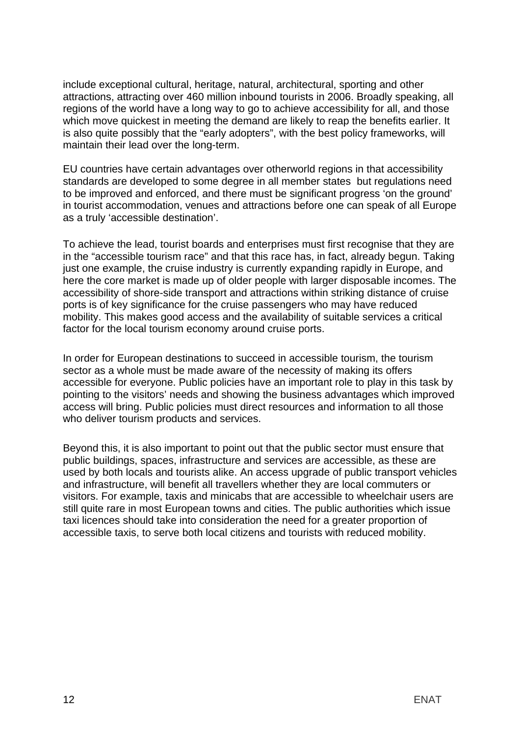include exceptional cultural, heritage, natural, architectural, sporting and other attractions, attracting over 460 million inbound tourists in 2006. Broadly speaking, all regions of the world have a long way to go to achieve accessibility for all, and those which move quickest in meeting the demand are likely to reap the benefits earlier. It is also quite possibly that the "early adopters", with the best policy frameworks, will maintain their lead over the long-term.

EU countries have certain advantages over otherworld regions in that accessibility standards are developed to some degree in all member states  but regulations need to be improved and enforced, and there must be significant progress 'on the ground' in tourist accommodation, venues and attractions before one can speak of all Europe as a truly 'accessible destination'.

To achieve the lead, tourist boards and enterprises must first recognise that they are in the "accessible tourism race" and that this race has, in fact, already begun. Taking just one example, the cruise industry is currently expanding rapidly in Europe, and here the core market is made up of older people with larger disposable incomes. The accessibility of shore-side transport and attractions within striking distance of cruise ports is of key significance for the cruise passengers who may have reduced mobility. This makes good access and the availability of suitable services a critical factor for the local tourism economy around cruise ports.

In order for European destinations to succeed in accessible tourism, the tourism sector as a whole must be made aware of the necessity of making its offers accessible for everyone. Public policies have an important role to play in this task by pointing to the visitors' needs and showing the business advantages which improved access will bring. Public policies must direct resources and information to all those who deliver tourism products and services.

Beyond this, it is also important to point out that the public sector must ensure that public buildings, spaces, infrastructure and services are accessible, as these are used by both locals and tourists alike. An access upgrade of public transport vehicles and infrastructure, will benefit all travellers whether they are local commuters or visitors. For example, taxis and minicabs that are accessible to wheelchair users are still quite rare in most European towns and cities. The public authorities which issue taxi licences should take into consideration the need for a greater proportion of accessible taxis, to serve both local citizens and tourists with reduced mobility.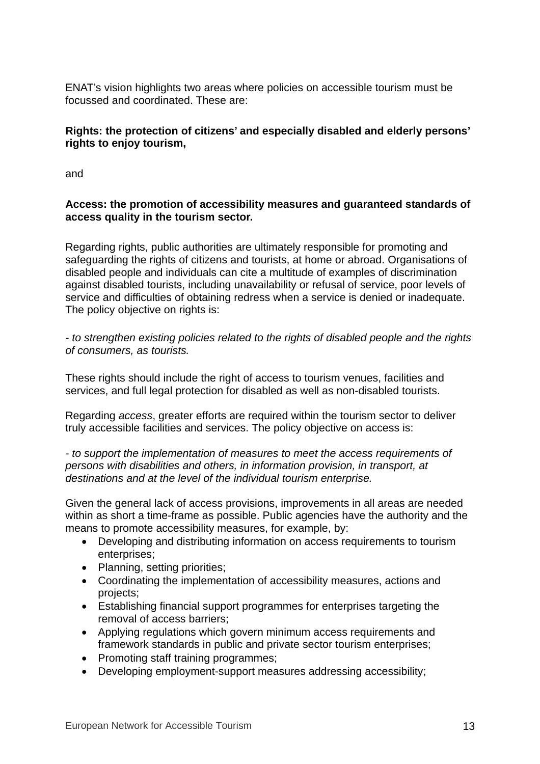ENAT's vision highlights two areas where policies on accessible tourism must be focussed and coordinated. These are:

**Rights: the protection of citizens' and especially disabled and elderly persons' rights to enjoy tourism,**

and

**Access: the promotion of accessibility measures and guaranteed standards of access quality in the tourism sector.**

Regarding rights, public authorities are ultimately responsible for promoting and safeguarding the rights of citizens and tourists, at home or abroad. Organisations of disabled people and individuals can cite a multitude of examples of discrimination against disabled tourists, including unavailability or refusal of service, poor levels of service and difficulties of obtaining redress when a service is denied or inadequate. The policy objective on rights is:

*- to strengthen existing policies related to the rights of disabled people and the rights of consumers, as tourists.*

These rights should include the right of access to tourism venues, facilities and services, and full legal protection for disabled as well as non-disabled tourists.

Regarding *access*, greater efforts are required within the tourism sector to deliver truly accessible facilities and services. The policy objective on access is:

*- to support the implementation of measures to meet the access requirements of persons with disabilities and others, in information provision, in transport, at destinations and at the level of the individual tourism enterprise.*

Given the general lack of access provisions, improvements in all areas are needed within as short a time-frame as possible. Public agencies have the authority and the means to promote accessibility measures, for example, by:

- Developing and distributing information on access requirements to tourism enterprises;
- Planning, setting priorities;
- Coordinating the implementation of accessibility measures, actions and projects;
- Establishing financial support programmes for enterprises targeting the removal of access barriers;
- Applying regulations which govern minimum access requirements and framework standards in public and private sector tourism enterprises;
- Promoting staff training programmes;
- Developing employment-support measures addressing accessibility;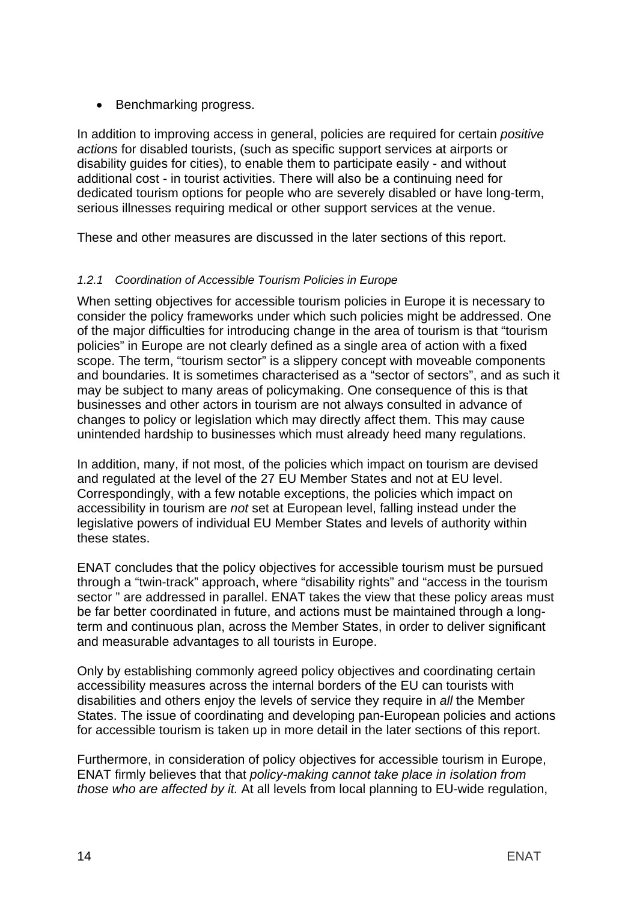- Benchmarking progress.

In addition to improving access in general, policies are required for certain *positive actions* for disabled tourists, (such as specific support services at airports or disability guides for cities), to enable them to participate easily - and without additional cost - in tourist activities. There will also be a continuing need for dedicated tourism options for people who are severely disabled or have long-term, serious illnesses requiring medical or other support services at the venue.

These and other measures are discussed in the later sections of this report.

#### *1.2.1 Coordination of Accessible Tourism Policies in Europe*

When setting objectives for accessible tourism policies in Europe it is necessary to consider the policy frameworks under which such policies might be addressed. One of the major difficulties for introducing change in the area of tourism is that "tourism policies" in Europe are not clearly defined as a single area of action with a fixed scope. The term, "tourism sector" is a slippery concept with moveable components and boundaries. It is sometimes characterised as a "sector of sectors", and as such it may be subject to many areas of policymaking. One consequence of this is that businesses and other actors in tourism are not always consulted in advance of changes to policy or legislation which may directly affect them. This may cause unintended hardship to businesses which must already heed many regulations.

In addition, many, if not most, of the policies which impact on tourism are devised and regulated at the level of the 27 EU Member States and not at EU level. Correspondingly, with a few notable exceptions, the policies which impact on accessibility in tourism are *not* set at European level, falling instead under the legislative powers of individual EU Member States and levels of authority within these states.

ENAT concludes that the policy objectives for accessible tourism must be pursued through a "twin-track" approach, where "disability rights" and "access in the tourism sector " are addressed in parallel. ENAT takes the view that these policy areas must be far better coordinated in future, and actions must be maintained through a long-term and continuous plan, across the Member States, in order to deliver significant and measurable advantages to all tourists in Europe.

Only by establishing commonly agreed policy objectives and coordinating certain accessibility measures across the internal borders of the EU can tourists with disabilities and others enjoy the levels of service they require in *all* the Member States. The issue of coordinating and developing pan-European policies and actions for accessible tourism is taken up in more detail in the later sections of this report.

Furthermore, in consideration of policy objectives for accessible tourism in Europe, ENAT firmly believes that that *policy-making cannot take place in isolation from those who are affected by it.* At all levels from local planning to EU-wide regulation,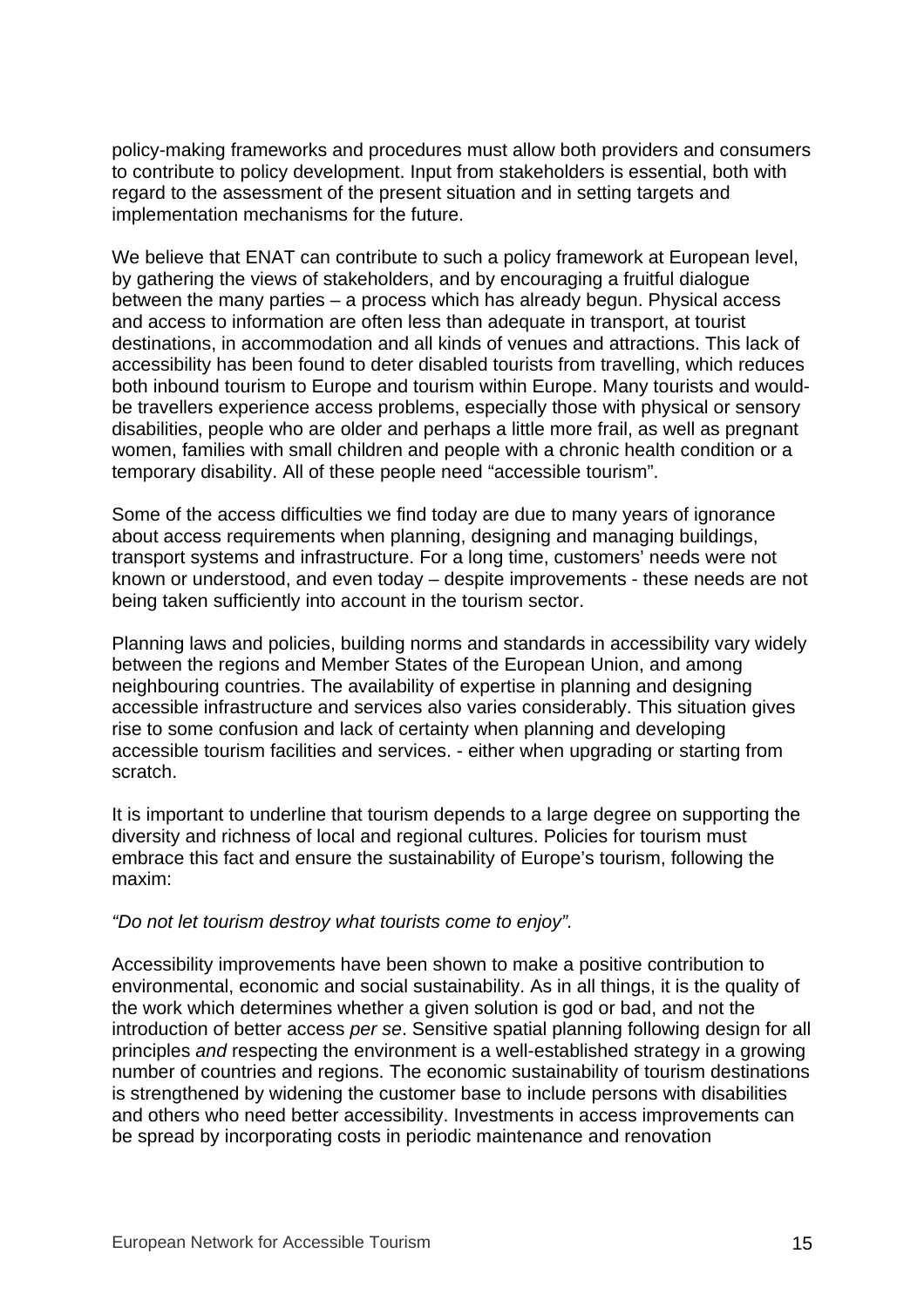policy-making frameworks and procedures must allow both providers and consumers to contribute to policy development. Input from stakeholders is essential, both with regard to the assessment of the present situation and in setting targets and implementation mechanisms for the future.

We believe that ENAT can contribute to such a policy framework at European level, by gathering the views of stakeholders, and by encouraging a fruitful dialogue between the many parties – a process which has already begun. Physical access and access to information are often less than adequate in transport, at tourist destinations, in accommodation and all kinds of venues and attractions. This lack of accessibility has been found to deter disabled tourists from travelling, which reduces both inbound tourism to Europe and tourism within Europe. Many tourists and would-be travellers experience access problems, especially those with physical or sensory disabilities, people who are older and perhaps a little more frail, as well as pregnant women, families with small children and people with a chronic health condition or a temporary disability. All of these people need "accessible tourism".

Some of the access difficulties we find today are due to many years of ignorance about access requirements when planning, designing and managing buildings, transport systems and infrastructure. For a long time, customers' needs were not known or understood, and even today – despite improvements - these needs are not being taken sufficiently into account in the tourism sector.

Planning laws and policies, building norms and standards in accessibility vary widely between the regions and Member States of the European Union, and among neighbouring countries. The availability of expertise in planning and designing accessible infrastructure and services also varies considerably. This situation gives rise to some confusion and lack of certainty when planning and developing accessible tourism facilities and services. - either when upgrading or starting from scratch.

It is important to underline that tourism depends to a large degree on supporting the diversity and richness of local and regional cultures. Policies for tourism must embrace this fact and ensure the sustainability of Europe's tourism, following the maxim:

*"Do not let tourism destroy what tourists come to enjoy".*

Accessibility improvements have been shown to make a positive contribution to environmental, economic and social sustainability. As in all things, it is the quality of the work which determines whether a given solution is god or bad, and not the introduction of better access *per se*. Sensitive spatial planning following design for all principles *and* respecting the environment is a well-established strategy in a growing number of countries and regions. The economic sustainability of tourism destinations is strengthened by widening the customer base to include persons with disabilities and others who need better accessibility. Investments in access improvements can be spread by incorporating costs in periodic maintenance and renovation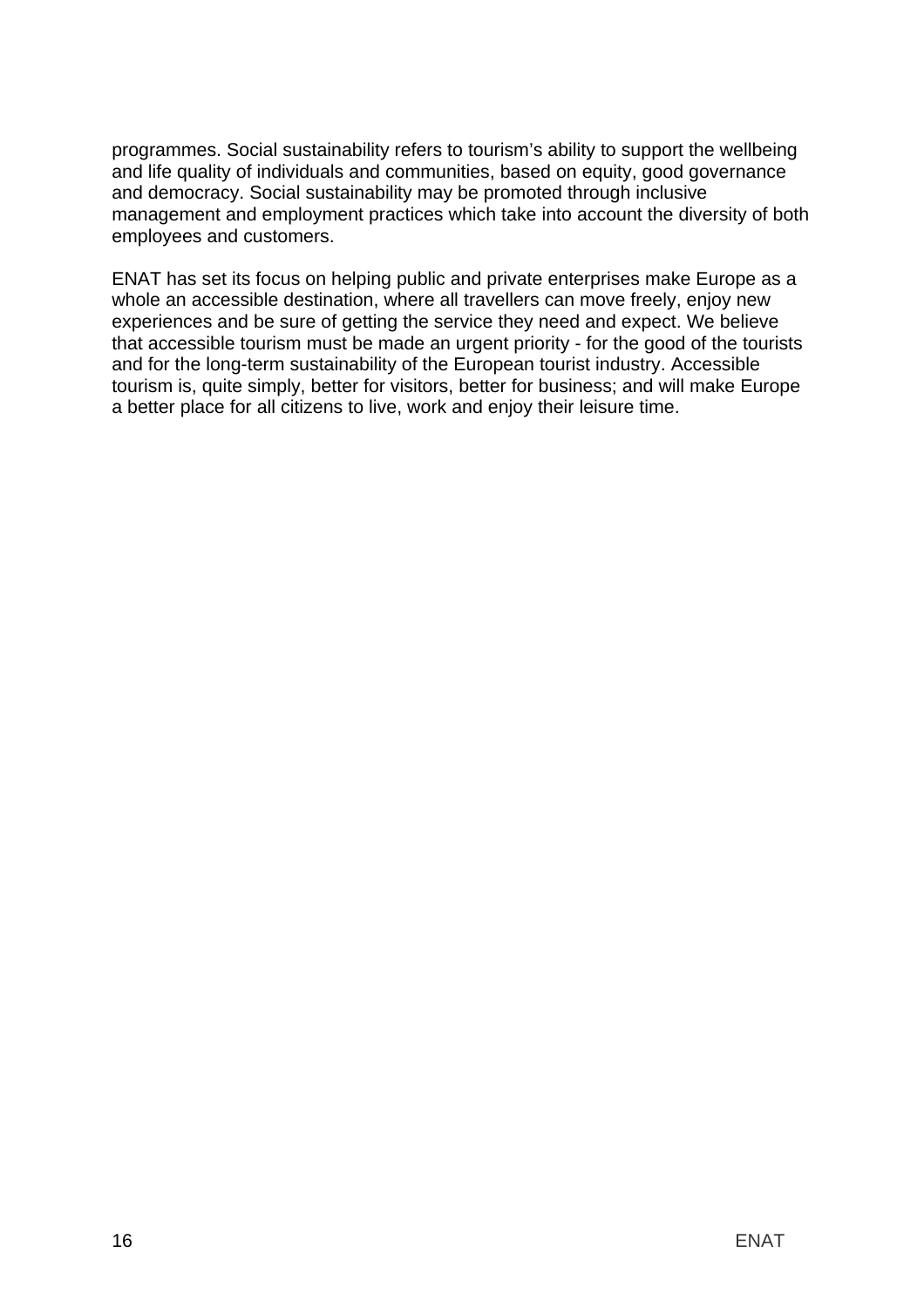programmes. Social sustainability refers to tourism's ability to support the wellbeing and life quality of individuals and communities, based on equity, good governance and democracy. Social sustainability may be promoted through inclusive management and employment practices which take into account the diversity of both employees and customers.

ENAT has set its focus on helping public and private enterprises make Europe as a whole an accessible destination, where all travellers can move freely, enjoy new experiences and be sure of getting the service they need and expect. We believe that accessible tourism must be made an urgent priority - for the good of the tourists and for the long-term sustainability of the European tourist industry. Accessible tourism is, quite simply, better for visitors, better for business; and will make Europe a better place for all citizens to live, work and enjoy their leisure time.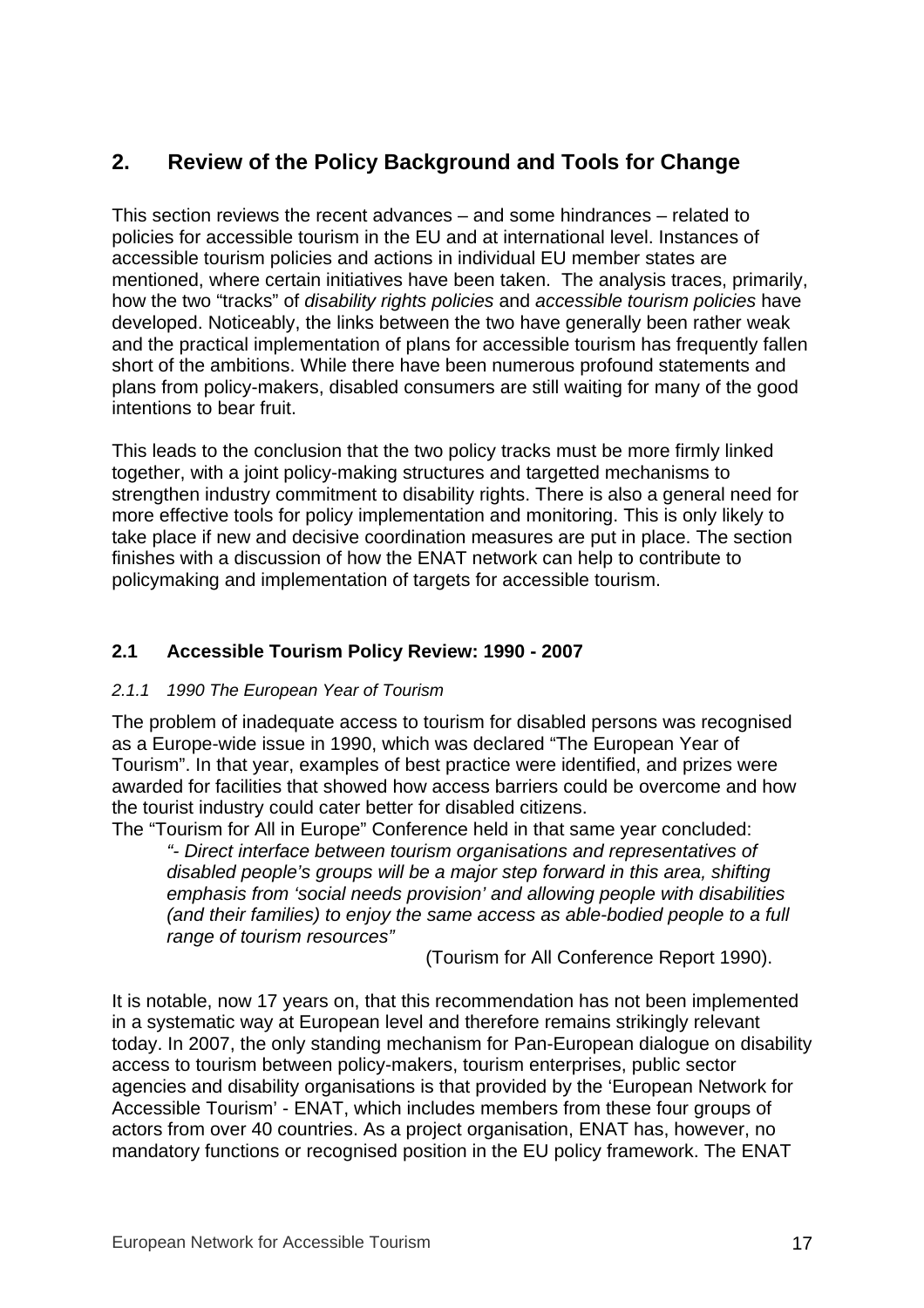## 2. Review of the Policy Background and Tools for Change

This section reviews the recent advances – and some hindrances – related to policies for accessible tourism in the EU and at international level. Instances of accessible tourism policies and actions in individual EU member states are mentioned, where certain initiatives have been taken. The analysis traces, primarily, how the two "tracks" of *disability rights policies* and *accessible tourism policies* have developed. Noticeably, the links between the two have generally been rather weak and the practical implementation of plans for accessible tourism has frequently fallen short of the ambitions. While there have been numerous profound statements and plans from policy-makers, disabled consumers are still waiting for many of the good intentions to bear fruit.

This leads to the conclusion that the two policy tracks must be more firmly linked together, with a joint policy-making structures and targetted mechanisms to strengthen industry commitment to disability rights. There is also a general need for more effective tools for policy implementation and monitoring. This is only likely to take place if new and decisive coordination measures are put in place. The section finishes with a discussion of how the ENAT network can help to contribute to policymaking and implementation of targets for accessible tourism.

### 2.1 Accessible Tourism Policy Review: 1990 - 2007

#### *2.1.1 1990 The European Year of Tourism*

The problem of inadequate access to tourism for disabled persons was recognised as a Europe-wide issue in 1990, which was declared "The European Year of Tourism". In that year, examples of best practice were identified, and prizes were awarded for facilities that showed how access barriers could be overcome and how the tourist industry could cater better for disabled citizens.

The "Tourism for All in Europe" Conference held in that same year concluded:

> *"- Direct interface between tourism organisations and representatives of disabled people's groups will be a major step forward in this area, shifting emphasis from 'social needs provision' and allowing people with disabilities (and their families) to enjoy the same access as able-bodied people to a full range of tourism resources"*
>
> (Tourism for All Conference Report 1990).

It is notable, now 17 years on, that this recommendation has not been implemented in a systematic way at European level and therefore remains strikingly relevant today. In 2007, the only standing mechanism for Pan-European dialogue on disability access to tourism between policy-makers, tourism enterprises, public sector agencies and disability organisations is that provided by the 'European Network for Accessible Tourism' - ENAT, which includes members from these four groups of actors from over 40 countries. As a project organisation, ENAT has, however, no mandatory functions or recognised position in the EU policy framework. The ENAT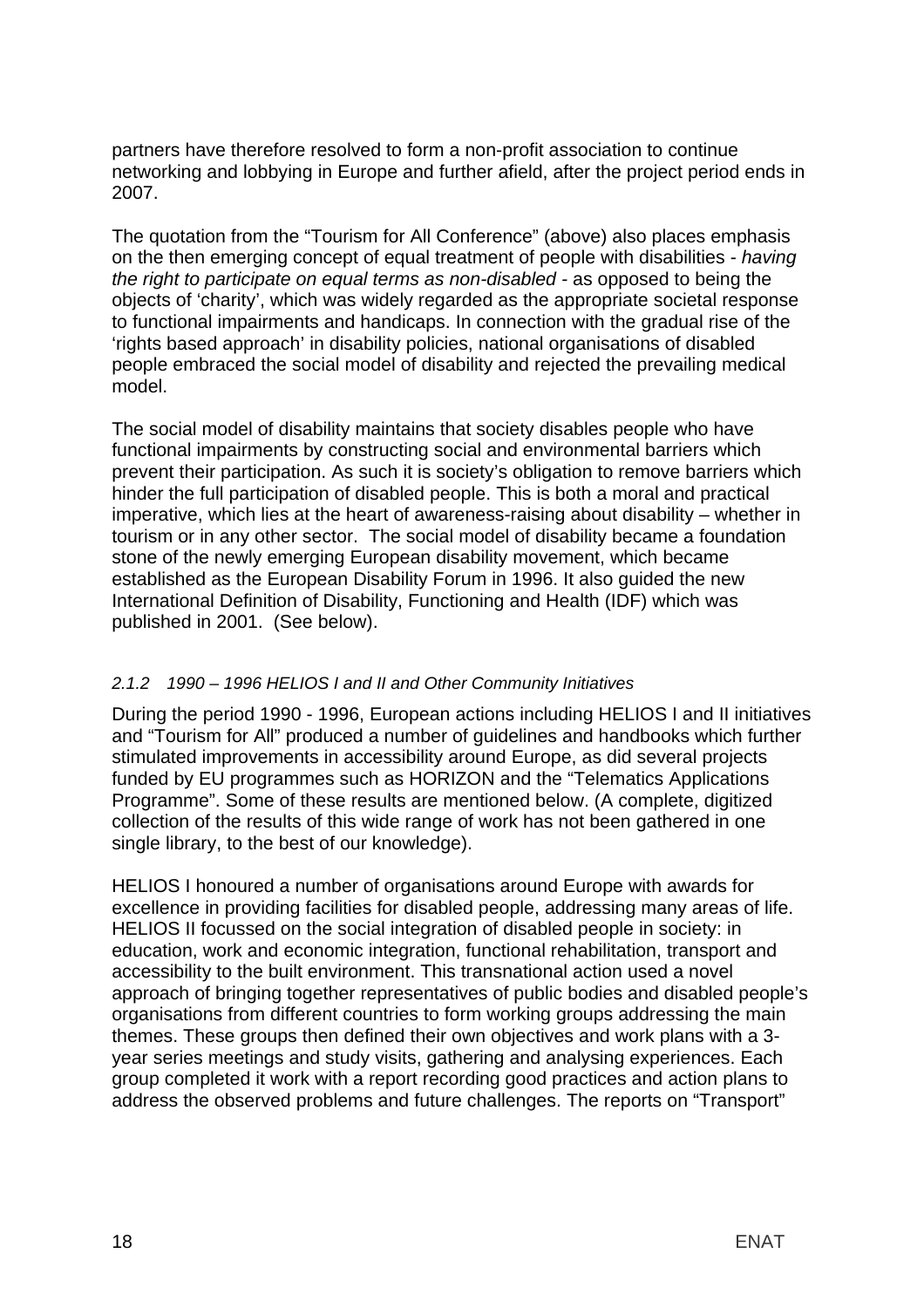partners have therefore resolved to form a non-profit association to continue networking and lobbying in Europe and further afield, after the project period ends in 2007.

The quotation from the "Tourism for All Conference" (above) also places emphasis on the then emerging concept of equal treatment of people with disabilities - *having the right to participate on equal terms as non-disabled* - as opposed to being the objects of 'charity', which was widely regarded as the appropriate societal response to functional impairments and handicaps. In connection with the gradual rise of the 'rights based approach' in disability policies, national organisations of disabled people embraced the social model of disability and rejected the prevailing medical model.

The social model of disability maintains that society disables people who have functional impairments by constructing social and environmental barriers which prevent their participation. As such it is society's obligation to remove barriers which hinder the full participation of disabled people. This is both a moral and practical imperative, which lies at the heart of awareness-raising about disability – whether in tourism or in any other sector. The social model of disability became a foundation stone of the newly emerging European disability movement, which became established as the European Disability Forum in 1996. It also guided the new International Definition of Disability, Functioning and Health (IDF) which was published in 2001. (See below).

#### *2.1.2 1990 – 1996 HELIOS I and II and Other Community Initiatives*

During the period 1990 - 1996, European actions including HELIOS I and II initiatives and "Tourism for All" produced a number of guidelines and handbooks which further stimulated improvements in accessibility around Europe, as did several projects funded by EU programmes such as HORIZON and the "Telematics Applications Programme". Some of these results are mentioned below. (A complete, digitized collection of the results of this wide range of work has not been gathered in one single library, to the best of our knowledge).

HELIOS I honoured a number of organisations around Europe with awards for excellence in providing facilities for disabled people, addressing many areas of life. HELIOS II focussed on the social integration of disabled people in society: in education, work and economic integration, functional rehabilitation, transport and accessibility to the built environment. This transnational action used a novel approach of bringing together representatives of public bodies and disabled people's organisations from different countries to form working groups addressing the main themes. These groups then defined their own objectives and work plans with a 3-year series meetings and study visits, gathering and analysing experiences. Each group completed it work with a report recording good practices and action plans to address the observed problems and future challenges. The reports on "Transport"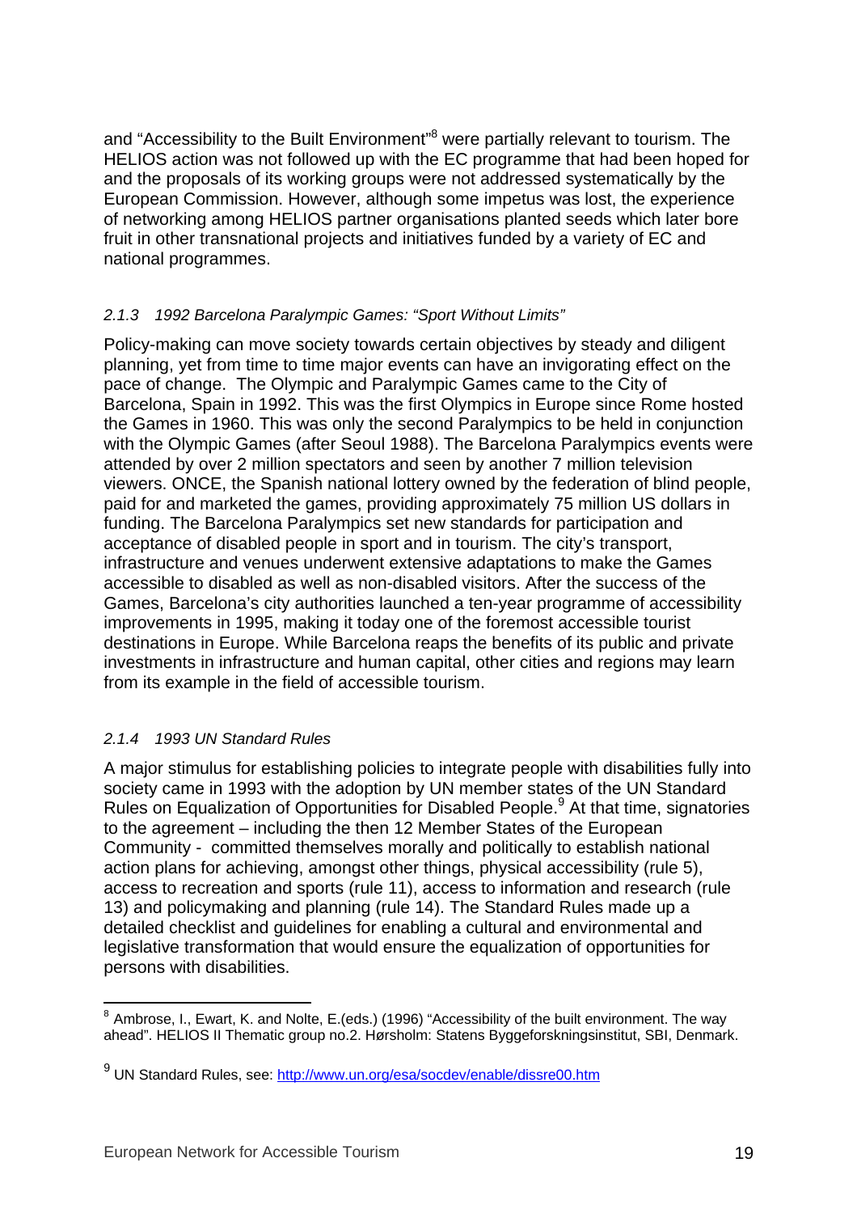and "Accessibility to the Built Environment"[8] were partially relevant to tourism. The HELIOS action was not followed up with the EC programme that had been hoped for and the proposals of its working groups were not addressed systematically by the European Commission. However, although some impetus was lost, the experience of networking among HELIOS partner organisations planted seeds which later bore fruit in other transnational projects and initiatives funded by a variety of EC and national programmes.

#### *2.1.3 1992 Barcelona Paralympic Games: "Sport Without Limits"*

Policy-making can move society towards certain objectives by steady and diligent planning, yet from time to time major events can have an invigorating effect on the pace of change. The Olympic and Paralympic Games came to the City of Barcelona, Spain in 1992. This was the first Olympics in Europe since Rome hosted the Games in 1960. This was only the second Paralympics to be held in conjunction with the Olympic Games (after Seoul 1988). The Barcelona Paralympics events were attended by over 2 million spectators and seen by another 7 million television viewers. ONCE, the Spanish national lottery owned by the federation of blind people, paid for and marketed the games, providing approximately 75 million US dollars in funding. The Barcelona Paralympics set new standards for participation and acceptance of disabled people in sport and in tourism. The city's transport, infrastructure and venues underwent extensive adaptations to make the Games accessible to disabled as well as non-disabled visitors. After the success of the Games, Barcelona's city authorities launched a ten-year programme of accessibility improvements in 1995, making it today one of the foremost accessible tourist destinations in Europe. While Barcelona reaps the benefits of its public and private investments in infrastructure and human capital, other cities and regions may learn from its example in the field of accessible tourism.

#### *2.1.4 1993 UN Standard Rules*

A major stimulus for establishing policies to integrate people with disabilities fully into society came in 1993 with the adoption by UN member states of the UN Standard Rules on Equalization of Opportunities for Disabled People.[9] At that time, signatories to the agreement – including the then 12 Member States of the European Community - committed themselves morally and politically to establish national action plans for achieving, amongst other things, physical accessibility (rule 5), access to recreation and sports (rule 11), access to information and research (rule 13) and policymaking and planning (rule 14). The Standard Rules made up a detailed checklist and guidelines for enabling a cultural and environmental and legislative transformation that would ensure the equalization of opportunities for persons with disabilities.

---

[8] Ambrose, I., Ewart, K. and Nolte, E.(eds.) (1996) "Accessibility of the built environment. The way ahead". HELIOS II Thematic group no.2. Hørsholm: Statens Byggeforskningsinstitut, SBI, Denmark.

[9] UN Standard Rules, see: http://www.un.org/esa/socdev/enable/dissre00.htm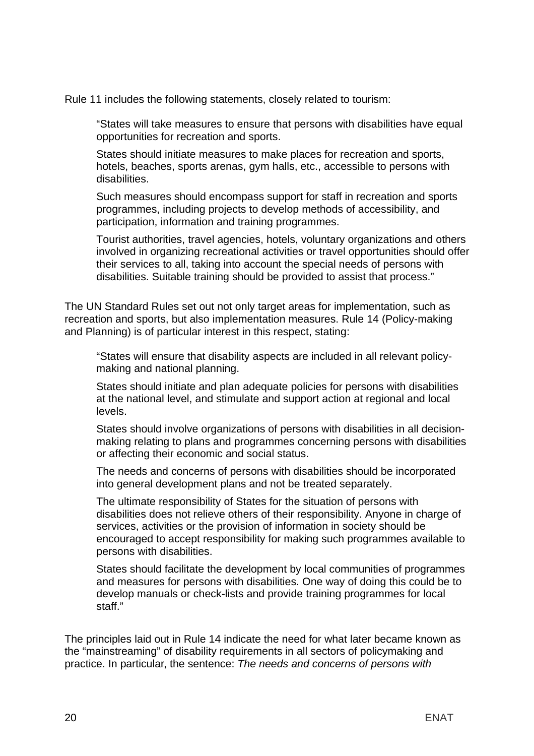Rule 11 includes the following statements, closely related to tourism:

> "States will take measures to ensure that persons with disabilities have equal opportunities for recreation and sports.
>
> States should initiate measures to make places for recreation and sports, hotels, beaches, sports arenas, gym halls, etc., accessible to persons with disabilities.
>
> Such measures should encompass support for staff in recreation and sports programmes, including projects to develop methods of accessibility, and participation, information and training programmes.
>
> Tourist authorities, travel agencies, hotels, voluntary organizations and others involved in organizing recreational activities or travel opportunities should offer their services to all, taking into account the special needs of persons with disabilities. Suitable training should be provided to assist that process."

The UN Standard Rules set out not only target areas for implementation, such as recreation and sports, but also implementation measures. Rule 14 (Policy-making and Planning) is of particular interest in this respect, stating:

> "States will ensure that disability aspects are included in all relevant policy-making and national planning.
>
> States should initiate and plan adequate policies for persons with disabilities at the national level, and stimulate and support action at regional and local levels.
>
> States should involve organizations of persons with disabilities in all decision-making relating to plans and programmes concerning persons with disabilities or affecting their economic and social status.
>
> The needs and concerns of persons with disabilities should be incorporated into general development plans and not be treated separately.
>
> The ultimate responsibility of States for the situation of persons with disabilities does not relieve others of their responsibility. Anyone in charge of services, activities or the provision of information in society should be encouraged to accept responsibility for making such programmes available to persons with disabilities.
>
> States should facilitate the development by local communities of programmes and measures for persons with disabilities. One way of doing this could be to develop manuals or check-lists and provide training programmes for local staff."

The principles laid out in Rule 14 indicate the need for what later became known as the "mainstreaming" of disability requirements in all sectors of policymaking and practice. In particular, the sentence: *The needs and concerns of persons with*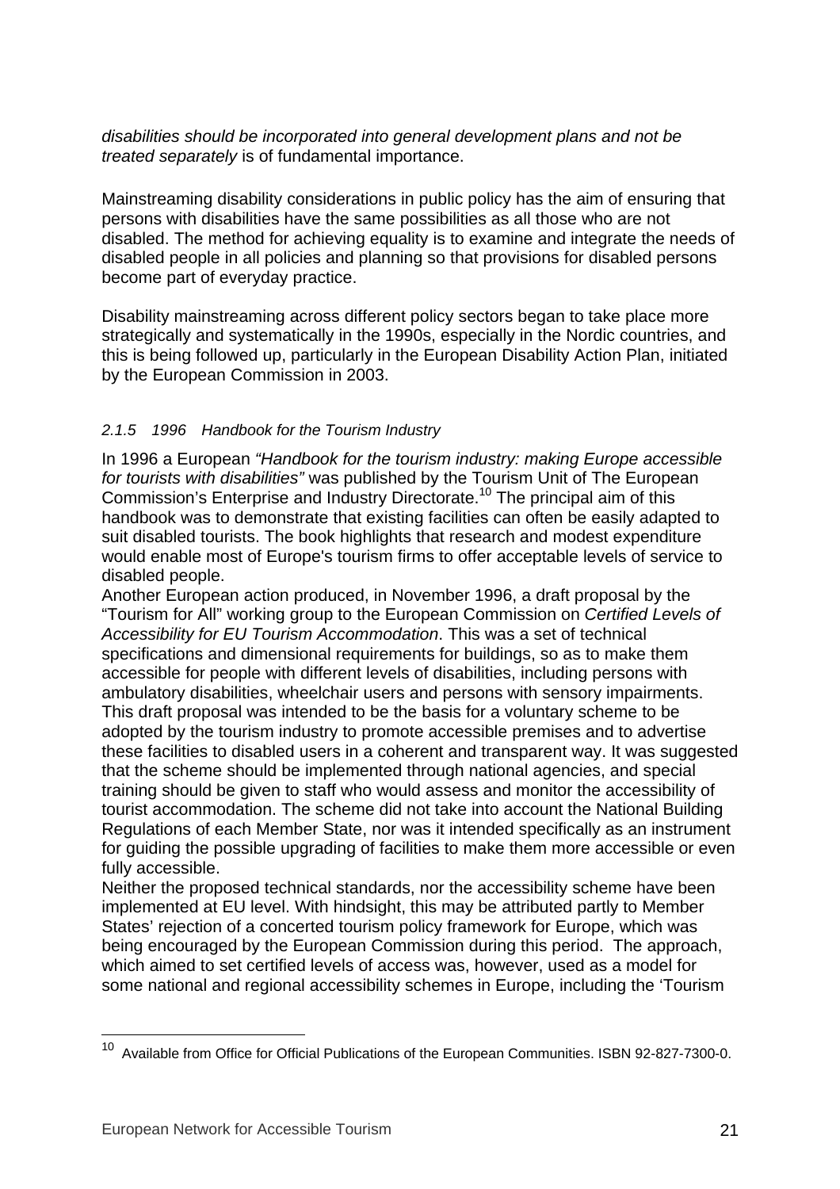*disabilities should be incorporated into general development plans and not be treated separately* is of fundamental importance.

Mainstreaming disability considerations in public policy has the aim of ensuring that persons with disabilities have the same possibilities as all those who are not disabled. The method for achieving equality is to examine and integrate the needs of disabled people in all policies and planning so that provisions for disabled persons become part of everyday practice.

Disability mainstreaming across different policy sectors began to take place more strategically and systematically in the 1990s, especially in the Nordic countries, and this is being followed up, particularly in the European Disability Action Plan, initiated by the European Commission in 2003.

#### *2.1.5 1996 Handbook for the Tourism Industry*

In 1996 a European *"Handbook for the tourism industry: making Europe accessible for tourists with disabilities"* was published by the Tourism Unit of The European Commission's Enterprise and Industry Directorate.[10] The principal aim of this handbook was to demonstrate that existing facilities can often be easily adapted to suit disabled tourists. The book highlights that research and modest expenditure would enable most of Europe's tourism firms to offer acceptable levels of service to disabled people.

Another European action produced, in November 1996, a draft proposal by the "Tourism for All" working group to the European Commission on *Certified Levels of Accessibility for EU Tourism Accommodation*. This was a set of technical specifications and dimensional requirements for buildings, so as to make them accessible for people with different levels of disabilities, including persons with ambulatory disabilities, wheelchair users and persons with sensory impairments. This draft proposal was intended to be the basis for a voluntary scheme to be adopted by the tourism industry to promote accessible premises and to advertise these facilities to disabled users in a coherent and transparent way. It was suggested that the scheme should be implemented through national agencies, and special training should be given to staff who would assess and monitor the accessibility of tourist accommodation. The scheme did not take into account the National Building Regulations of each Member State, nor was it intended specifically as an instrument for guiding the possible upgrading of facilities to make them more accessible or even fully accessible.

Neither the proposed technical standards, nor the accessibility scheme have been implemented at EU level. With hindsight, this may be attributed partly to Member States' rejection of a concerted tourism policy framework for Europe, which was being encouraged by the European Commission during this period. The approach, which aimed to set certified levels of access was, however, used as a model for some national and regional accessibility schemes in Europe, including the 'Tourism

---

[10] Available from Office for Official Publications of the European Communities. ISBN 92-827-7300-0.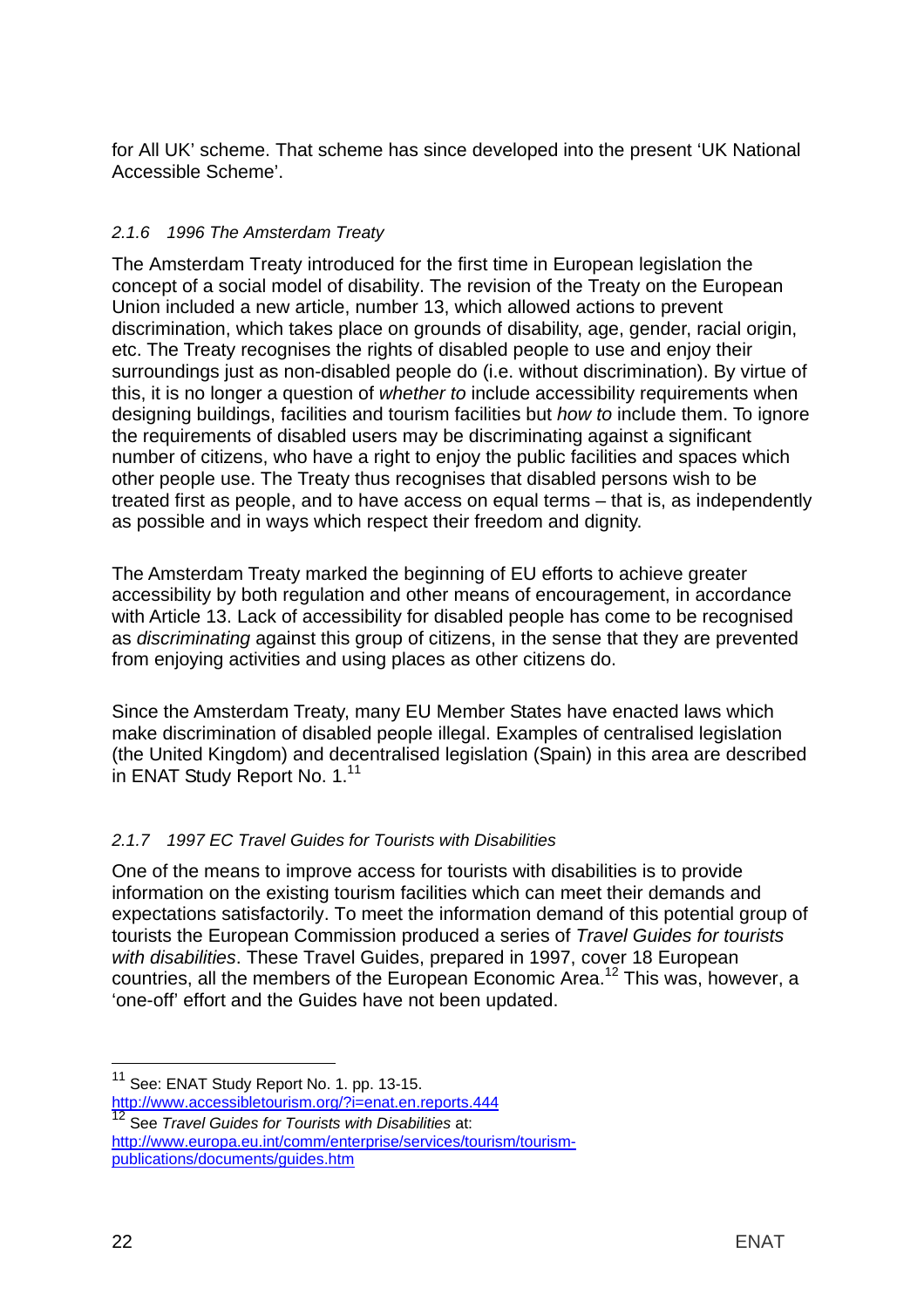for All UK' scheme. That scheme has since developed into the present 'UK National Accessible Scheme'.

### *2.1.6 1996 The Amsterdam Treaty*

The Amsterdam Treaty introduced for the first time in European legislation the concept of a social model of disability. The revision of the Treaty on the European Union included a new article, number 13, which allowed actions to prevent discrimination, which takes place on grounds of disability, age, gender, racial origin, etc. The Treaty recognises the rights of disabled people to use and enjoy their surroundings just as non-disabled people do (i.e. without discrimination). By virtue of this, it is no longer a question of *whether to* include accessibility requirements when designing buildings, facilities and tourism facilities but *how to* include them. To ignore the requirements of disabled users may be discriminating against a significant number of citizens, who have a right to enjoy the public facilities and spaces which other people use. The Treaty thus recognises that disabled persons wish to be treated first as people, and to have access on equal terms – that is, as independently as possible and in ways which respect their freedom and dignity.

The Amsterdam Treaty marked the beginning of EU efforts to achieve greater accessibility by both regulation and other means of encouragement, in accordance with Article 13. Lack of accessibility for disabled people has come to be recognised as *discriminating* against this group of citizens, in the sense that they are prevented from enjoying activities and using places as other citizens do.

Since the Amsterdam Treaty, many EU Member States have enacted laws which make discrimination of disabled people illegal. Examples of centralised legislation (the United Kingdom) and decentralised legislation (Spain) in this area are described in ENAT Study Report No. 1.[11]

### *2.1.7 1997 EC Travel Guides for Tourists with Disabilities*

One of the means to improve access for tourists with disabilities is to provide information on the existing tourism facilities which can meet their demands and expectations satisfactorily. To meet the information demand of this potential group of tourists the European Commission produced a series of *Travel Guides for tourists with disabilities*. These Travel Guides, prepared in 1997, cover 18 European countries, all the members of the European Economic Area.[12] This was, however, a 'one-off' effort and the Guides have not been updated.

---

[11] See: ENAT Study Report No. 1. pp. 13-15. http://www.accessibletourism.org/?i=enat.en.reports.444

[12] See *Travel Guides for Tourists with Disabilities* at: http://www.europa.eu.int/comm/enterprise/services/tourism/tourism-publications/documents/guides.htm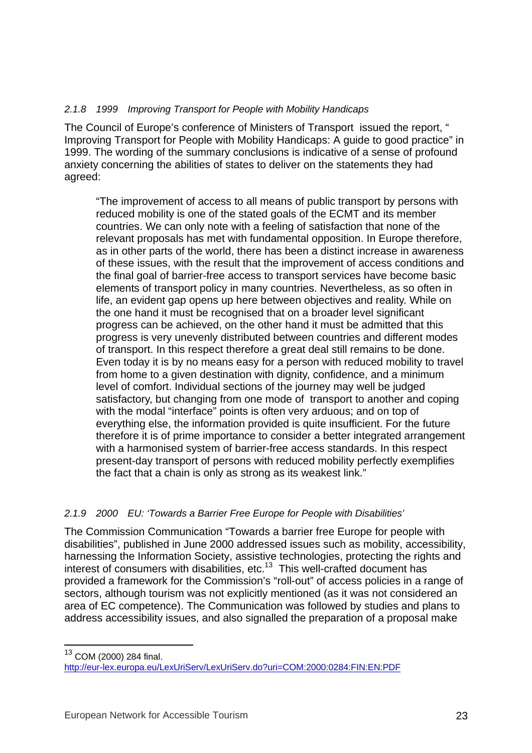#### *2.1.8 1999 Improving Transport for People with Mobility Handicaps*

The Council of Europe's conference of Ministers of Transport issued the report, " Improving Transport for People with Mobility Handicaps: A guide to good practice" in 1999. The wording of the summary conclusions is indicative of a sense of profound anxiety concerning the abilities of states to deliver on the statements they had agreed:

> "The improvement of access to all means of public transport by persons with reduced mobility is one of the stated goals of the ECMT and its member countries. We can only note with a feeling of satisfaction that none of the relevant proposals has met with fundamental opposition. In Europe therefore, as in other parts of the world, there has been a distinct increase in awareness of these issues, with the result that the improvement of access conditions and the final goal of barrier-free access to transport services have become basic elements of transport policy in many countries. Nevertheless, as so often in life, an evident gap opens up here between objectives and reality. While on the one hand it must be recognised that on a broader level significant progress can be achieved, on the other hand it must be admitted that this progress is very unevenly distributed between countries and different modes of transport. In this respect therefore a great deal still remains to be done. Even today it is by no means easy for a person with reduced mobility to travel from home to a given destination with dignity, confidence, and a minimum level of comfort. Individual sections of the journey may well be judged satisfactory, but changing from one mode of transport to another and coping with the modal "interface" points is often very arduous; and on top of everything else, the information provided is quite insufficient. For the future therefore it is of prime importance to consider a better integrated arrangement with a harmonised system of barrier-free access standards. In this respect present-day transport of persons with reduced mobility perfectly exemplifies the fact that a chain is only as strong as its weakest link."

#### *2.1.9 2000 EU: 'Towards a Barrier Free Europe for People with Disabilities'*

The Commission Communication "Towards a barrier free Europe for people with disabilities", published in June 2000 addressed issues such as mobility, accessibility, harnessing the Information Society, assistive technologies, protecting the rights and interest of consumers with disabilities, etc.[13] This well-crafted document has provided a framework for the Commission's "roll-out" of access policies in a range of sectors, although tourism was not explicitly mentioned (as it was not considered an area of EC competence). The Communication was followed by studies and plans to address accessibility issues, and also signalled the preparation of a proposal make

---

[13] COM (2000) 284 final. http://eur-lex.europa.eu/LexUriServ/LexUriServ.do?uri=COM:2000:0284:FIN:EN:PDF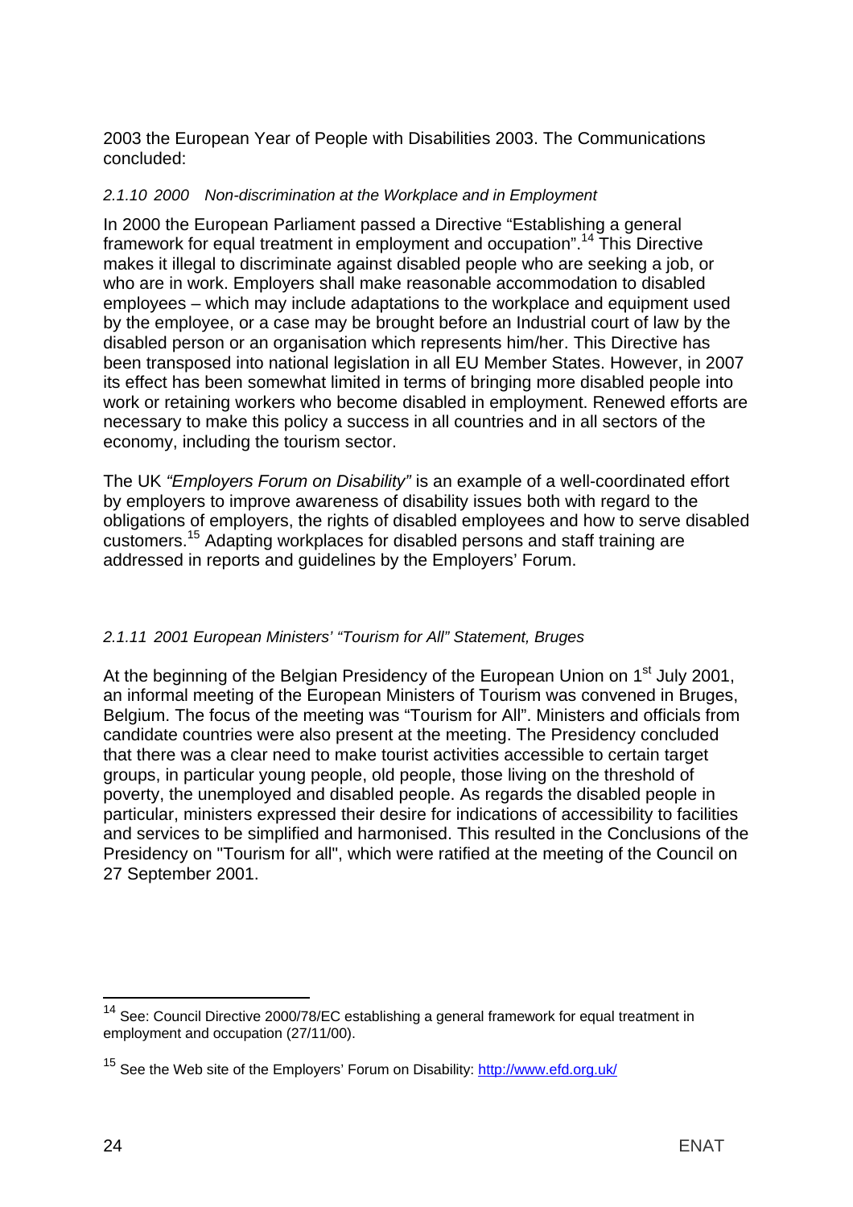2003 the European Year of People with Disabilities 2003. The Communications concluded:

#### *2.1.10 2000 Non-discrimination at the Workplace and in Employment*

In 2000 the European Parliament passed a Directive “Establishing a general framework for equal treatment in employment and occupation”.[14] This Directive makes it illegal to discriminate against disabled people who are seeking a job, or who are in work. Employers shall make reasonable accommodation to disabled employees – which may include adaptations to the workplace and equipment used by the employee, or a case may be brought before an Industrial court of law by the disabled person or an organisation which represents him/her. This Directive has been transposed into national legislation in all EU Member States. However, in 2007 its effect has been somewhat limited in terms of bringing more disabled people into work or retaining workers who become disabled in employment. Renewed efforts are necessary to make this policy a success in all countries and in all sectors of the economy, including the tourism sector.

The UK *“Employers Forum on Disability”* is an example of a well-coordinated effort by employers to improve awareness of disability issues both with regard to the obligations of employers, the rights of disabled employees and how to serve disabled customers.[15] Adapting workplaces for disabled persons and staff training are addressed in reports and guidelines by the Employers’ Forum.

#### *2.1.11 2001 European Ministers’ “Tourism for All” Statement, Bruges*

At the beginning of the Belgian Presidency of the European Union on 1st July 2001, an informal meeting of the European Ministers of Tourism was convened in Bruges, Belgium. The focus of the meeting was “Tourism for All”. Ministers and officials from candidate countries were also present at the meeting. The Presidency concluded that there was a clear need to make tourist activities accessible to certain target groups, in particular young people, old people, those living on the threshold of poverty, the unemployed and disabled people. As regards the disabled people in particular, ministers expressed their desire for indications of accessibility to facilities and services to be simplified and harmonised. This resulted in the Conclusions of the Presidency on "Tourism for all", which were ratified at the meeting of the Council on 27 September 2001.

---

[14] See: Council Directive 2000/78/EC establishing a general framework for equal treatment in employment and occupation (27/11/00).

[15] See the Web site of the Employers’ Forum on Disability: http://www.efd.org.uk/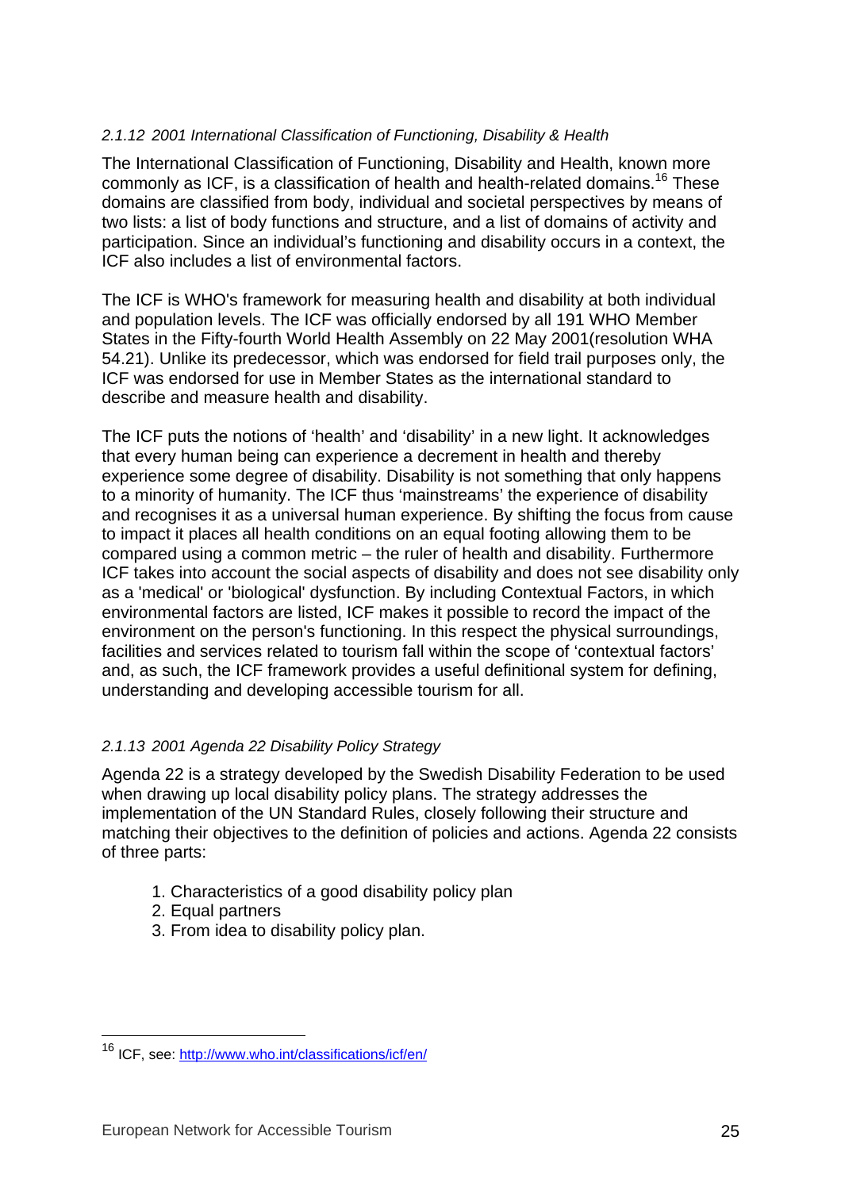#### *2.1.12 2001 International Classification of Functioning, Disability & Health*

The International Classification of Functioning, Disability and Health, known more commonly as ICF, is a classification of health and health-related domains.[16] These domains are classified from body, individual and societal perspectives by means of two lists: a list of body functions and structure, and a list of domains of activity and participation. Since an individual's functioning and disability occurs in a context, the ICF also includes a list of environmental factors.

The ICF is WHO's framework for measuring health and disability at both individual and population levels. The ICF was officially endorsed by all 191 WHO Member States in the Fifty-fourth World Health Assembly on 22 May 2001(resolution WHA 54.21). Unlike its predecessor, which was endorsed for field trail purposes only, the ICF was endorsed for use in Member States as the international standard to describe and measure health and disability.

The ICF puts the notions of 'health' and 'disability' in a new light. It acknowledges that every human being can experience a decrement in health and thereby experience some degree of disability. Disability is not something that only happens to a minority of humanity. The ICF thus 'mainstreams' the experience of disability and recognises it as a universal human experience. By shifting the focus from cause to impact it places all health conditions on an equal footing allowing them to be compared using a common metric – the ruler of health and disability. Furthermore ICF takes into account the social aspects of disability and does not see disability only as a 'medical' or 'biological' dysfunction. By including Contextual Factors, in which environmental factors are listed, ICF makes it possible to record the impact of the environment on the person's functioning. In this respect the physical surroundings, facilities and services related to tourism fall within the scope of 'contextual factors' and, as such, the ICF framework provides a useful definitional system for defining, understanding and developing accessible tourism for all.

#### *2.1.13 2001 Agenda 22 Disability Policy Strategy*

Agenda 22 is a strategy developed by the Swedish Disability Federation to be used when drawing up local disability policy plans. The strategy addresses the implementation of the UN Standard Rules, closely following their structure and matching their objectives to the definition of policies and actions. Agenda 22 consists of three parts:

1. Characteristics of a good disability policy plan
2. Equal partners
3. From idea to disability policy plan.

---

[16] ICF, see: http://www.who.int/classifications/icf/en/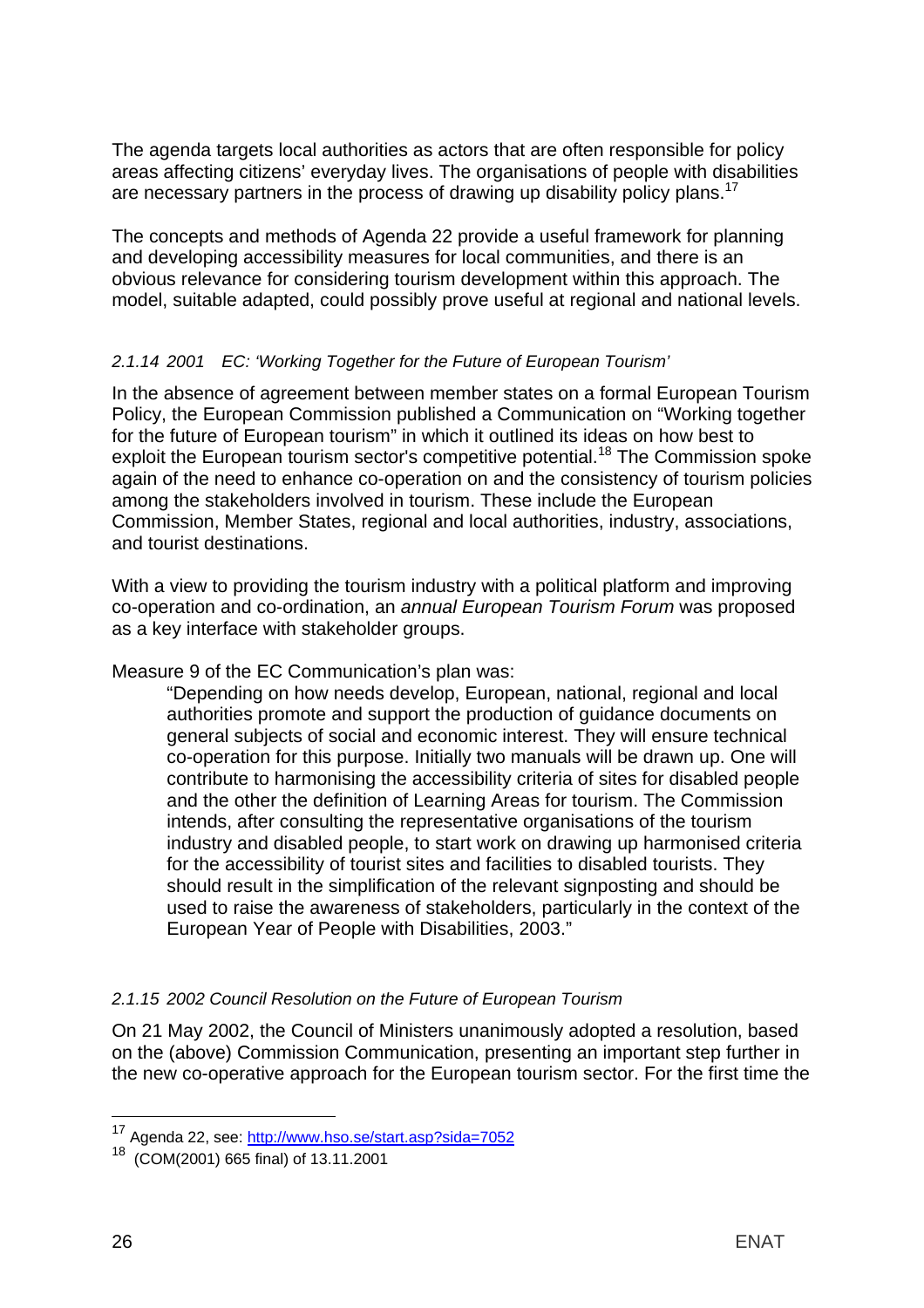The agenda targets local authorities as actors that are often responsible for policy areas affecting citizens' everyday lives. The organisations of people with disabilities are necessary partners in the process of drawing up disability policy plans.[17]

The concepts and methods of Agenda 22 provide a useful framework for planning and developing accessibility measures for local communities, and there is an obvious relevance for considering tourism development within this approach. The model, suitable adapted, could possibly prove useful at regional and national levels.

#### *2.1.14 2001 EC: 'Working Together for the Future of European Tourism'*

In the absence of agreement between member states on a formal European Tourism Policy, the European Commission published a Communication on "Working together for the future of European tourism" in which it outlined its ideas on how best to exploit the European tourism sector's competitive potential.[18] The Commission spoke again of the need to enhance co-operation on and the consistency of tourism policies among the stakeholders involved in tourism. These include the European Commission, Member States, regional and local authorities, industry, associations, and tourist destinations.

With a view to providing the tourism industry with a political platform and improving co-operation and co-ordination, an *annual European Tourism Forum* was proposed as a key interface with stakeholder groups.

Measure 9 of the EC Communication's plan was:

> "Depending on how needs develop, European, national, regional and local authorities promote and support the production of guidance documents on general subjects of social and economic interest. They will ensure technical co-operation for this purpose. Initially two manuals will be drawn up. One will contribute to harmonising the accessibility criteria of sites for disabled people and the other the definition of Learning Areas for tourism. The Commission intends, after consulting the representative organisations of the tourism industry and disabled people, to start work on drawing up harmonised criteria for the accessibility of tourist sites and facilities to disabled tourists. They should result in the simplification of the relevant signposting and should be used to raise the awareness of stakeholders, particularly in the context of the European Year of People with Disabilities, 2003."

#### *2.1.15 2002 Council Resolution on the Future of European Tourism*

On 21 May 2002, the Council of Ministers unanimously adopted a resolution, based on the (above) Commission Communication, presenting an important step further in the new co-operative approach for the European tourism sector. For the first time the

---

[17] Agenda 22, see: http://www.hso.se/start.asp?sida=7052

[18] (COM(2001) 665 final) of 13.11.2001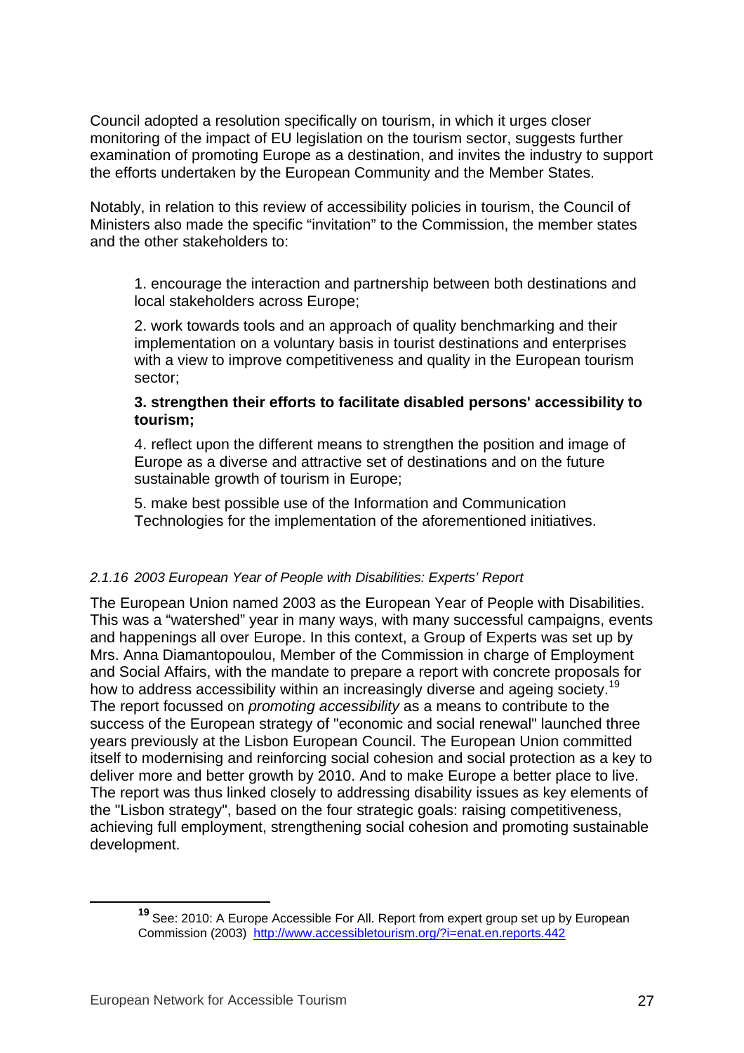Council adopted a resolution specifically on tourism, in which it urges closer monitoring of the impact of EU legislation on the tourism sector, suggests further examination of promoting Europe as a destination, and invites the industry to support the efforts undertaken by the European Community and the Member States.

Notably, in relation to this review of accessibility policies in tourism, the Council of Ministers also made the specific "invitation" to the Commission, the member states and the other stakeholders to:

> 1. encourage the interaction and partnership between both destinations and local stakeholders across Europe;
>
> 2. work towards tools and an approach of quality benchmarking and their implementation on a voluntary basis in tourist destinations and enterprises with a view to improve competitiveness and quality in the European tourism sector;
>
> **3. strengthen their efforts to facilitate disabled persons' accessibility to tourism;**
>
> 4. reflect upon the different means to strengthen the position and image of Europe as a diverse and attractive set of destinations and on the future sustainable growth of tourism in Europe;
>
> 5. make best possible use of the Information and Communication Technologies for the implementation of the aforementioned initiatives.

#### *2.1.16 2003 European Year of People with Disabilities: Experts' Report*

The European Union named 2003 as the European Year of People with Disabilities. This was a "watershed" year in many ways, with many successful campaigns, events and happenings all over Europe. In this context, a Group of Experts was set up by Mrs. Anna Diamantopoulou, Member of the Commission in charge of Employment and Social Affairs, with the mandate to prepare a report with concrete proposals for how to address accessibility within an increasingly diverse and ageing society.[19] The report focussed on *promoting accessibility* as a means to contribute to the success of the European strategy of "economic and social renewal" launched three years previously at the Lisbon European Council. The European Union committed itself to modernising and reinforcing social cohesion and social protection as a key to deliver more and better growth by 2010. And to make Europe a better place to live. The report was thus linked closely to addressing disability issues as key elements of the "Lisbon strategy", based on the four strategic goals: raising competitiveness, achieving full employment, strengthening social cohesion and promoting sustainable development.

[19] See: 2010: A Europe Accessible For All. Report from expert group set up by European Commission (2003) http://www.accessibletourism.org/?i=enat.en.reports.442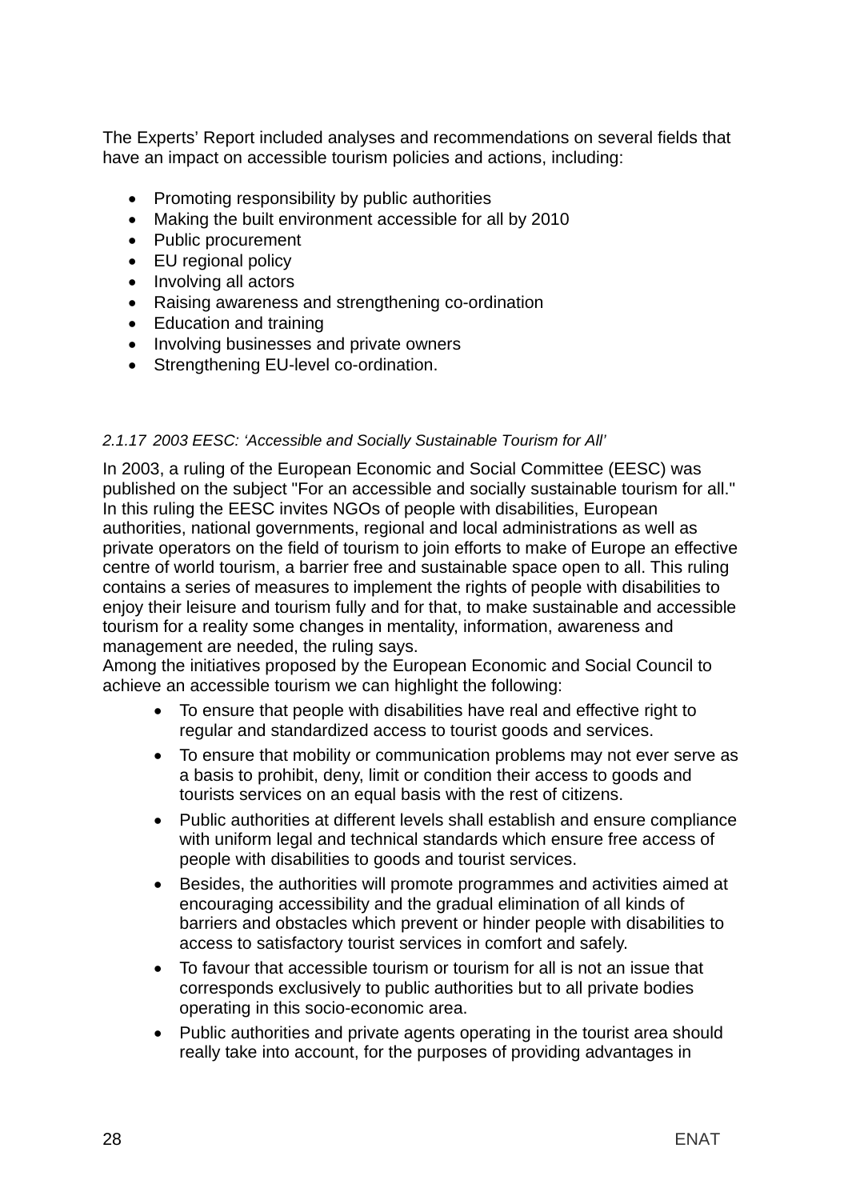The Experts' Report included analyses and recommendations on several fields that have an impact on accessible tourism policies and actions, including:

- Promoting responsibility by public authorities
- Making the built environment accessible for all by 2010
- Public procurement
- EU regional policy
- Involving all actors
- Raising awareness and strengthening co-ordination
- Education and training
- Involving businesses and private owners
- Strengthening EU-level co-ordination.

#### *2.1.17 2003 EESC: 'Accessible and Socially Sustainable Tourism for All'*

In 2003, a ruling of the European Economic and Social Committee (EESC) was published on the subject "For an accessible and socially sustainable tourism for all." In this ruling the EESC invites NGOs of people with disabilities, European authorities, national governments, regional and local administrations as well as private operators on the field of tourism to join efforts to make of Europe an effective centre of world tourism, a barrier free and sustainable space open to all. This ruling contains a series of measures to implement the rights of people with disabilities to enjoy their leisure and tourism fully and for that, to make sustainable and accessible tourism for a reality some changes in mentality, information, awareness and management are needed, the ruling says.
Among the initiatives proposed by the European Economic and Social Council to achieve an accessible tourism we can highlight the following:

- To ensure that people with disabilities have real and effective right to regular and standardized access to tourist goods and services.
- To ensure that mobility or communication problems may not ever serve as a basis to prohibit, deny, limit or condition their access to goods and tourists services on an equal basis with the rest of citizens.
- Public authorities at different levels shall establish and ensure compliance with uniform legal and technical standards which ensure free access of people with disabilities to goods and tourist services.
- Besides, the authorities will promote programmes and activities aimed at encouraging accessibility and the gradual elimination of all kinds of barriers and obstacles which prevent or hinder people with disabilities to access to satisfactory tourist services in comfort and safely.
- To favour that accessible tourism or tourism for all is not an issue that corresponds exclusively to public authorities but to all private bodies operating in this socio-economic area.
- Public authorities and private agents operating in the tourist area should really take into account, for the purposes of providing advantages in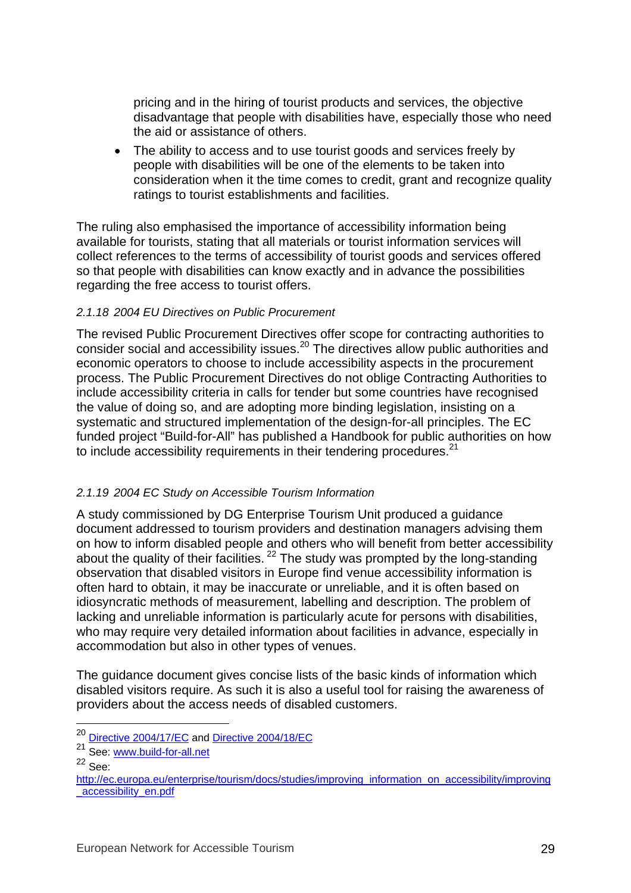pricing and in the hiring of tourist products and services, the objective disadvantage that people with disabilities have, especially those who need the aid or assistance of others.

- The ability to access and to use tourist goods and services freely by people with disabilities will be one of the elements to be taken into consideration when it the time comes to credit, grant and recognize quality ratings to tourist establishments and facilities.

The ruling also emphasised the importance of accessibility information being available for tourists, stating that all materials or tourist information services will collect references to the terms of accessibility of tourist goods and services offered so that people with disabilities can know exactly and in advance the possibilities regarding the free access to tourist offers.

#### *2.1.18 2004 EU Directives on Public Procurement*

The revised Public Procurement Directives offer scope for contracting authorities to consider social and accessibility issues.[20] The directives allow public authorities and economic operators to choose to include accessibility aspects in the procurement process. The Public Procurement Directives do not oblige Contracting Authorities to include accessibility criteria in calls for tender but some countries have recognised the value of doing so, and are adopting more binding legislation, insisting on a systematic and structured implementation of the design-for-all principles. The EC funded project "Build-for-All" has published a Handbook for public authorities on how to include accessibility requirements in their tendering procedures.[21]

#### *2.1.19 2004 EC Study on Accessible Tourism Information*

A study commissioned by DG Enterprise Tourism Unit produced a guidance document addressed to tourism providers and destination managers advising them on how to inform disabled people and others who will benefit from better accessibility about the quality of their facilities. [22] The study was prompted by the long-standing observation that disabled visitors in Europe find venue accessibility information is often hard to obtain, it may be inaccurate or unreliable, and it is often based on idiosyncratic methods of measurement, labelling and description. The problem of lacking and unreliable information is particularly acute for persons with disabilities, who may require very detailed information about facilities in advance, especially in accommodation but also in other types of venues.

The guidance document gives concise lists of the basic kinds of information which disabled visitors require. As such it is also a useful tool for raising the awareness of providers about the access needs of disabled customers.

---

[20] Directive 2004/17/EC and Directive 2004/18/EC

[21] See: www.build-for-all.net

[22] See: http://ec.europa.eu/enterprise/tourism/docs/studies/improving_information_on_accessibility/improving_accessibility_en.pdf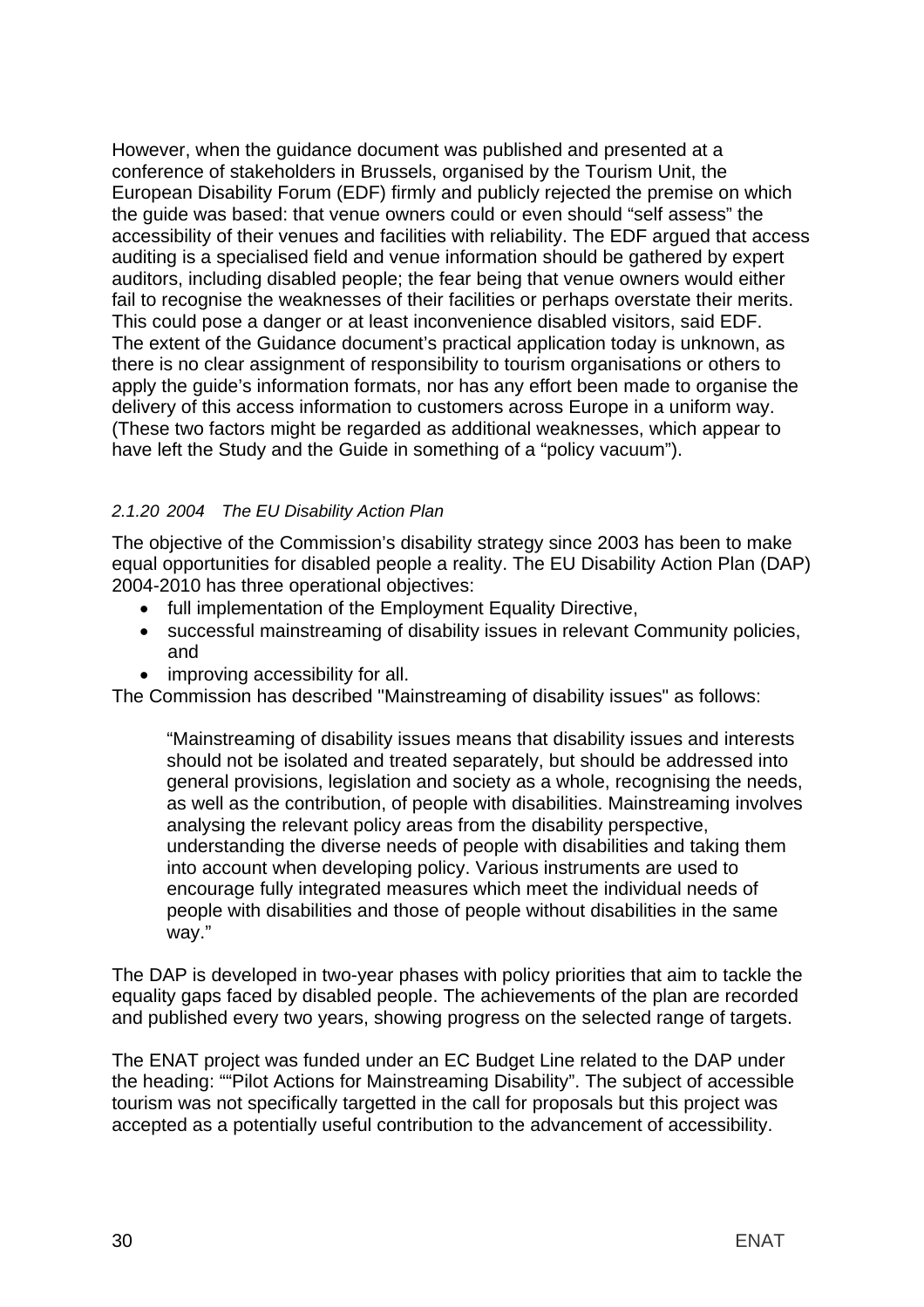However, when the guidance document was published and presented at a conference of stakeholders in Brussels, organised by the Tourism Unit, the European Disability Forum (EDF) firmly and publicly rejected the premise on which the guide was based: that venue owners could or even should "self assess" the accessibility of their venues and facilities with reliability. The EDF argued that access auditing is a specialised field and venue information should be gathered by expert auditors, including disabled people; the fear being that venue owners would either fail to recognise the weaknesses of their facilities or perhaps overstate their merits. This could pose a danger or at least inconvenience disabled visitors, said EDF. The extent of the Guidance document's practical application today is unknown, as there is no clear assignment of responsibility to tourism organisations or others to apply the guide's information formats, nor has any effort been made to organise the delivery of this access information to customers across Europe in a uniform way. (These two factors might be regarded as additional weaknesses, which appear to have left the Study and the Guide in something of a "policy vacuum").

### *2.1.20 2004 The EU Disability Action Plan*

The objective of the Commission's disability strategy since 2003 has been to make equal opportunities for disabled people a reality. The EU Disability Action Plan (DAP) 2004-2010 has three operational objectives:

- full implementation of the Employment Equality Directive,
- successful mainstreaming of disability issues in relevant Community policies, and
- improving accessibility for all.

The Commission has described "Mainstreaming of disability issues" as follows:

> "Mainstreaming of disability issues means that disability issues and interests should not be isolated and treated separately, but should be addressed into general provisions, legislation and society as a whole, recognising the needs, as well as the contribution, of people with disabilities. Mainstreaming involves analysing the relevant policy areas from the disability perspective, understanding the diverse needs of people with disabilities and taking them into account when developing policy. Various instruments are used to encourage fully integrated measures which meet the individual needs of people with disabilities and those of people without disabilities in the same way."

The DAP is developed in two-year phases with policy priorities that aim to tackle the equality gaps faced by disabled people. The achievements of the plan are recorded and published every two years, showing progress on the selected range of targets.

The ENAT project was funded under an EC Budget Line related to the DAP under the heading: ""Pilot Actions for Mainstreaming Disability". The subject of accessible tourism was not specifically targetted in the call for proposals but this project was accepted as a potentially useful contribution to the advancement of accessibility.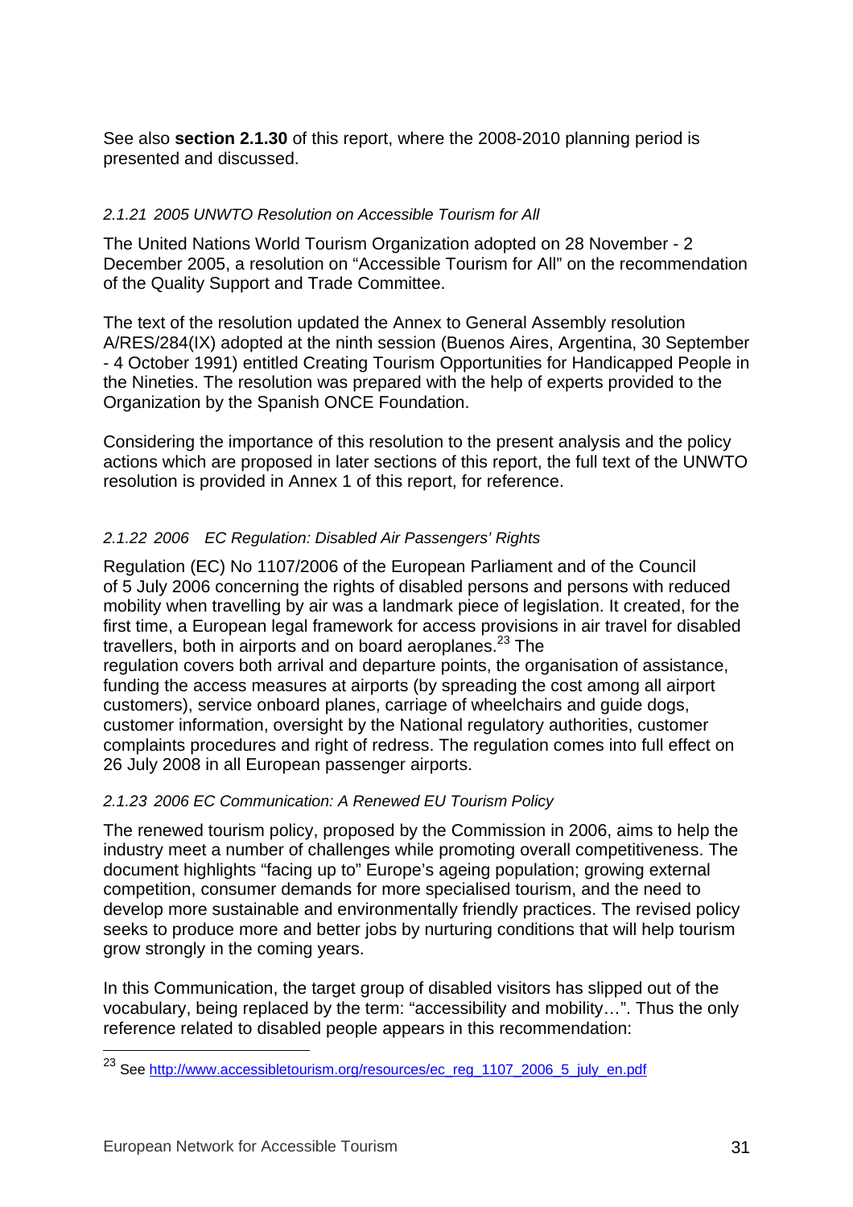See also **section 2.1.30** of this report, where the 2008-2010 planning period is presented and discussed.

### *2.1.21 2005 UNWTO Resolution on Accessible Tourism for All*

The United Nations World Tourism Organization adopted on 28 November - 2 December 2005, a resolution on "Accessible Tourism for All" on the recommendation of the Quality Support and Trade Committee.

The text of the resolution updated the Annex to General Assembly resolution A/RES/284(IX) adopted at the ninth session (Buenos Aires, Argentina, 30 September - 4 October 1991) entitled Creating Tourism Opportunities for Handicapped People in the Nineties. The resolution was prepared with the help of experts provided to the Organization by the Spanish ONCE Foundation.

Considering the importance of this resolution to the present analysis and the policy actions which are proposed in later sections of this report, the full text of the UNWTO resolution is provided in Annex 1 of this report, for reference.

### *2.1.22 2006 EC Regulation: Disabled Air Passengers' Rights*

Regulation (EC) No 1107/2006 of the European Parliament and of the Council of 5 July 2006 concerning the rights of disabled persons and persons with reduced mobility when travelling by air was a landmark piece of legislation. It created, for the first time, a European legal framework for access provisions in air travel for disabled travellers, both in airports and on board aeroplanes.[23] The regulation covers both arrival and departure points, the organisation of assistance, funding the access measures at airports (by spreading the cost among all airport customers), service onboard planes, carriage of wheelchairs and guide dogs, customer information, oversight by the National regulatory authorities, customer complaints procedures and right of redress. The regulation comes into full effect on 26 July 2008 in all European passenger airports.

### *2.1.23 2006 EC Communication: A Renewed EU Tourism Policy*

The renewed tourism policy, proposed by the Commission in 2006, aims to help the industry meet a number of challenges while promoting overall competitiveness. The document highlights "facing up to" Europe's ageing population; growing external competition, consumer demands for more specialised tourism, and the need to develop more sustainable and environmentally friendly practices. The revised policy seeks to produce more and better jobs by nurturing conditions that will help tourism grow strongly in the coming years.

In this Communication, the target group of disabled visitors has slipped out of the vocabulary, being replaced by the term: "accessibility and mobility…". Thus the only reference related to disabled people appears in this recommendation:

---

[23] See http://www.accessibletourism.org/resources/ec_reg_1107_2006_5_july_en.pdf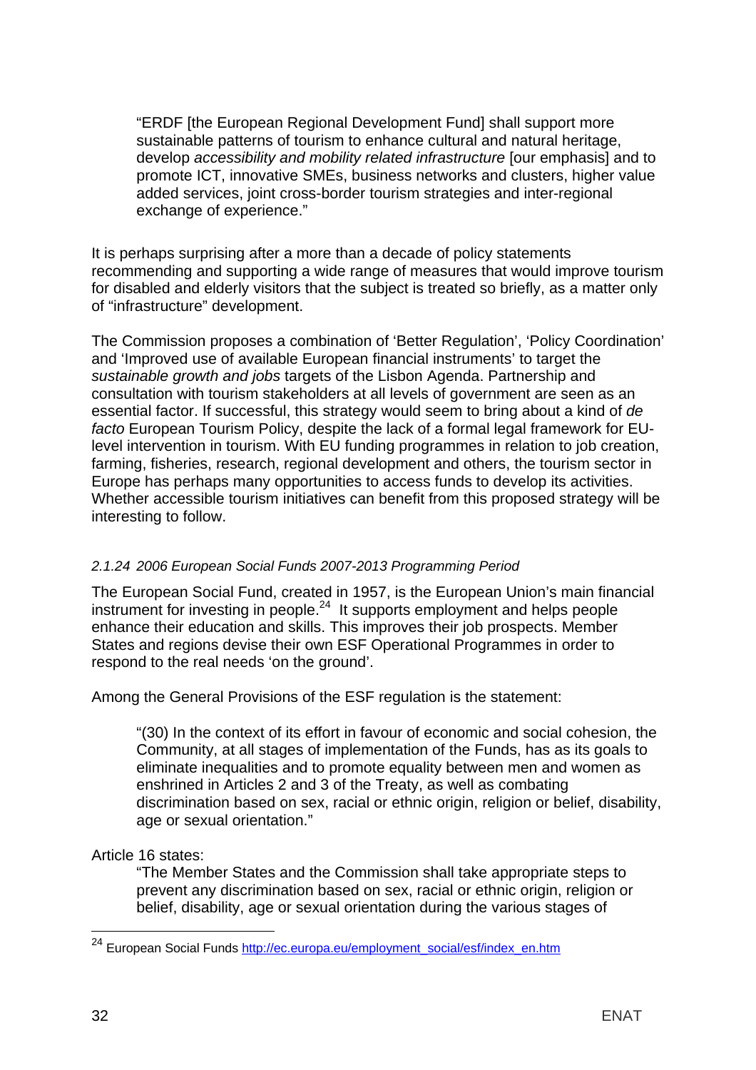> "ERDF [the European Regional Development Fund] shall support more sustainable patterns of tourism to enhance cultural and natural heritage, develop *accessibility and mobility related infrastructure* [our emphasis] and to promote ICT, innovative SMEs, business networks and clusters, higher value added services, joint cross-border tourism strategies and inter-regional exchange of experience."

It is perhaps surprising after a more than a decade of policy statements recommending and supporting a wide range of measures that would improve tourism for disabled and elderly visitors that the subject is treated so briefly, as a matter only of "infrastructure" development.

The Commission proposes a combination of 'Better Regulation', 'Policy Coordination' and 'Improved use of available European financial instruments' to target the *sustainable growth and jobs* targets of the Lisbon Agenda. Partnership and consultation with tourism stakeholders at all levels of government are seen as an essential factor. If successful, this strategy would seem to bring about a kind of *de facto* European Tourism Policy, despite the lack of a formal legal framework for EU-level intervention in tourism. With EU funding programmes in relation to job creation, farming, fisheries, research, regional development and others, the tourism sector in Europe has perhaps many opportunities to access funds to develop its activities. Whether accessible tourism initiatives can benefit from this proposed strategy will be interesting to follow.

#### *2.1.24 2006 European Social Funds 2007-2013 Programming Period*

The European Social Fund, created in 1957, is the European Union's main financial instrument for investing in people.[24] It supports employment and helps people enhance their education and skills. This improves their job prospects. Member States and regions devise their own ESF Operational Programmes in order to respond to the real needs 'on the ground'.

Among the General Provisions of the ESF regulation is the statement:

> "(30) In the context of its effort in favour of economic and social cohesion, the Community, at all stages of implementation of the Funds, has as its goals to eliminate inequalities and to promote equality between men and women as enshrined in Articles 2 and 3 of the Treaty, as well as combating discrimination based on sex, racial or ethnic origin, religion or belief, disability, age or sexual orientation."

Article 16 states:

> "The Member States and the Commission shall take appropriate steps to prevent any discrimination based on sex, racial or ethnic origin, religion or belief, disability, age or sexual orientation during the various stages of

---

[24] European Social Funds http://ec.europa.eu/employment_social/esf/index_en.htm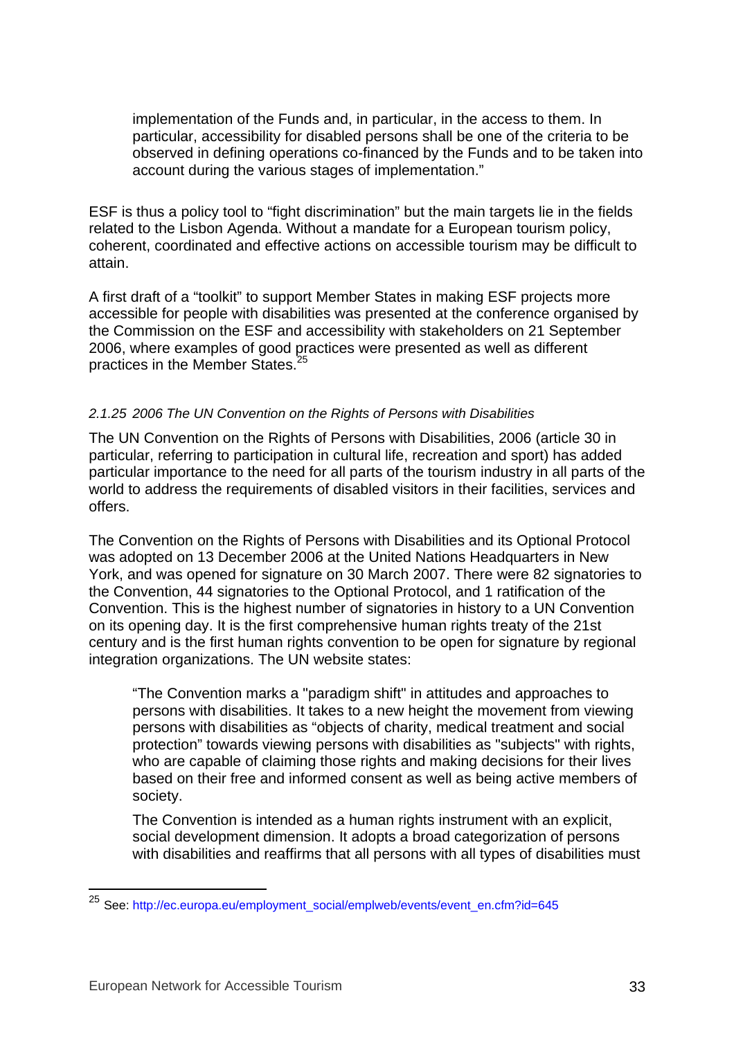> implementation of the Funds and, in particular, in the access to them. In particular, accessibility for disabled persons shall be one of the criteria to be observed in defining operations co-financed by the Funds and to be taken into account during the various stages of implementation."

ESF is thus a policy tool to "fight discrimination" but the main targets lie in the fields related to the Lisbon Agenda. Without a mandate for a European tourism policy, coherent, coordinated and effective actions on accessible tourism may be difficult to attain.

A first draft of a "toolkit" to support Member States in making ESF projects more accessible for people with disabilities was presented at the conference organised by the Commission on the ESF and accessibility with stakeholders on 21 September 2006, where examples of good practices were presented as well as different practices in the Member States.[25]

#### *2.1.25 2006 The UN Convention on the Rights of Persons with Disabilities*

The UN Convention on the Rights of Persons with Disabilities, 2006 (article 30 in particular, referring to participation in cultural life, recreation and sport) has added particular importance to the need for all parts of the tourism industry in all parts of the world to address the requirements of disabled visitors in their facilities, services and offers.

The Convention on the Rights of Persons with Disabilities and its Optional Protocol was adopted on 13 December 2006 at the United Nations Headquarters in New York, and was opened for signature on 30 March 2007. There were 82 signatories to the Convention, 44 signatories to the Optional Protocol, and 1 ratification of the Convention. This is the highest number of signatories in history to a UN Convention on its opening day. It is the first comprehensive human rights treaty of the 21st century and is the first human rights convention to be open for signature by regional integration organizations. The UN website states:

> "The Convention marks a "paradigm shift" in attitudes and approaches to persons with disabilities. It takes to a new height the movement from viewing persons with disabilities as "objects of charity, medical treatment and social protection" towards viewing persons with disabilities as "subjects" with rights, who are capable of claiming those rights and making decisions for their lives based on their free and informed consent as well as being active members of society.
>
> The Convention is intended as a human rights instrument with an explicit, social development dimension. It adopts a broad categorization of persons with disabilities and reaffirms that all persons with all types of disabilities must

[25] See: http://ec.europa.eu/employment_social/emplweb/events/event_en.cfm?id=645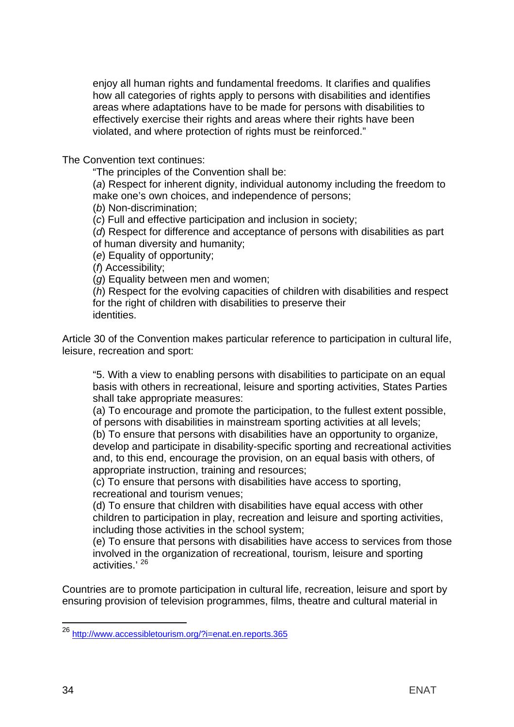> enjoy all human rights and fundamental freedoms. It clarifies and qualifies how all categories of rights apply to persons with disabilities and identifies areas where adaptations have to be made for persons with disabilities to effectively exercise their rights and areas where their rights have been violated, and where protection of rights must be reinforced."

The Convention text continues:

> "The principles of the Convention shall be:
>
> (*a*) Respect for inherent dignity, individual autonomy including the freedom to make one's own choices, and independence of persons;
>
> (*b*) Non-discrimination;
>
> (*c*) Full and effective participation and inclusion in society;
>
> (*d*) Respect for difference and acceptance of persons with disabilities as part of human diversity and humanity;
>
> (*e*) Equality of opportunity;
>
> (*f*) Accessibility;
>
> (*g*) Equality between men and women;
>
> (*h*) Respect for the evolving capacities of children with disabilities and respect for the right of children with disabilities to preserve their identities.

Article 30 of the Convention makes particular reference to participation in cultural life, leisure, recreation and sport:

> "5. With a view to enabling persons with disabilities to participate on an equal basis with others in recreational, leisure and sporting activities, States Parties shall take appropriate measures:
>
> (a) To encourage and promote the participation, to the fullest extent possible, of persons with disabilities in mainstream sporting activities at all levels;
>
> (b) To ensure that persons with disabilities have an opportunity to organize, develop and participate in disability-specific sporting and recreational activities and, to this end, encourage the provision, on an equal basis with others, of appropriate instruction, training and resources;
>
> (c) To ensure that persons with disabilities have access to sporting, recreational and tourism venues;
>
> (d) To ensure that children with disabilities have equal access with other children to participation in play, recreation and leisure and sporting activities, including those activities in the school system;
>
> (e) To ensure that persons with disabilities have access to services from those involved in the organization of recreational, tourism, leisure and sporting activities.' [26]

Countries are to promote participation in cultural life, recreation, leisure and sport by ensuring provision of television programmes, films, theatre and cultural material in

[26] http://www.accessibletourism.org/?i=enat.en.reports.365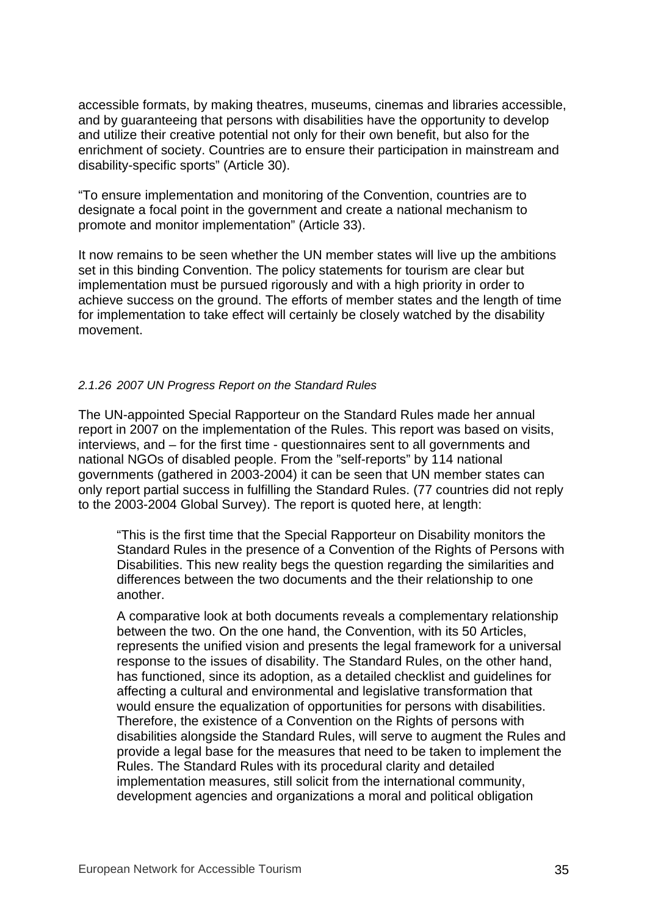accessible formats, by making theatres, museums, cinemas and libraries accessible, and by guaranteeing that persons with disabilities have the opportunity to develop and utilize their creative potential not only for their own benefit, but also for the enrichment of society. Countries are to ensure their participation in mainstream and disability-specific sports" (Article 30).

"To ensure implementation and monitoring of the Convention, countries are to designate a focal point in the government and create a national mechanism to promote and monitor implementation" (Article 33).

It now remains to be seen whether the UN member states will live up the ambitions set in this binding Convention. The policy statements for tourism are clear but implementation must be pursued rigorously and with a high priority in order to achieve success on the ground. The efforts of member states and the length of time for implementation to take effect will certainly be closely watched by the disability movement.

#### *2.1.26 2007 UN Progress Report on the Standard Rules*

The UN-appointed Special Rapporteur on the Standard Rules made her annual report in 2007 on the implementation of the Rules. This report was based on visits, interviews, and – for the first time - questionnaires sent to all governments and national NGOs of disabled people. From the "self-reports" by 114 national governments (gathered in 2003-2004) it can be seen that UN member states can only report partial success in fulfilling the Standard Rules. (77 countries did not reply to the 2003-2004 Global Survey). The report is quoted here, at length:

> "This is the first time that the Special Rapporteur on Disability monitors the Standard Rules in the presence of a Convention of the Rights of Persons with Disabilities. This new reality begs the question regarding the similarities and differences between the two documents and the their relationship to one another.
>
> A comparative look at both documents reveals a complementary relationship between the two. On the one hand, the Convention, with its 50 Articles, represents the unified vision and presents the legal framework for a universal response to the issues of disability. The Standard Rules, on the other hand, has functioned, since its adoption, as a detailed checklist and guidelines for affecting a cultural and environmental and legislative transformation that would ensure the equalization of opportunities for persons with disabilities. Therefore, the existence of a Convention on the Rights of persons with disabilities alongside the Standard Rules, will serve to augment the Rules and provide a legal base for the measures that need to be taken to implement the Rules. The Standard Rules with its procedural clarity and detailed implementation measures, still solicit from the international community, development agencies and organizations a moral and political obligation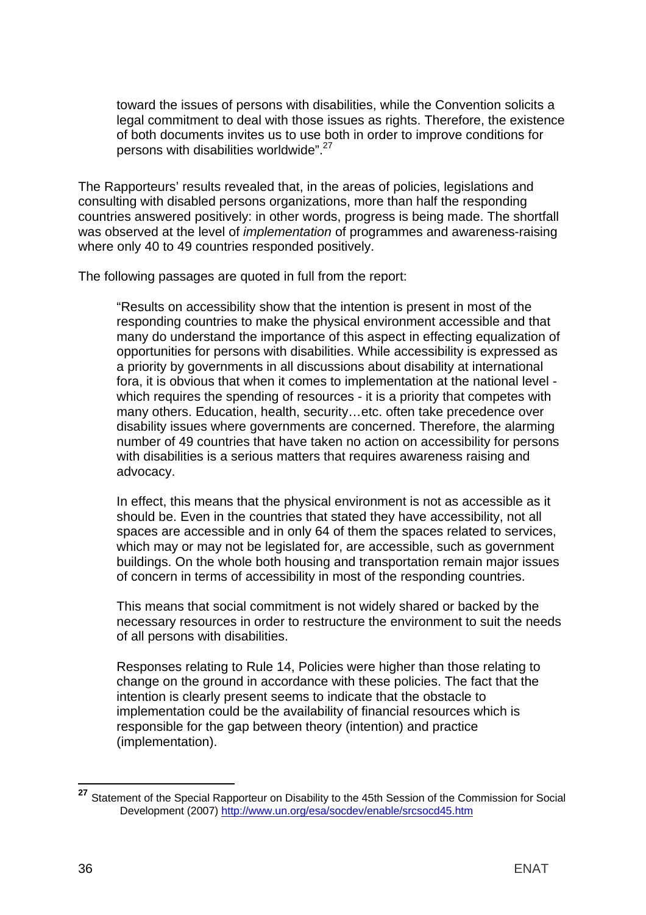> toward the issues of persons with disabilities, while the Convention solicits a legal commitment to deal with those issues as rights. Therefore, the existence of both documents invites us to use both in order to improve conditions for persons with disabilities worldwide".[27]

The Rapporteurs' results revealed that, in the areas of policies, legislations and consulting with disabled persons organizations, more than half the responding countries answered positively: in other words, progress is being made. The shortfall was observed at the level of *implementation* of programmes and awareness-raising where only 40 to 49 countries responded positively.

The following passages are quoted in full from the report:

> "Results on accessibility show that the intention is present in most of the responding countries to make the physical environment accessible and that many do understand the importance of this aspect in effecting equalization of opportunities for persons with disabilities. While accessibility is expressed as a priority by governments in all discussions about disability at international fora, it is obvious that when it comes to implementation at the national level - which requires the spending of resources - it is a priority that competes with many others. Education, health, security…etc. often take precedence over disability issues where governments are concerned. Therefore, the alarming number of 49 countries that have taken no action on accessibility for persons with disabilities is a serious matters that requires awareness raising and advocacy.
>
> In effect, this means that the physical environment is not as accessible as it should be. Even in the countries that stated they have accessibility, not all spaces are accessible and in only 64 of them the spaces related to services, which may or may not be legislated for, are accessible, such as government buildings. On the whole both housing and transportation remain major issues of concern in terms of accessibility in most of the responding countries.
>
> This means that social commitment is not widely shared or backed by the necessary resources in order to restructure the environment to suit the needs of all persons with disabilities.
>
> Responses relating to Rule 14, Policies were higher than those relating to change on the ground in accordance with these policies. The fact that the intention is clearly present seems to indicate that the obstacle to implementation could be the availability of financial resources which is responsible for the gap between theory (intention) and practice (implementation).

---

[27] Statement of the Special Rapporteur on Disability to the 45th Session of the Commission for Social Development (2007) http://www.un.org/esa/socdev/enable/srcsocd45.htm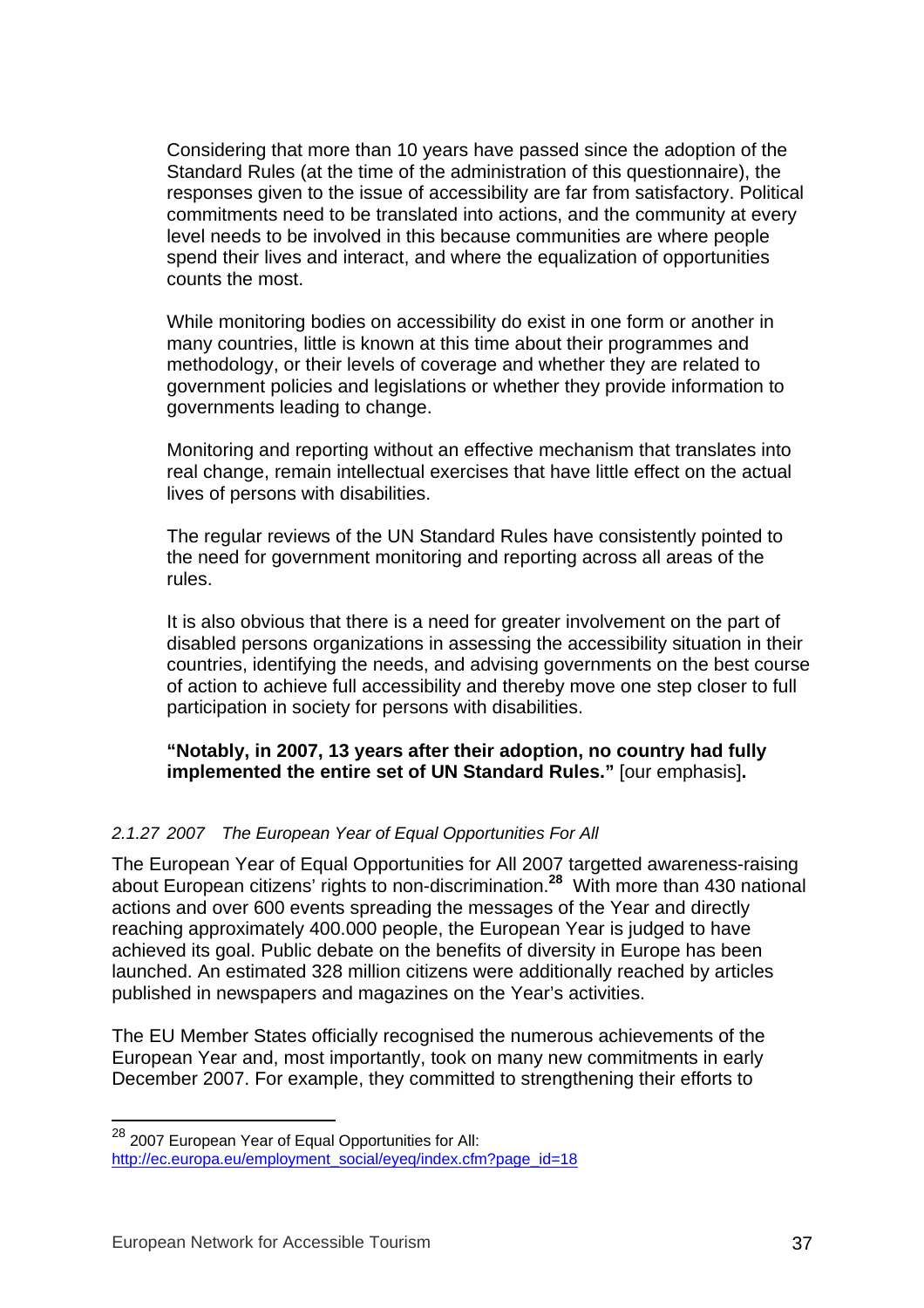Considering that more than 10 years have passed since the adoption of the Standard Rules (at the time of the administration of this questionnaire), the responses given to the issue of accessibility are far from satisfactory. Political commitments need to be translated into actions, and the community at every level needs to be involved in this because communities are where people spend their lives and interact, and where the equalization of opportunities counts the most.

While monitoring bodies on accessibility do exist in one form or another in many countries, little is known at this time about their programmes and methodology, or their levels of coverage and whether they are related to government policies and legislations or whether they provide information to governments leading to change.

Monitoring and reporting without an effective mechanism that translates into real change, remain intellectual exercises that have little effect on the actual lives of persons with disabilities.

The regular reviews of the UN Standard Rules have consistently pointed to the need for government monitoring and reporting across all areas of the rules.

It is also obvious that there is a need for greater involvement on the part of disabled persons organizations in assessing the accessibility situation in their countries, identifying the needs, and advising governments on the best course of action to achieve full accessibility and thereby move one step closer to full participation in society for persons with disabilities.

**"Notably, in 2007, 13 years after their adoption, no country had fully implemented the entire set of UN Standard Rules."** [our emphasis]**.**

*2.1.27 2007 The European Year of Equal Opportunities For All*

The European Year of Equal Opportunities for All 2007 targetted awareness-raising about European citizens' rights to non-discrimination.[28] With more than 430 national actions and over 600 events spreading the messages of the Year and directly reaching approximately 400.000 people, the European Year is judged to have achieved its goal. Public debate on the benefits of diversity in Europe has been launched. An estimated 328 million citizens were additionally reached by articles published in newspapers and magazines on the Year's activities.

The EU Member States officially recognised the numerous achievements of the European Year and, most importantly, took on many new commitments in early December 2007. For example, they committed to strengthening their efforts to

[28] 2007 European Year of Equal Opportunities for All: http://ec.europa.eu/employment_social/eyeq/index.cfm?page_id=18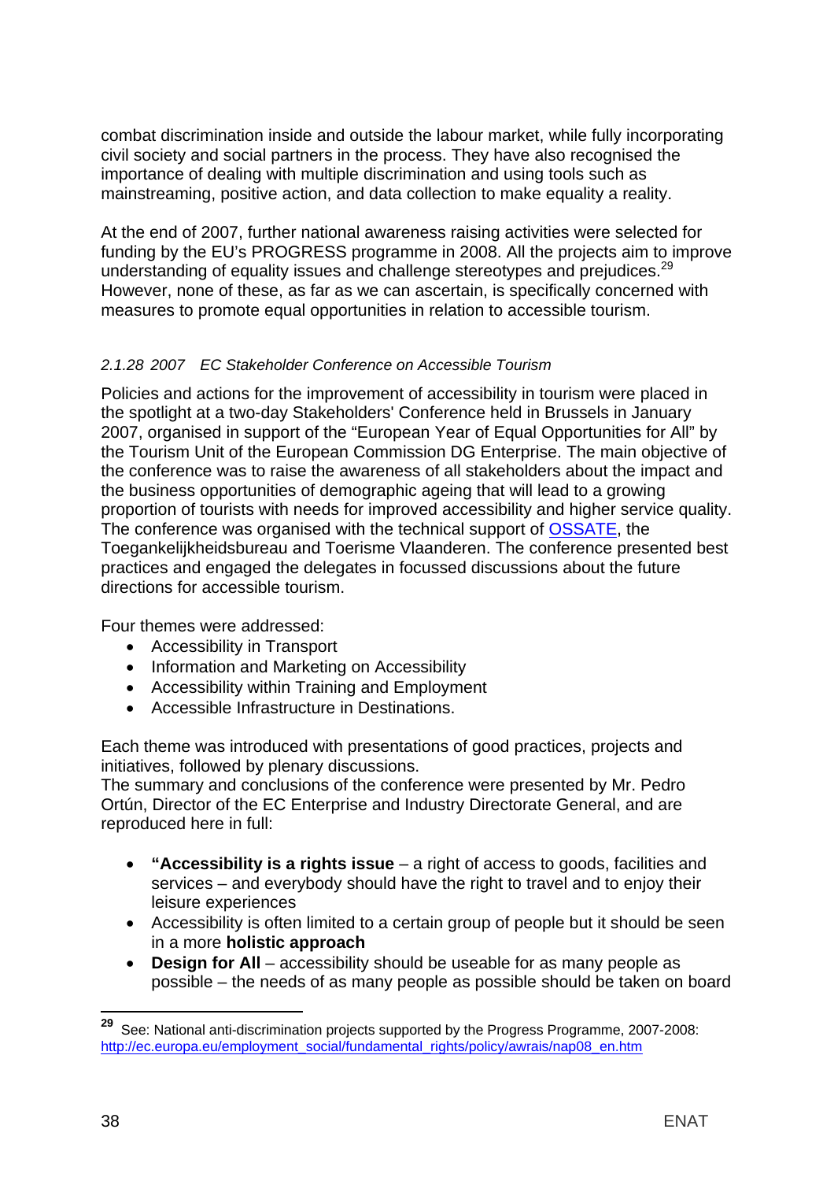combat discrimination inside and outside the labour market, while fully incorporating civil society and social partners in the process. They have also recognised the importance of dealing with multiple discrimination and using tools such as mainstreaming, positive action, and data collection to make equality a reality.

At the end of 2007, further national awareness raising activities were selected for funding by the EU's PROGRESS programme in 2008. All the projects aim to improve understanding of equality issues and challenge stereotypes and prejudices.[29] However, none of these, as far as we can ascertain, is specifically concerned with measures to promote equal opportunities in relation to accessible tourism.

### *2.1.28 2007 EC Stakeholder Conference on Accessible Tourism*

Policies and actions for the improvement of accessibility in tourism were placed in the spotlight at a two-day Stakeholders' Conference held in Brussels in January 2007, organised in support of the "European Year of Equal Opportunities for All" by the Tourism Unit of the European Commission DG Enterprise. The main objective of the conference was to raise the awareness of all stakeholders about the impact and the business opportunities of demographic ageing that will lead to a growing proportion of tourists with needs for improved accessibility and higher service quality. The conference was organised with the technical support of OSSATE, the Toegankelijkheidsbureau and Toerisme Vlaanderen. The conference presented best practices and engaged the delegates in focussed discussions about the future directions for accessible tourism.

Four themes were addressed:

- Accessibility in Transport
- Information and Marketing on Accessibility
- Accessibility within Training and Employment
- Accessible Infrastructure in Destinations.

Each theme was introduced with presentations of good practices, projects and initiatives, followed by plenary discussions.
The summary and conclusions of the conference were presented by Mr. Pedro Ortún, Director of the EC Enterprise and Industry Directorate General, and are reproduced here in full:

- **"Accessibility is a rights issue** – a right of access to goods, facilities and services – and everybody should have the right to travel and to enjoy their leisure experiences
- Accessibility is often limited to a certain group of people but it should be seen in a more **holistic approach**
- **Design for All** – accessibility should be useable for as many people as possible – the needs of as many people as possible should be taken on board

---

[29] See: National anti-discrimination projects supported by the Progress Programme, 2007-2008: http://ec.europa.eu/employment_social/fundamental_rights/policy/awrais/nap08_en.htm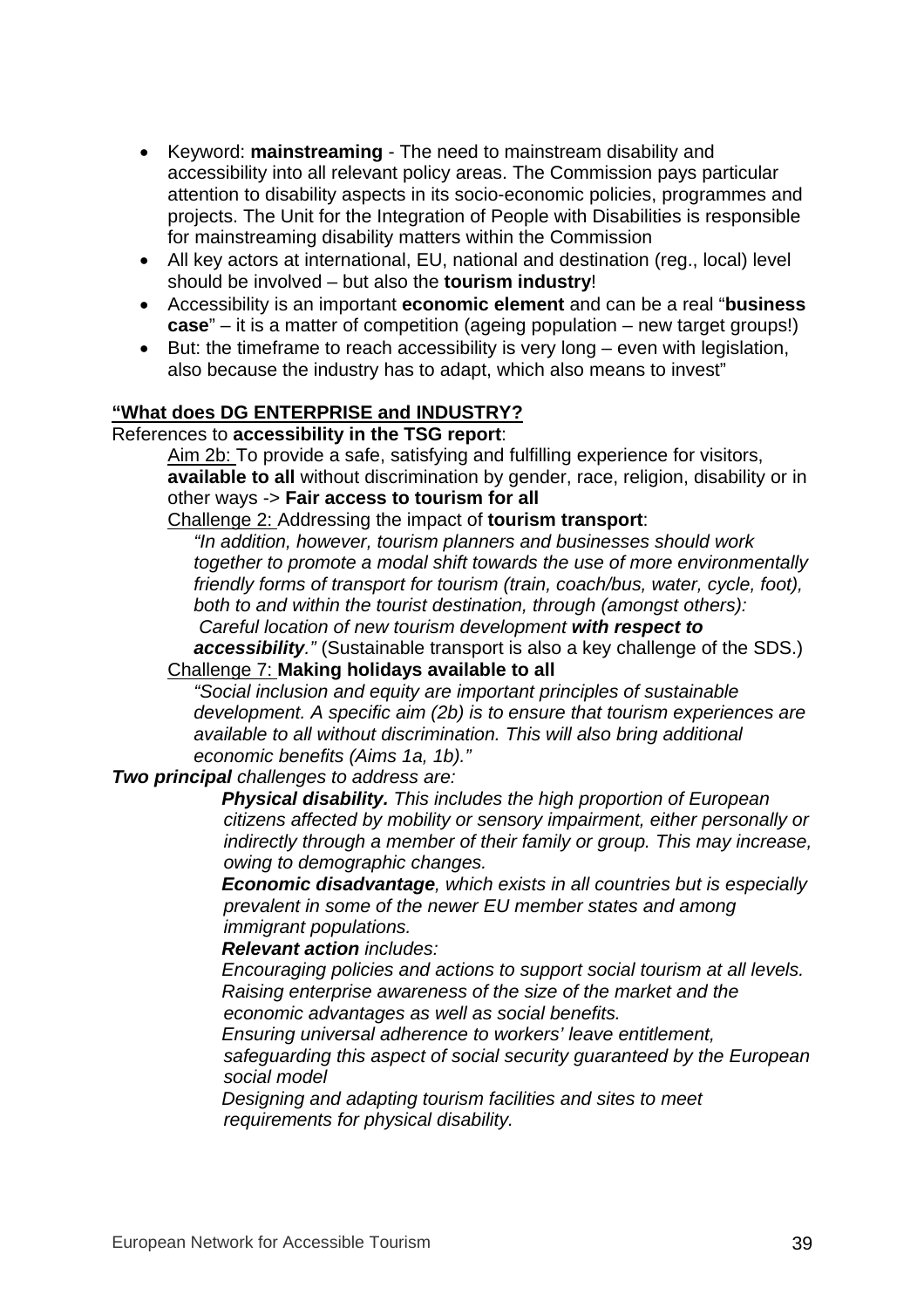- Keyword: **mainstreaming** - The need to mainstream disability and accessibility into all relevant policy areas. The Commission pays particular attention to disability aspects in its socio-economic policies, programmes and projects. The Unit for the Integration of People with Disabilities is responsible for mainstreaming disability matters within the Commission
- All key actors at international, EU, national and destination (reg., local) level should be involved – but also the **tourism industry**!
- Accessibility is an important **economic element** and can be a real "**business case**" – it is a matter of competition (ageing population – new target groups!)
- But: the timeframe to reach accessibility is very long – even with legislation, also because the industry has to adapt, which also means to invest"

**<u>"What does DG ENTERPRISE and INDUSTRY?</u>**

References to **accessibility in the TSG report**:

<u>Aim 2b:</u> To provide a safe, satisfying and fulfilling experience for visitors, **available to all** without discrimination by gender, race, religion, disability or in other ways -> **Fair access to tourism for all**

<u>Challenge 2:</u> Addressing the impact of **tourism transport**:

*"In addition, however, tourism planners and businesses should work together to promote a modal shift towards the use of more environmentally friendly forms of transport for tourism (train, coach/bus, water, cycle, foot), both to and within the tourist destination, through (amongst others): Careful location of new tourism development **with respect to accessibility**."* (Sustainable transport is also a key challenge of the SDS.)

<u>Challenge 7:</u> **Making holidays available to all**

*"Social inclusion and equity are important principles of sustainable development. A specific aim (2b) is to ensure that tourism experiences are available to all without discrimination. This will also bring additional economic benefits (Aims 1a, 1b)."*

***Two principal** challenges to address are:*

***Physical disability.** This includes the high proportion of European citizens affected by mobility or sensory impairment, either personally or indirectly through a member of their family or group. This may increase, owing to demographic changes.*

***Economic disadvantage**, which exists in all countries but is especially prevalent in some of the newer EU member states and among immigrant populations.*

***Relevant action** includes:*

*Encouraging policies and actions to support social tourism at all levels.*

*Raising enterprise awareness of the size of the market and the economic advantages as well as social benefits.*

*Ensuring universal adherence to workers' leave entitlement, safeguarding this aspect of social security guaranteed by the European social model*

*Designing and adapting tourism facilities and sites to meet requirements for physical disability.*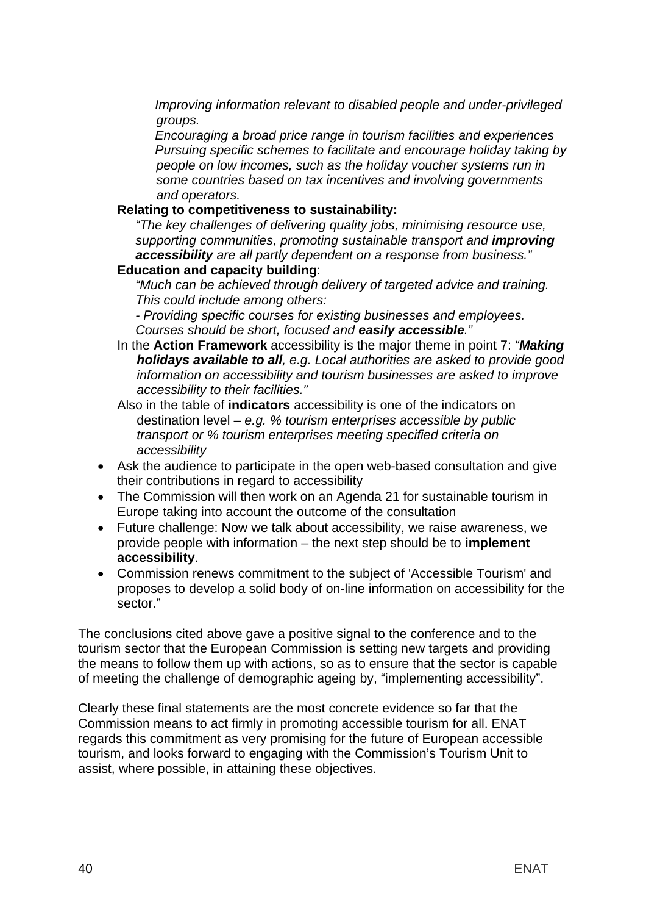*Improving information relevant to disabled people and under-privileged groups.*

*Encouraging a broad price range in tourism facilities and experiences*

*Pursuing specific schemes to facilitate and encourage holiday taking by people on low incomes, such as the holiday voucher systems run in some countries based on tax incentives and involving governments and operators.*

**Relating to competitiveness to sustainability:**

*"The key challenges of delivering quality jobs, minimising resource use, supporting communities, promoting sustainable transport and **improving accessibility** are all partly dependent on a response from business."*

**Education and capacity building**:

*"Much can be achieved through delivery of targeted advice and training. This could include among others:*

*- Providing specific courses for existing businesses and employees. Courses should be short, focused and **easily accessible**."*

In the **Action Framework** accessibility is the major theme in point 7: *"**Making holidays available to all**, e.g. Local authorities are asked to provide good information on accessibility and tourism businesses are asked to improve accessibility to their facilities."*

Also in the table of **indicators** accessibility is one of the indicators on destination level – *e.g. % tourism enterprises accessible by public transport or % tourism enterprises meeting specified criteria on accessibility*

- Ask the audience to participate in the open web-based consultation and give their contributions in regard to accessibility
- The Commission will then work on an Agenda 21 for sustainable tourism in Europe taking into account the outcome of the consultation
- Future challenge: Now we talk about accessibility, we raise awareness, we provide people with information – the next step should be to **implement accessibility**.
- Commission renews commitment to the subject of 'Accessible Tourism' and proposes to develop a solid body of on-line information on accessibility for the sector."

The conclusions cited above gave a positive signal to the conference and to the tourism sector that the European Commission is setting new targets and providing the means to follow them up with actions, so as to ensure that the sector is capable of meeting the challenge of demographic ageing by, "implementing accessibility".

Clearly these final statements are the most concrete evidence so far that the Commission means to act firmly in promoting accessible tourism for all. ENAT regards this commitment as very promising for the future of European accessible tourism, and looks forward to engaging with the Commission's Tourism Unit to assist, where possible, in attaining these objectives.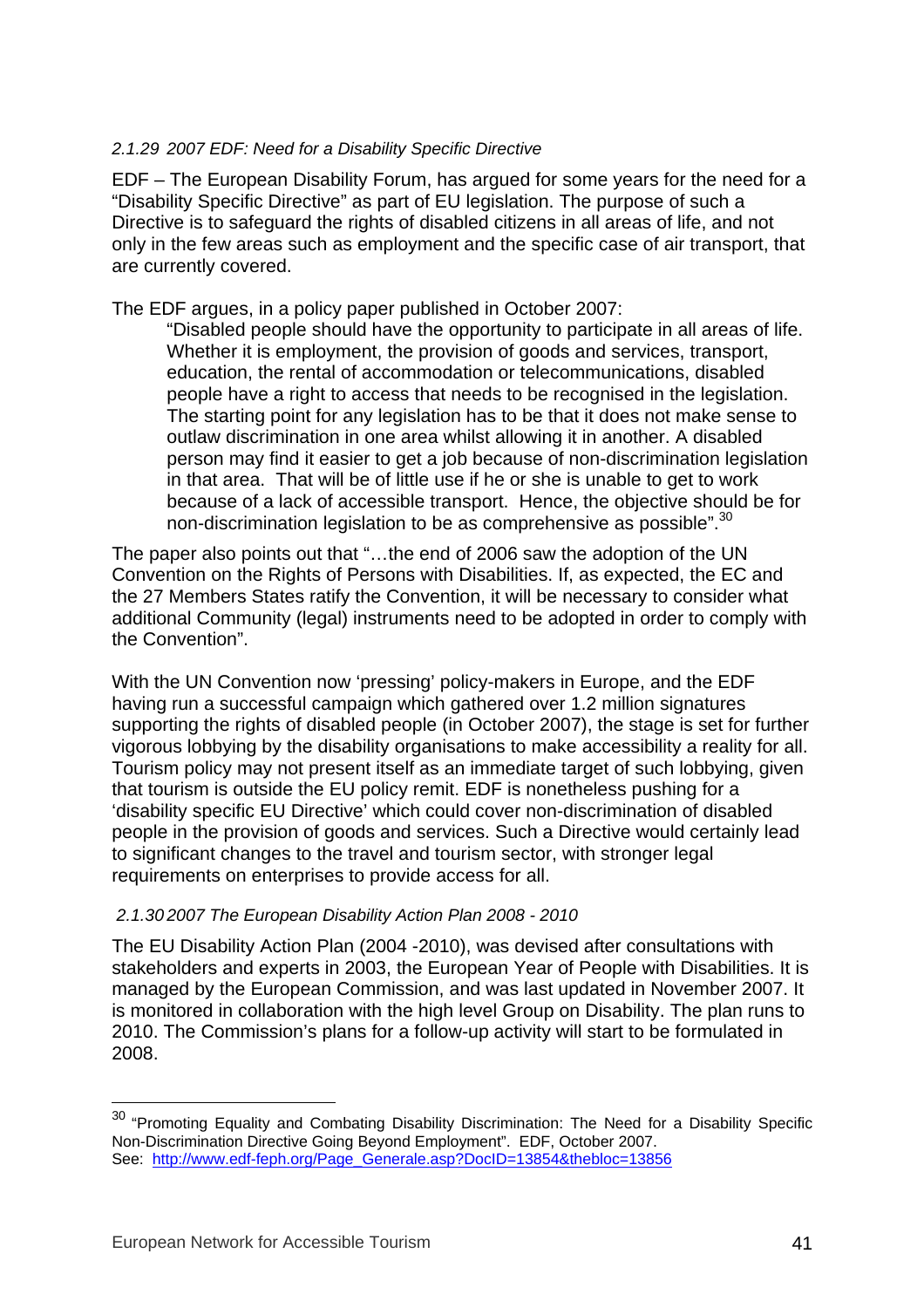#### *2.1.29 2007 EDF: Need for a Disability Specific Directive*

EDF – The European Disability Forum, has argued for some years for the need for a "Disability Specific Directive" as part of EU legislation. The purpose of such a Directive is to safeguard the rights of disabled citizens in all areas of life, and not only in the few areas such as employment and the specific case of air transport, that are currently covered.

The EDF argues, in a policy paper published in October 2007:

> "Disabled people should have the opportunity to participate in all areas of life. Whether it is employment, the provision of goods and services, transport, education, the rental of accommodation or telecommunications, disabled people have a right to access that needs to be recognised in the legislation. The starting point for any legislation has to be that it does not make sense to outlaw discrimination in one area whilst allowing it in another. A disabled person may find it easier to get a job because of non-discrimination legislation in that area. That will be of little use if he or she is unable to get to work because of a lack of accessible transport. Hence, the objective should be for non-discrimination legislation to be as comprehensive as possible".[30]

The paper also points out that "…the end of 2006 saw the adoption of the UN Convention on the Rights of Persons with Disabilities. If, as expected, the EC and the 27 Members States ratify the Convention, it will be necessary to consider what additional Community (legal) instruments need to be adopted in order to comply with the Convention".

With the UN Convention now 'pressing' policy-makers in Europe, and the EDF having run a successful campaign which gathered over 1.2 million signatures supporting the rights of disabled people (in October 2007), the stage is set for further vigorous lobbying by the disability organisations to make accessibility a reality for all. Tourism policy may not present itself as an immediate target of such lobbying, given that tourism is outside the EU policy remit. EDF is nonetheless pushing for a 'disability specific EU Directive' which could cover non-discrimination of disabled people in the provision of goods and services. Such a Directive would certainly lead to significant changes to the travel and tourism sector, with stronger legal requirements on enterprises to provide access for all.

#### *2.1.30 2007 The European Disability Action Plan 2008 - 2010*

The EU Disability Action Plan (2004 -2010), was devised after consultations with stakeholders and experts in 2003, the European Year of People with Disabilities. It is managed by the European Commission, and was last updated in November 2007. It is monitored in collaboration with the high level Group on Disability. The plan runs to 2010. The Commission's plans for a follow-up activity will start to be formulated in 2008.

---

[30] "Promoting Equality and Combating Disability Discrimination: The Need for a Disability Specific Non-Discrimination Directive Going Beyond Employment". EDF, October 2007. See: http://www.edf-feph.org/Page_Generale.asp?DocID=13854&thebloc=13856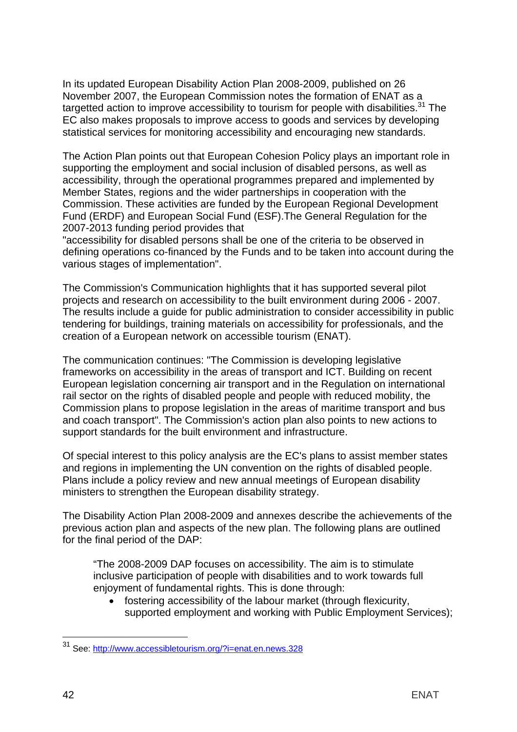In its updated European Disability Action Plan 2008-2009, published on 26 November 2007, the European Commission notes the formation of ENAT as a targetted action to improve accessibility to tourism for people with disabilities.[31] The EC also makes proposals to improve access to goods and services by developing statistical services for monitoring accessibility and encouraging new standards.

The Action Plan points out that European Cohesion Policy plays an important role in supporting the employment and social inclusion of disabled persons, as well as accessibility, through the operational programmes prepared and implemented by Member States, regions and the wider partnerships in cooperation with the Commission. These activities are funded by the European Regional Development Fund (ERDF) and European Social Fund (ESF).The General Regulation for the 2007-2013 funding period provides that
"accessibility for disabled persons shall be one of the criteria to be observed in defining operations co-financed by the Funds and to be taken into account during the various stages of implementation".

The Commission's Communication highlights that it has supported several pilot projects and research on accessibility to the built environment during 2006 - 2007. The results include a guide for public administration to consider accessibility in public tendering for buildings, training materials on accessibility for professionals, and the creation of a European network on accessible tourism (ENAT).

The communication continues: "The Commission is developing legislative frameworks on accessibility in the areas of transport and ICT. Building on recent European legislation concerning air transport and in the Regulation on international rail sector on the rights of disabled people and people with reduced mobility, the Commission plans to propose legislation in the areas of maritime transport and bus and coach transport". The Commission's action plan also points to new actions to support standards for the built environment and infrastructure.

Of special interest to this policy analysis are the EC's plans to assist member states and regions in implementing the UN convention on the rights of disabled people. Plans include a policy review and new annual meetings of European disability ministers to strengthen the European disability strategy.

The Disability Action Plan 2008-2009 and annexes describe the achievements of the previous action plan and aspects of the new plan. The following plans are outlined for the final period of the DAP:

> “The 2008-2009 DAP focuses on accessibility. The aim is to stimulate inclusive participation of people with disabilities and to work towards full enjoyment of fundamental rights. This is done through:
>
> - fostering accessibility of the labour market (through flexicurity, supported employment and working with Public Employment Services);

[31] See: http://www.accessibletourism.org/?i=enat.en.news.328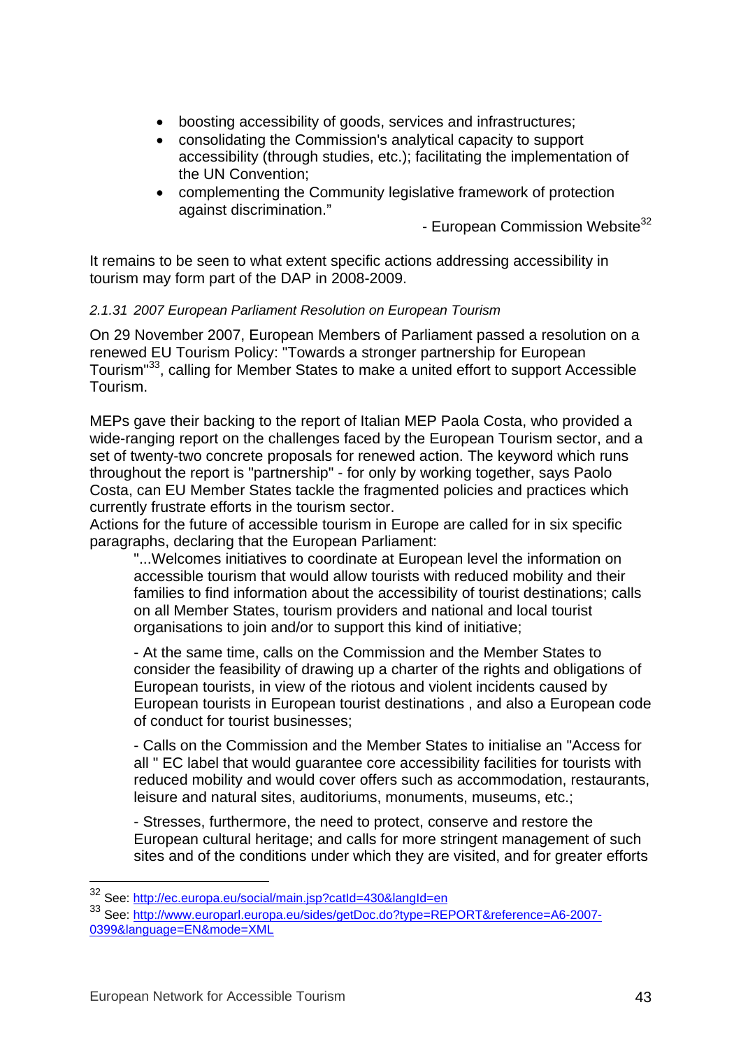- boosting accessibility of goods, services and infrastructures;
- consolidating the Commission's analytical capacity to support accessibility (through studies, etc.); facilitating the implementation of the UN Convention;
- complementing the Community legislative framework of protection against discrimination."

- European Commission Website[32]

It remains to be seen to what extent specific actions addressing accessibility in tourism may form part of the DAP in 2008-2009.

#### *2.1.31 2007 European Parliament Resolution on European Tourism*

On 29 November 2007, European Members of Parliament passed a resolution on a renewed EU Tourism Policy: "Towards a stronger partnership for European Tourism"[33], calling for Member States to make a united effort to support Accessible Tourism.

MEPs gave their backing to the report of Italian MEP Paola Costa, who provided a wide-ranging report on the challenges faced by the European Tourism sector, and a set of twenty-two concrete proposals for renewed action. The keyword which runs throughout the report is "partnership" - for only by working together, says Paolo Costa, can EU Member States tackle the fragmented policies and practices which currently frustrate efforts in the tourism sector.

Actions for the future of accessible tourism in Europe are called for in six specific paragraphs, declaring that the European Parliament:

> "...Welcomes initiatives to coordinate at European level the information on accessible tourism that would allow tourists with reduced mobility and their families to find information about the accessibility of tourist destinations; calls on all Member States, tourism providers and national and local tourist organisations to join and/or to support this kind of initiative;
>
> - At the same time, calls on the Commission and the Member States to consider the feasibility of drawing up a charter of the rights and obligations of European tourists, in view of the riotous and violent incidents caused by European tourists in European tourist destinations , and also a European code of conduct for tourist businesses;
>
> - Calls on the Commission and the Member States to initialise an "Access for all " EC label that would guarantee core accessibility facilities for tourists with reduced mobility and would cover offers such as accommodation, restaurants, leisure and natural sites, auditoriums, monuments, museums, etc.;
>
> - Stresses, furthermore, the need to protect, conserve and restore the European cultural heritage; and calls for more stringent management of such sites and of the conditions under which they are visited, and for greater efforts

---

[32] See: http://ec.europa.eu/social/main.jsp?catId=430&langId=en

[33] See: http://www.europarl.europa.eu/sides/getDoc.do?type=REPORT&reference=A6-2007-0399&language=EN&mode=XML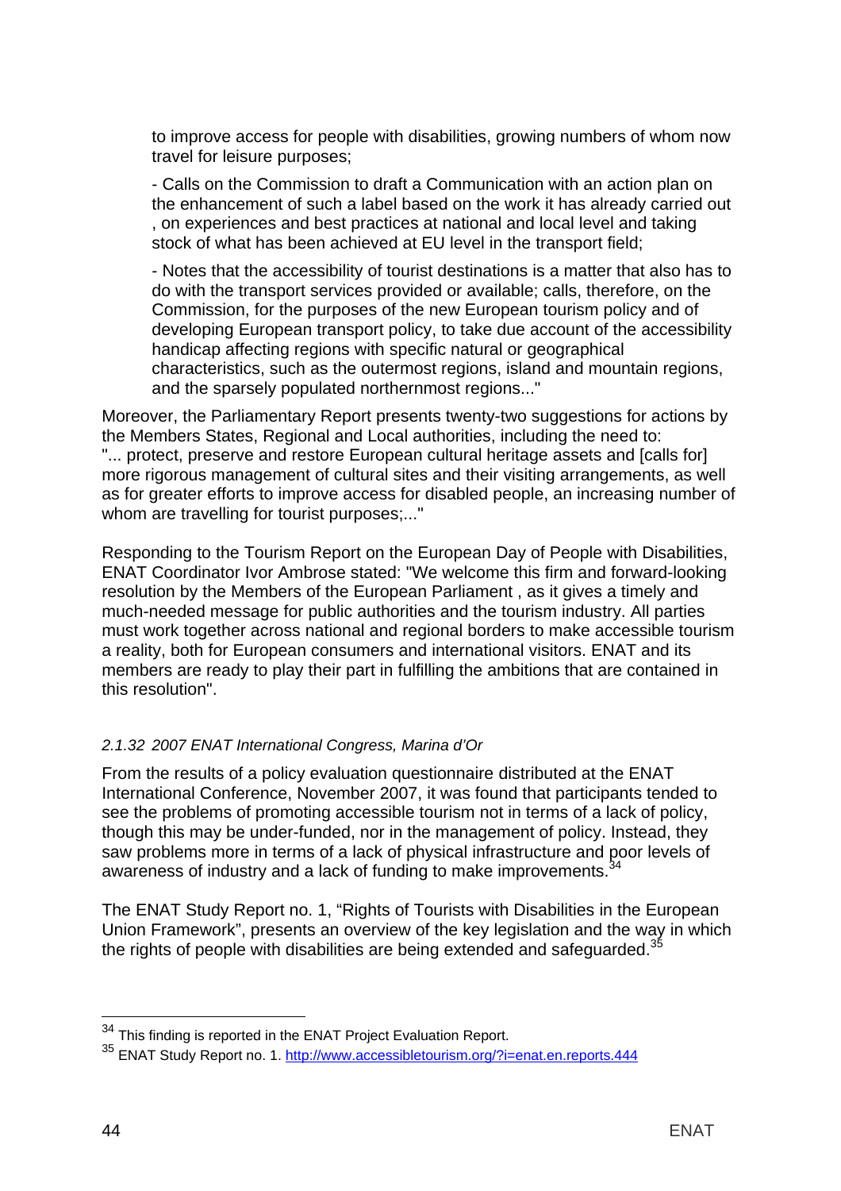to improve access for people with disabilities, growing numbers of whom now travel for leisure purposes;

- Calls on the Commission to draft a Communication with an action plan on the enhancement of such a label based on the work it has already carried out , on experiences and best practices at national and local level and taking stock of what has been achieved at EU level in the transport field;

- Notes that the accessibility of tourist destinations is a matter that also has to do with the transport services provided or available; calls, therefore, on the Commission, for the purposes of the new European tourism policy and of developing European transport policy, to take due account of the accessibility handicap affecting regions with specific natural or geographical characteristics, such as the outermost regions, island and mountain regions, and the sparsely populated northernmost regions..."

Moreover, the Parliamentary Report presents twenty-two suggestions for actions by the Members States, Regional and Local authorities, including the need to: "... protect, preserve and restore European cultural heritage assets and [calls for] more rigorous management of cultural sites and their visiting arrangements, as well as for greater efforts to improve access for disabled people, an increasing number of whom are travelling for tourist purposes;..."

Responding to the Tourism Report on the European Day of People with Disabilities, ENAT Coordinator Ivor Ambrose stated: "We welcome this firm and forward-looking resolution by the Members of the European Parliament , as it gives a timely and much-needed message for public authorities and the tourism industry. All parties must work together across national and regional borders to make accessible tourism a reality, both for European consumers and international visitors. ENAT and its members are ready to play their part in fulfilling the ambitions that are contained in this resolution".

#### *2.1.32 2007 ENAT International Congress, Marina d'Or*

From the results of a policy evaluation questionnaire distributed at the ENAT International Conference, November 2007, it was found that participants tended to see the problems of promoting accessible tourism not in terms of a lack of policy, though this may be under-funded, nor in the management of policy. Instead, they saw problems more in terms of a lack of physical infrastructure and poor levels of awareness of industry and a lack of funding to make improvements.[34]

The ENAT Study Report no. 1, "Rights of Tourists with Disabilities in the European Union Framework", presents an overview of the key legislation and the way in which the rights of people with disabilities are being extended and safeguarded.[35]

---

[34] This finding is reported in the ENAT Project Evaluation Report.

[35] ENAT Study Report no. 1. http://www.accessibletourism.org/?i=enat.en.reports.444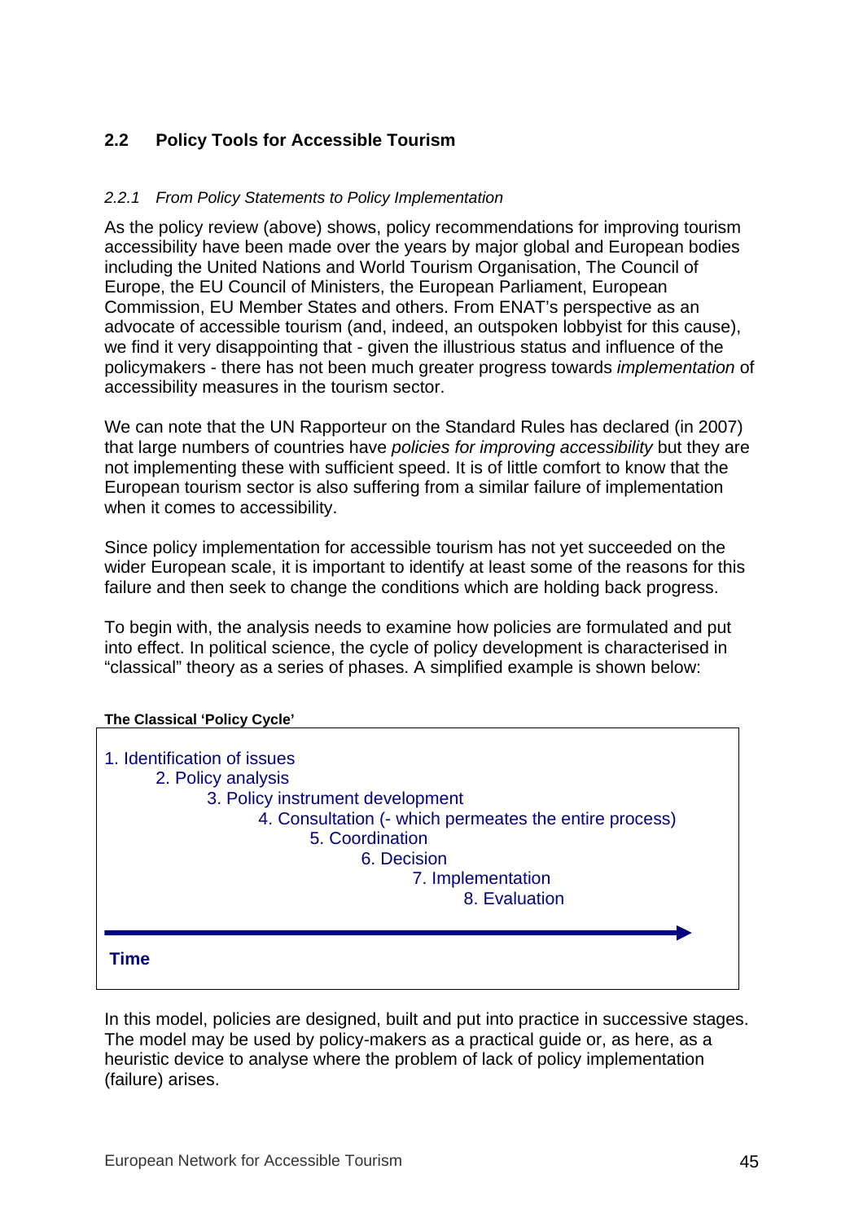## 2.2 Policy Tools for Accessible Tourism

### *2.2.1 From Policy Statements to Policy Implementation*

As the policy review (above) shows, policy recommendations for improving tourism accessibility have been made over the years by major global and European bodies including the United Nations and World Tourism Organisation, The Council of Europe, the EU Council of Ministers, the European Parliament, European Commission, EU Member States and others. From ENAT's perspective as an advocate of accessible tourism (and, indeed, an outspoken lobbyist for this cause), we find it very disappointing that - given the illustrious status and influence of the policymakers - there has not been much greater progress towards *implementation* of accessibility measures in the tourism sector.

We can note that the UN Rapporteur on the Standard Rules has declared (in 2007) that large numbers of countries have *policies for improving accessibility* but they are not implementing these with sufficient speed. It is of little comfort to know that the European tourism sector is also suffering from a similar failure of implementation when it comes to accessibility.

Since policy implementation for accessible tourism has not yet succeeded on the wider European scale, it is important to identify at least some of the reasons for this failure and then seek to change the conditions which are holding back progress.

To begin with, the analysis needs to examine how policies are formulated and put into effect. In political science, the cycle of policy development is characterised in "classical" theory as a series of phases. A simplified example is shown below:

**The Classical 'Policy Cycle'**

1. Identification of issues
2. Policy analysis
3. Policy instrument development
4. Consultation (- which permeates the entire process)
5. Coordination
6. Decision
7. Implementation
8. Evaluation

Time →

In this model, policies are designed, built and put into practice in successive stages. The model may be used by policy-makers as a practical guide or, as here, as a heuristic device to analyse where the problem of lack of policy implementation (failure) arises.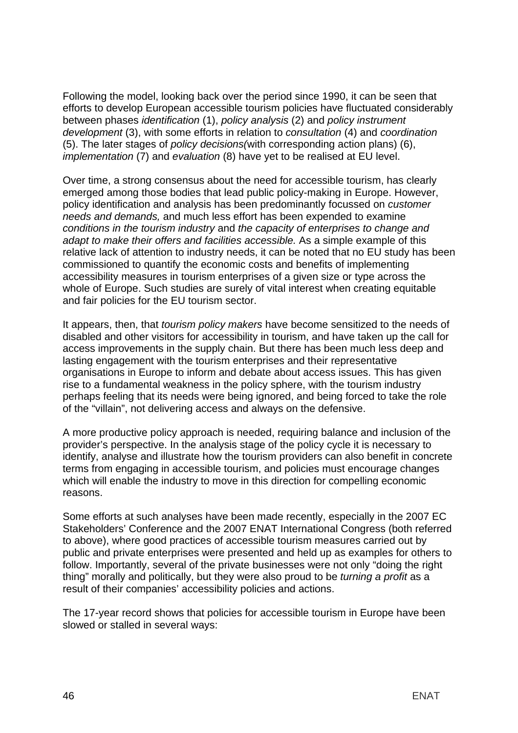Following the model, looking back over the period since 1990, it can be seen that efforts to develop European accessible tourism policies have fluctuated considerably between phases *identification* (1), *policy analysis* (2) and *policy instrument development* (3), with some efforts in relation to *consultation* (4) and *coordination* (5). The later stages of *policy decisions(*with corresponding action plans) (6), *implementation* (7) and *evaluation* (8) have yet to be realised at EU level.

Over time, a strong consensus about the need for accessible tourism, has clearly emerged among those bodies that lead public policy-making in Europe. However, policy identification and analysis has been predominantly focussed on *customer needs and demands,* and much less effort has been expended to examine *conditions in the tourism industry* and *the capacity of enterprises to change and adapt to make their offers and facilities accessible.* As a simple example of this relative lack of attention to industry needs, it can be noted that no EU study has been commissioned to quantify the economic costs and benefits of implementing accessibility measures in tourism enterprises of a given size or type across the whole of Europe. Such studies are surely of vital interest when creating equitable and fair policies for the EU tourism sector.

It appears, then, that *tourism policy makers* have become sensitized to the needs of disabled and other visitors for accessibility in tourism, and have taken up the call for access improvements in the supply chain. But there has been much less deep and lasting engagement with the tourism enterprises and their representative organisations in Europe to inform and debate about access issues. This has given rise to a fundamental weakness in the policy sphere, with the tourism industry perhaps feeling that its needs were being ignored, and being forced to take the role of the "villain", not delivering access and always on the defensive.

A more productive policy approach is needed, requiring balance and inclusion of the provider's perspective. In the analysis stage of the policy cycle it is necessary to identify, analyse and illustrate how the tourism providers can also benefit in concrete terms from engaging in accessible tourism, and policies must encourage changes which will enable the industry to move in this direction for compelling economic reasons.

Some efforts at such analyses have been made recently, especially in the 2007 EC Stakeholders' Conference and the 2007 ENAT International Congress (both referred to above), where good practices of accessible tourism measures carried out by public and private enterprises were presented and held up as examples for others to follow. Importantly, several of the private businesses were not only "doing the right thing" morally and politically, but they were also proud to be *turning a profit* as a result of their companies' accessibility policies and actions.

The 17-year record shows that policies for accessible tourism in Europe have been slowed or stalled in several ways: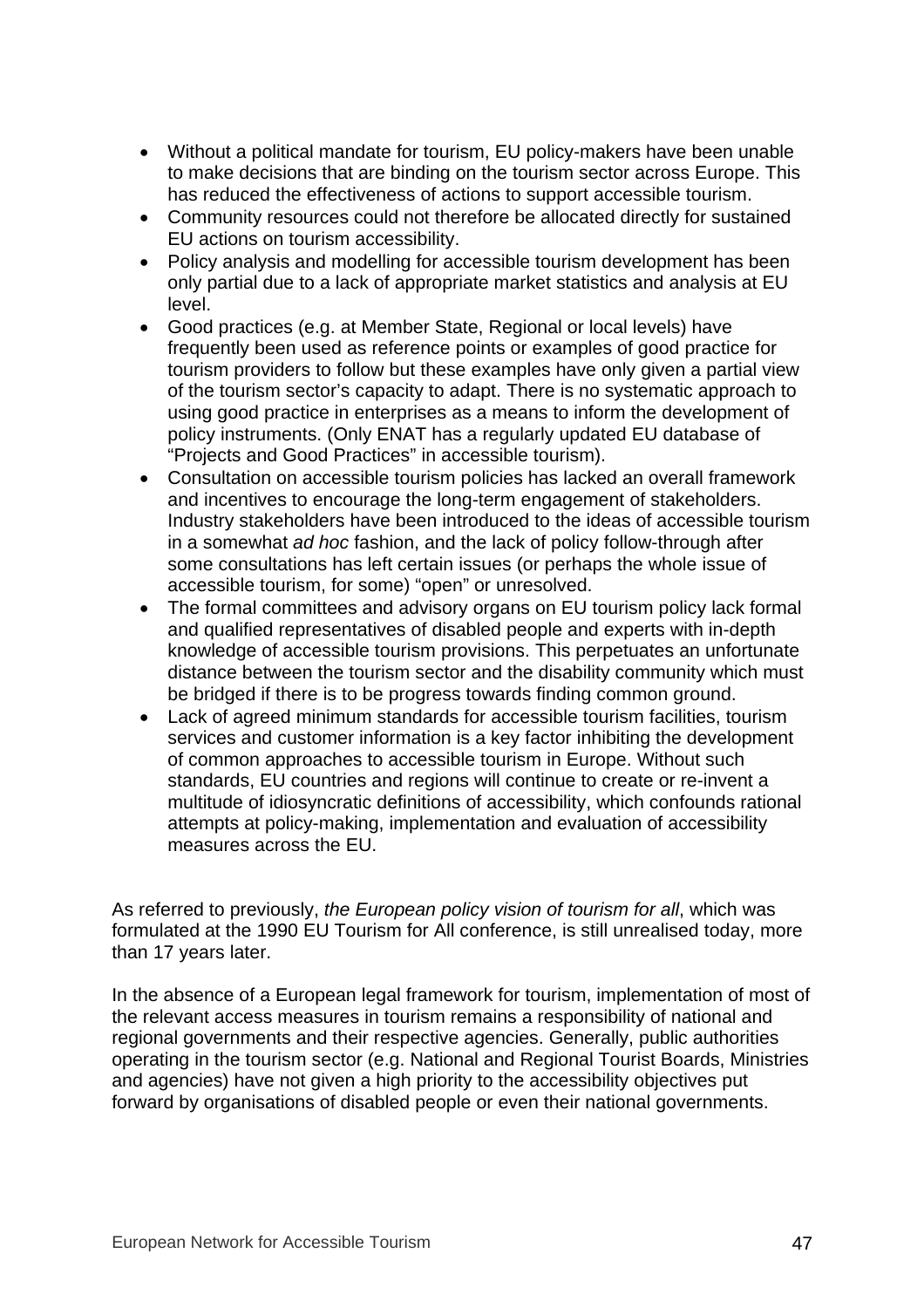- Without a political mandate for tourism, EU policy-makers have been unable to make decisions that are binding on the tourism sector across Europe. This has reduced the effectiveness of actions to support accessible tourism.
- Community resources could not therefore be allocated directly for sustained EU actions on tourism accessibility.
- Policy analysis and modelling for accessible tourism development has been only partial due to a lack of appropriate market statistics and analysis at EU level.
- Good practices (e.g. at Member State, Regional or local levels) have frequently been used as reference points or examples of good practice for tourism providers to follow but these examples have only given a partial view of the tourism sector's capacity to adapt. There is no systematic approach to using good practice in enterprises as a means to inform the development of policy instruments. (Only ENAT has a regularly updated EU database of "Projects and Good Practices" in accessible tourism).
- Consultation on accessible tourism policies has lacked an overall framework and incentives to encourage the long-term engagement of stakeholders. Industry stakeholders have been introduced to the ideas of accessible tourism in a somewhat *ad hoc* fashion, and the lack of policy follow-through after some consultations has left certain issues (or perhaps the whole issue of accessible tourism, for some) "open" or unresolved.
- The formal committees and advisory organs on EU tourism policy lack formal and qualified representatives of disabled people and experts with in-depth knowledge of accessible tourism provisions. This perpetuates an unfortunate distance between the tourism sector and the disability community which must be bridged if there is to be progress towards finding common ground.
- Lack of agreed minimum standards for accessible tourism facilities, tourism services and customer information is a key factor inhibiting the development of common approaches to accessible tourism in Europe. Without such standards, EU countries and regions will continue to create or re-invent a multitude of idiosyncratic definitions of accessibility, which confounds rational attempts at policy-making, implementation and evaluation of accessibility measures across the EU.

As referred to previously, *the European policy vision of tourism for all*, which was formulated at the 1990 EU Tourism for All conference, is still unrealised today, more than 17 years later.

In the absence of a European legal framework for tourism, implementation of most of the relevant access measures in tourism remains a responsibility of national and regional governments and their respective agencies. Generally, public authorities operating in the tourism sector (e.g. National and Regional Tourist Boards, Ministries and agencies) have not given a high priority to the accessibility objectives put forward by organisations of disabled people or even their national governments.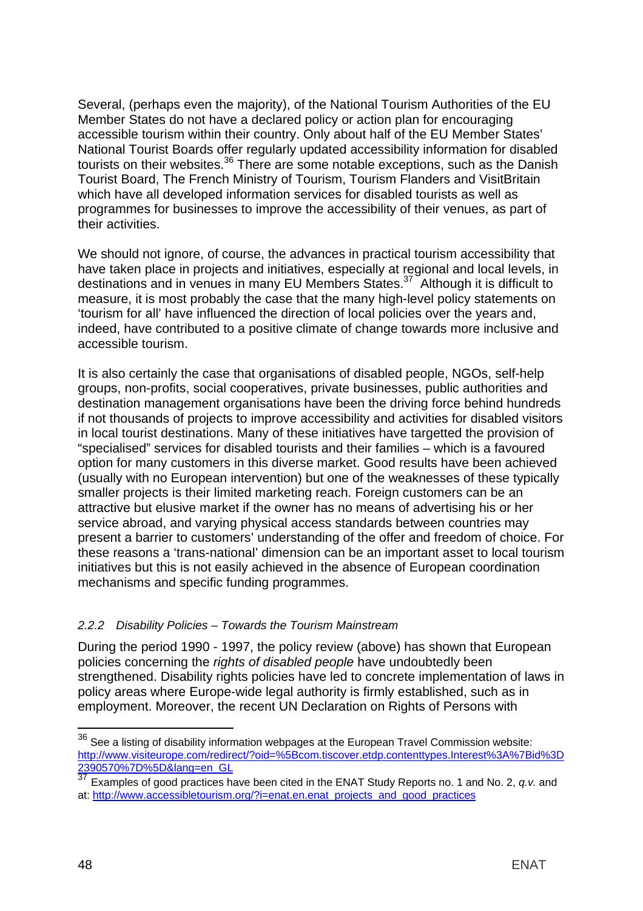Several, (perhaps even the majority), of the National Tourism Authorities of the EU Member States do not have a declared policy or action plan for encouraging accessible tourism within their country. Only about half of the EU Member States' National Tourist Boards offer regularly updated accessibility information for disabled tourists on their websites.[36] There are some notable exceptions, such as the Danish Tourist Board, The French Ministry of Tourism, Tourism Flanders and VisitBritain which have all developed information services for disabled tourists as well as programmes for businesses to improve the accessibility of their venues, as part of their activities.

We should not ignore, of course, the advances in practical tourism accessibility that have taken place in projects and initiatives, especially at regional and local levels, in destinations and in venues in many EU Members States.[37] Although it is difficult to measure, it is most probably the case that the many high-level policy statements on 'tourism for all' have influenced the direction of local policies over the years and, indeed, have contributed to a positive climate of change towards more inclusive and accessible tourism.

It is also certainly the case that organisations of disabled people, NGOs, self-help groups, non-profits, social cooperatives, private businesses, public authorities and destination management organisations have been the driving force behind hundreds if not thousands of projects to improve accessibility and activities for disabled visitors in local tourist destinations. Many of these initiatives have targetted the provision of "specialised" services for disabled tourists and their families – which is a favoured option for many customers in this diverse market. Good results have been achieved (usually with no European intervention) but one of the weaknesses of these typically smaller projects is their limited marketing reach. Foreign customers can be an attractive but elusive market if the owner has no means of advertising his or her service abroad, and varying physical access standards between countries may present a barrier to customers' understanding of the offer and freedom of choice. For these reasons a 'trans-national' dimension can be an important asset to local tourism initiatives but this is not easily achieved in the absence of European coordination mechanisms and specific funding programmes.

### *2.2.2 Disability Policies – Towards the Tourism Mainstream*

During the period 1990 - 1997, the policy review (above) has shown that European policies concerning the *rights of disabled people* have undoubtedly been strengthened. Disability rights policies have led to concrete implementation of laws in policy areas where Europe-wide legal authority is firmly established, such as in employment. Moreover, the recent UN Declaration on Rights of Persons with

---

[36] See a listing of disability information webpages at the European Travel Commission website: http://www.visiteurope.com/redirect/?oid=%5Bcom.tiscover.etdp.contenttypes.Interest%3A%7Bid%3D2390570%7D%5D&lang=en_GL

[37] Examples of good practices have been cited in the ENAT Study Reports no. 1 and No. 2, *q.v.* and at: http://www.accessibletourism.org/?i=enat.en.enat_projects_and_good_practices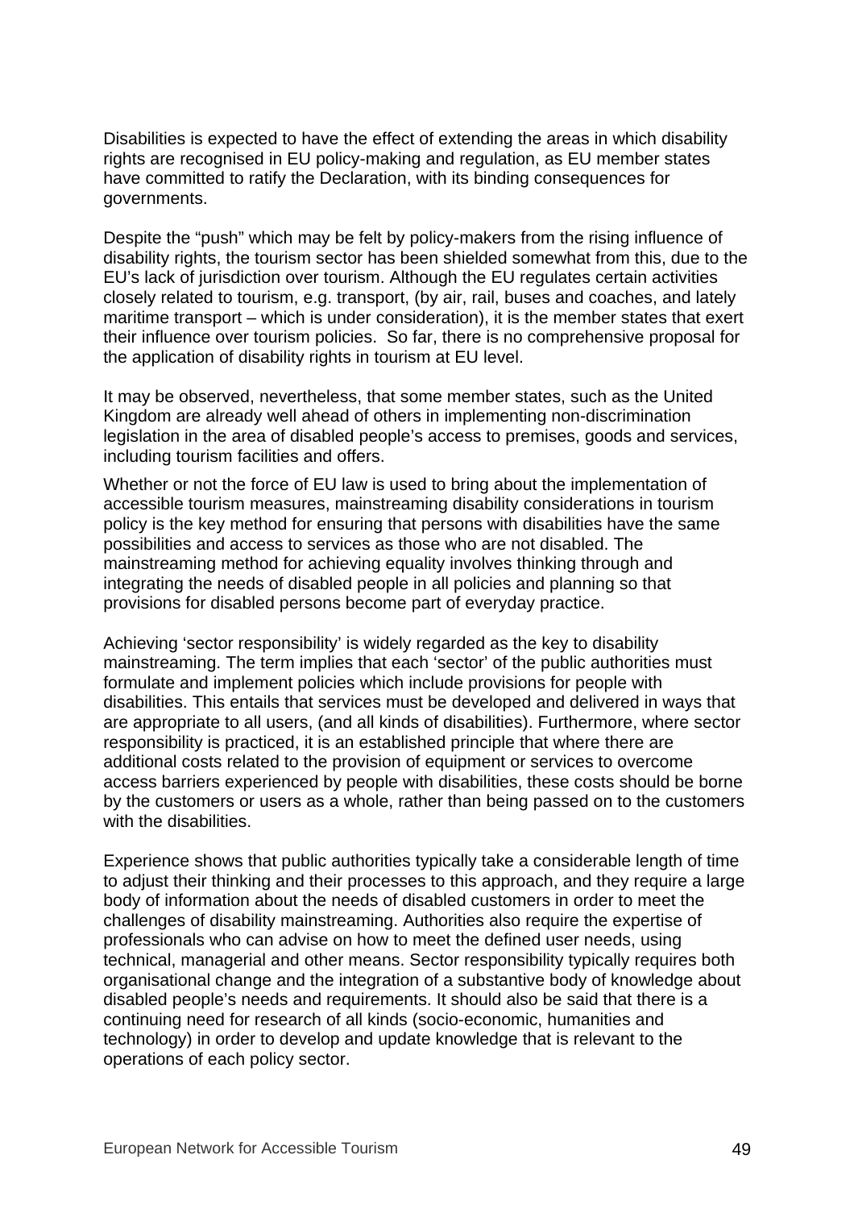Disabilities is expected to have the effect of extending the areas in which disability rights are recognised in EU policy-making and regulation, as EU member states have committed to ratify the Declaration, with its binding consequences for governments.

Despite the "push" which may be felt by policy-makers from the rising influence of disability rights, the tourism sector has been shielded somewhat from this, due to the EU's lack of jurisdiction over tourism. Although the EU regulates certain activities closely related to tourism, e.g. transport, (by air, rail, buses and coaches, and lately maritime transport – which is under consideration), it is the member states that exert their influence over tourism policies. So far, there is no comprehensive proposal for the application of disability rights in tourism at EU level.

It may be observed, nevertheless, that some member states, such as the United Kingdom are already well ahead of others in implementing non-discrimination legislation in the area of disabled people's access to premises, goods and services, including tourism facilities and offers.

Whether or not the force of EU law is used to bring about the implementation of accessible tourism measures, mainstreaming disability considerations in tourism policy is the key method for ensuring that persons with disabilities have the same possibilities and access to services as those who are not disabled. The mainstreaming method for achieving equality involves thinking through and integrating the needs of disabled people in all policies and planning so that provisions for disabled persons become part of everyday practice.

Achieving 'sector responsibility' is widely regarded as the key to disability mainstreaming. The term implies that each 'sector' of the public authorities must formulate and implement policies which include provisions for people with disabilities. This entails that services must be developed and delivered in ways that are appropriate to all users, (and all kinds of disabilities). Furthermore, where sector responsibility is practiced, it is an established principle that where there are additional costs related to the provision of equipment or services to overcome access barriers experienced by people with disabilities, these costs should be borne by the customers or users as a whole, rather than being passed on to the customers with the disabilities.

Experience shows that public authorities typically take a considerable length of time to adjust their thinking and their processes to this approach, and they require a large body of information about the needs of disabled customers in order to meet the challenges of disability mainstreaming. Authorities also require the expertise of professionals who can advise on how to meet the defined user needs, using technical, managerial and other means. Sector responsibility typically requires both organisational change and the integration of a substantive body of knowledge about disabled people's needs and requirements. It should also be said that there is a continuing need for research of all kinds (socio-economic, humanities and technology) in order to develop and update knowledge that is relevant to the operations of each policy sector.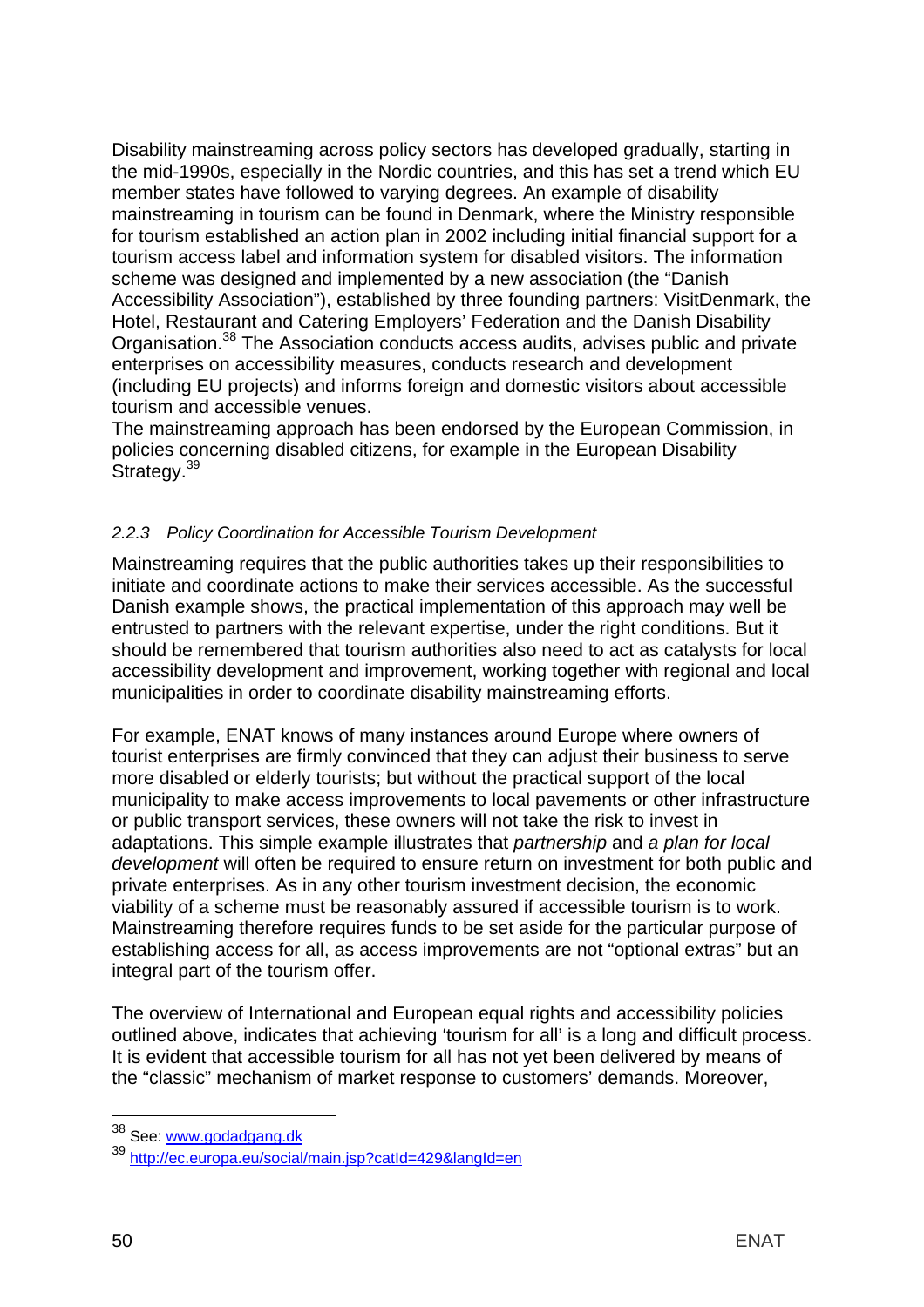Disability mainstreaming across policy sectors has developed gradually, starting in the mid-1990s, especially in the Nordic countries, and this has set a trend which EU member states have followed to varying degrees. An example of disability mainstreaming in tourism can be found in Denmark, where the Ministry responsible for tourism established an action plan in 2002 including initial financial support for a tourism access label and information system for disabled visitors. The information scheme was designed and implemented by a new association (the "Danish Accessibility Association"), established by three founding partners: VisitDenmark, the Hotel, Restaurant and Catering Employers' Federation and the Danish Disability Organisation.[38] The Association conducts access audits, advises public and private enterprises on accessibility measures, conducts research and development (including EU projects) and informs foreign and domestic visitors about accessible tourism and accessible venues.
The mainstreaming approach has been endorsed by the European Commission, in policies concerning disabled citizens, for example in the European Disability Strategy.[39]

### 2.2.3 Policy Coordination for Accessible Tourism Development

Mainstreaming requires that the public authorities takes up their responsibilities to initiate and coordinate actions to make their services accessible. As the successful Danish example shows, the practical implementation of this approach may well be entrusted to partners with the relevant expertise, under the right conditions. But it should be remembered that tourism authorities also need to act as catalysts for local accessibility development and improvement, working together with regional and local municipalities in order to coordinate disability mainstreaming efforts.

For example, ENAT knows of many instances around Europe where owners of tourist enterprises are firmly convinced that they can adjust their business to serve more disabled or elderly tourists; but without the practical support of the local municipality to make access improvements to local pavements or other infrastructure or public transport services, these owners will not take the risk to invest in adaptations. This simple example illustrates that *partnership* and *a plan for local development* will often be required to ensure return on investment for both public and private enterprises. As in any other tourism investment decision, the economic viability of a scheme must be reasonably assured if accessible tourism is to work. Mainstreaming therefore requires funds to be set aside for the particular purpose of establishing access for all, as access improvements are not "optional extras" but an integral part of the tourism offer.

The overview of International and European equal rights and accessibility policies outlined above, indicates that achieving 'tourism for all' is a long and difficult process. It is evident that accessible tourism for all has not yet been delivered by means of the "classic" mechanism of market response to customers' demands. Moreover,

---

[38] See: www.godadgang.dk

[39] http://ec.europa.eu/social/main.jsp?catId=429&langId=en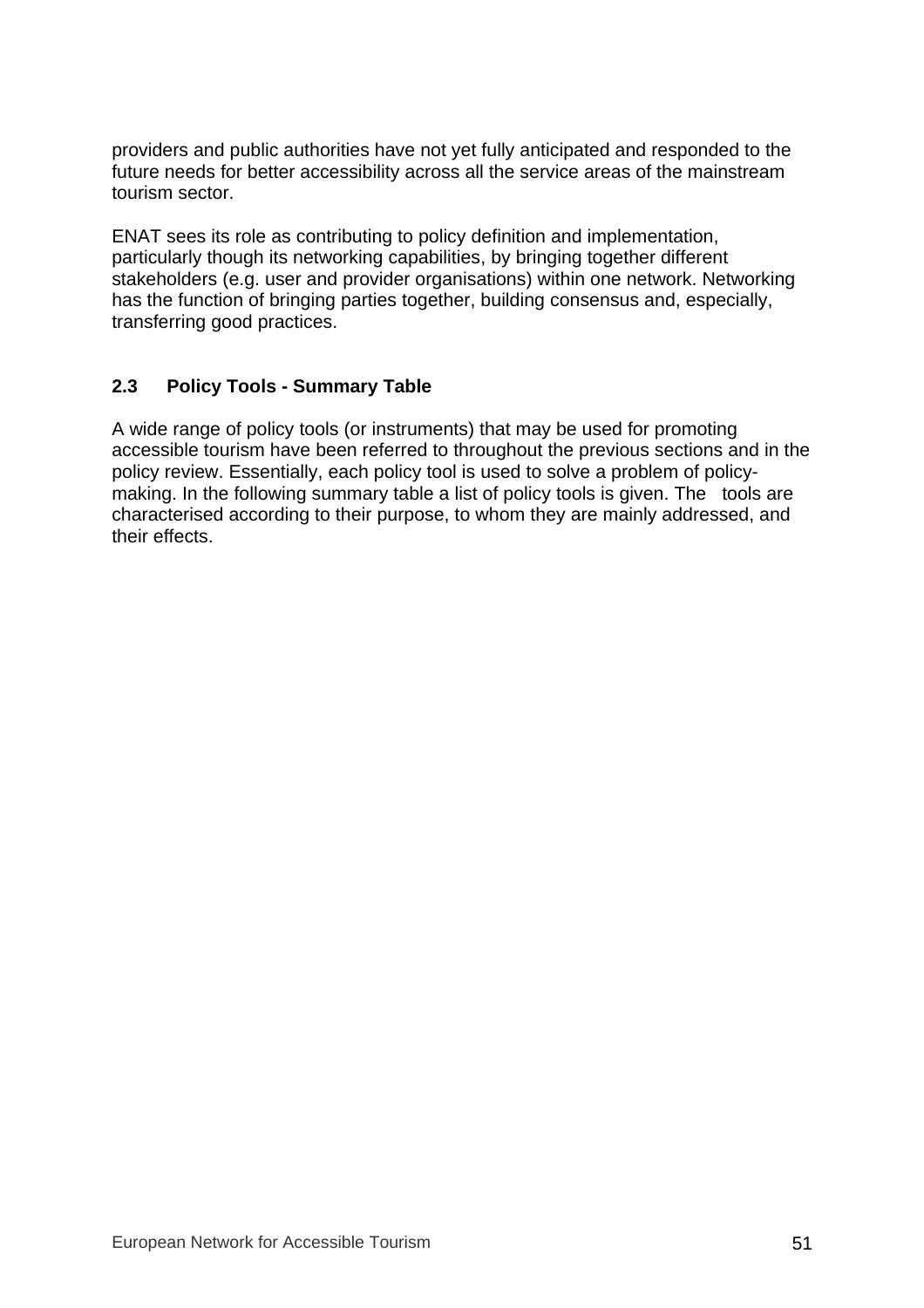providers and public authorities have not yet fully anticipated and responded to the future needs for better accessibility across all the service areas of the mainstream tourism sector.

ENAT sees its role as contributing to policy definition and implementation, particularly though its networking capabilities, by bringing together different stakeholders (e.g. user and provider organisations) within one network. Networking has the function of bringing parties together, building consensus and, especially, transferring good practices.

### 2.3 Policy Tools - Summary Table

A wide range of policy tools (or instruments) that may be used for promoting accessible tourism have been referred to throughout the previous sections and in the policy review. Essentially, each policy tool is used to solve a problem of policy-making. In the following summary table a list of policy tools is given. The tools are characterised according to their purpose, to whom they are mainly addressed, and their effects.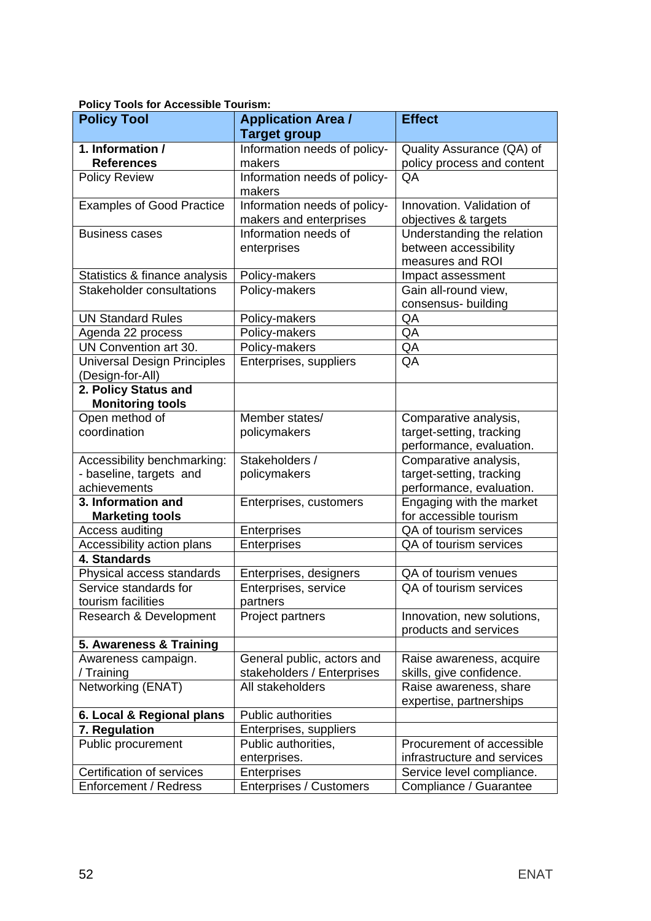**Policy Tools for Accessible Tourism:**

| Policy Tool | Application Area / Target group | Effect |
|---|---|---|
| **1. Information / References** | Information needs of policy-makers | Quality Assurance (QA) of policy process and content |
| Policy Review | Information needs of policy-makers | QA |
| Examples of Good Practice | Information needs of policy-makers and enterprises | Innovation. Validation of objectives & targets |
| Business cases | Information needs of enterprises | Understanding the relation between accessibility measures and ROI |
| Statistics & finance analysis | Policy-makers | Impact assessment |
| Stakeholder consultations | Policy-makers | Gain all-round view, consensus- building |
| UN Standard Rules | Policy-makers | QA |
| Agenda 22 process | Policy-makers | QA |
| UN Convention art 30. | Policy-makers | QA |
| Universal Design Principles (Design-for-All) | Enterprises, suppliers | QA |
| **2. Policy Status and Monitoring tools** | | |
| Open method of coordination | Member states/ policymakers | Comparative analysis, target-setting, tracking performance, evaluation. |
| Accessibility benchmarking: - baseline, targets and achievements | Stakeholders / policymakers | Comparative analysis, target-setting, tracking performance, evaluation. |
| **3. Information and Marketing tools** | Enterprises, customers | Engaging with the market for accessible tourism |
| Access auditing | Enterprises | QA of tourism services |
| Accessibility action plans | Enterprises | QA of tourism services |
| **4. Standards** | | |
| Physical access standards | Enterprises, designers | QA of tourism venues |
| Service standards for tourism facilities | Enterprises, service partners | QA of tourism services |
| Research & Development | Project partners | Innovation, new solutions, products and services |
| **5. Awareness & Training** | | |
| Awareness campaign. / Training | General public, actors and stakeholders / Enterprises | Raise awareness, acquire skills, give confidence. |
| Networking (ENAT) | All stakeholders | Raise awareness, share expertise, partnerships |
| **6. Local & Regional plans** | Public authorities | |
| **7. Regulation** | Enterprises, suppliers | |
| Public procurement | Public authorities, enterprises. | Procurement of accessible infrastructure and services |
| Certification of services | Enterprises | Service level compliance. |
| Enforcement / Redress | Enterprises / Customers | Compliance / Guarantee |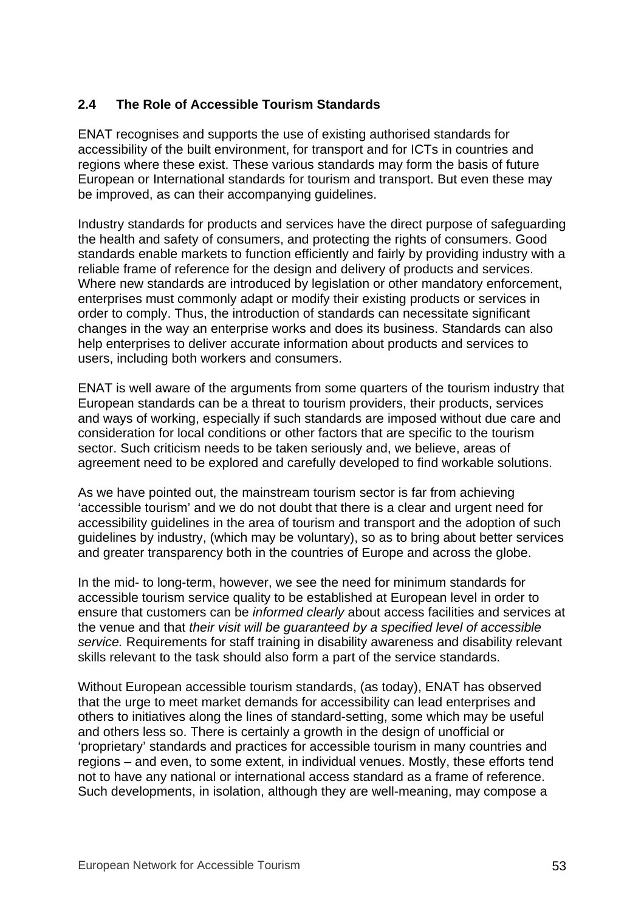## 2.4 The Role of Accessible Tourism Standards

ENAT recognises and supports the use of existing authorised standards for accessibility of the built environment, for transport and for ICTs in countries and regions where these exist. These various standards may form the basis of future European or International standards for tourism and transport. But even these may be improved, as can their accompanying guidelines.

Industry standards for products and services have the direct purpose of safeguarding the health and safety of consumers, and protecting the rights of consumers. Good standards enable markets to function efficiently and fairly by providing industry with a reliable frame of reference for the design and delivery of products and services. Where new standards are introduced by legislation or other mandatory enforcement, enterprises must commonly adapt or modify their existing products or services in order to comply. Thus, the introduction of standards can necessitate significant changes in the way an enterprise works and does its business. Standards can also help enterprises to deliver accurate information about products and services to users, including both workers and consumers.

ENAT is well aware of the arguments from some quarters of the tourism industry that European standards can be a threat to tourism providers, their products, services and ways of working, especially if such standards are imposed without due care and consideration for local conditions or other factors that are specific to the tourism sector. Such criticism needs to be taken seriously and, we believe, areas of agreement need to be explored and carefully developed to find workable solutions.

As we have pointed out, the mainstream tourism sector is far from achieving 'accessible tourism' and we do not doubt that there is a clear and urgent need for accessibility guidelines in the area of tourism and transport and the adoption of such guidelines by industry, (which may be voluntary), so as to bring about better services and greater transparency both in the countries of Europe and across the globe.

In the mid- to long-term, however, we see the need for minimum standards for accessible tourism service quality to be established at European level in order to ensure that customers can be *informed clearly* about access facilities and services at the venue and that *their visit will be guaranteed by a specified level of accessible service.* Requirements for staff training in disability awareness and disability relevant skills relevant to the task should also form a part of the service standards.

Without European accessible tourism standards, (as today), ENAT has observed that the urge to meet market demands for accessibility can lead enterprises and others to initiatives along the lines of standard-setting, some which may be useful and others less so. There is certainly a growth in the design of unofficial or 'proprietary' standards and practices for accessible tourism in many countries and regions – and even, to some extent, in individual venues. Mostly, these efforts tend not to have any national or international access standard as a frame of reference. Such developments, in isolation, although they are well-meaning, may compose a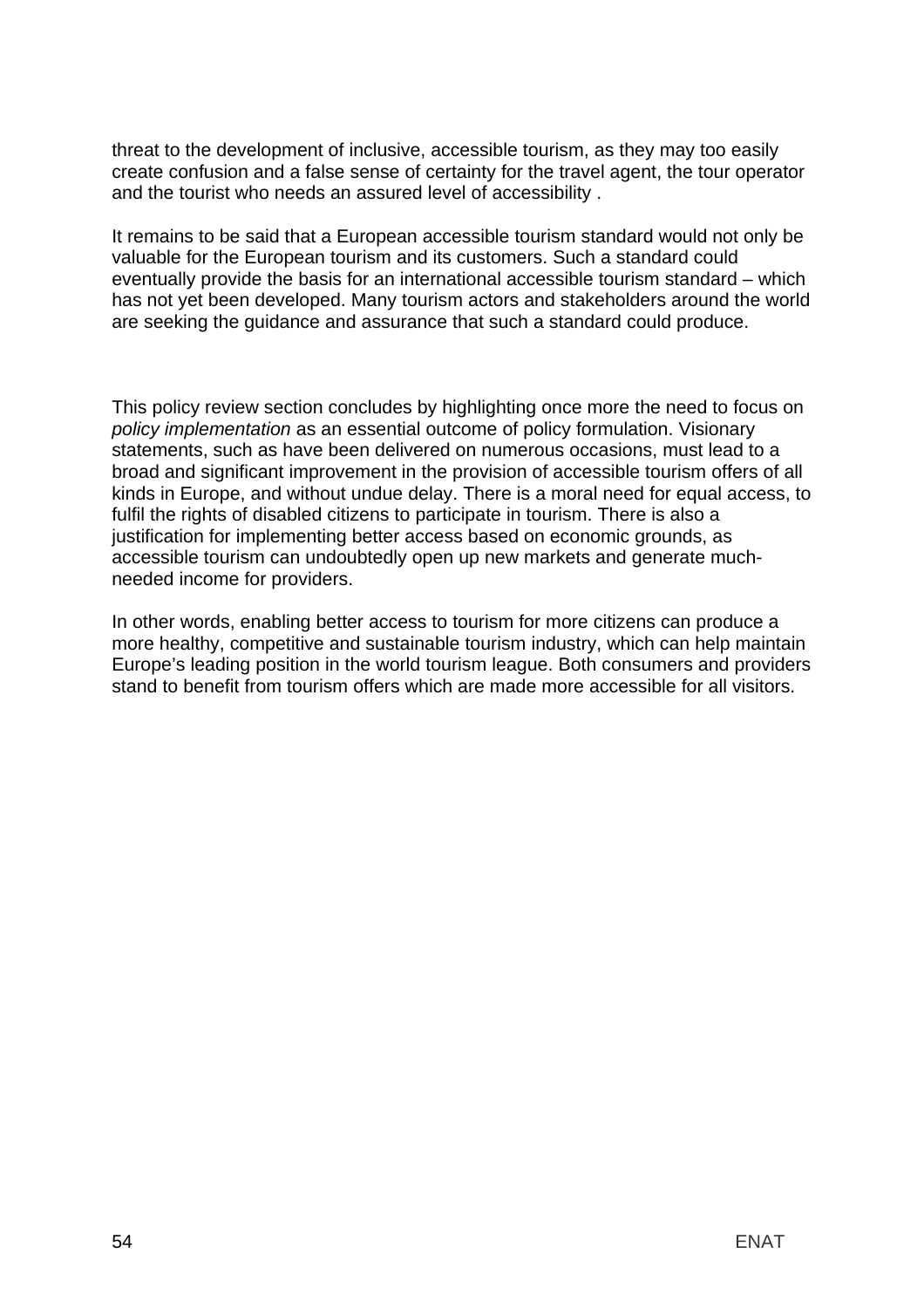threat to the development of inclusive, accessible tourism, as they may too easily create confusion and a false sense of certainty for the travel agent, the tour operator and the tourist who needs an assured level of accessibility .

It remains to be said that a European accessible tourism standard would not only be valuable for the European tourism and its customers. Such a standard could eventually provide the basis for an international accessible tourism standard – which has not yet been developed. Many tourism actors and stakeholders around the world are seeking the guidance and assurance that such a standard could produce.

This policy review section concludes by highlighting once more the need to focus on *policy implementation* as an essential outcome of policy formulation. Visionary statements, such as have been delivered on numerous occasions, must lead to a broad and significant improvement in the provision of accessible tourism offers of all kinds in Europe, and without undue delay. There is a moral need for equal access, to fulfil the rights of disabled citizens to participate in tourism. There is also a justification for implementing better access based on economic grounds, as accessible tourism can undoubtedly open up new markets and generate much-needed income for providers.

In other words, enabling better access to tourism for more citizens can produce a more healthy, competitive and sustainable tourism industry, which can help maintain Europe's leading position in the world tourism league. Both consumers and providers stand to benefit from tourism offers which are made more accessible for all visitors.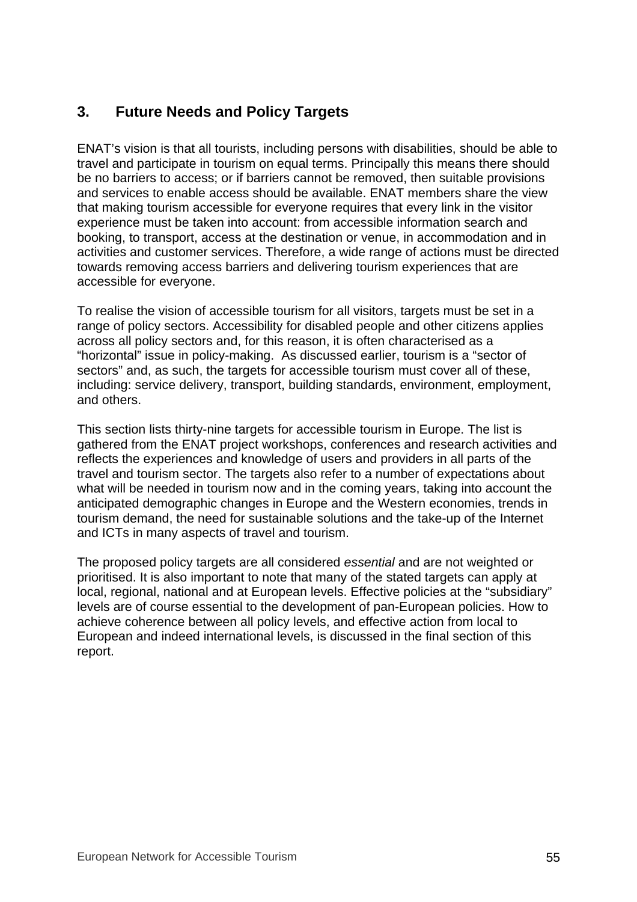## 3. Future Needs and Policy Targets

ENAT's vision is that all tourists, including persons with disabilities, should be able to travel and participate in tourism on equal terms. Principally this means there should be no barriers to access; or if barriers cannot be removed, then suitable provisions and services to enable access should be available. ENAT members share the view that making tourism accessible for everyone requires that every link in the visitor experience must be taken into account: from accessible information search and booking, to transport, access at the destination or venue, in accommodation and in activities and customer services. Therefore, a wide range of actions must be directed towards removing access barriers and delivering tourism experiences that are accessible for everyone.

To realise the vision of accessible tourism for all visitors, targets must be set in a range of policy sectors. Accessibility for disabled people and other citizens applies across all policy sectors and, for this reason, it is often characterised as a "horizontal" issue in policy-making. As discussed earlier, tourism is a "sector of sectors" and, as such, the targets for accessible tourism must cover all of these, including: service delivery, transport, building standards, environment, employment, and others.

This section lists thirty-nine targets for accessible tourism in Europe. The list is gathered from the ENAT project workshops, conferences and research activities and reflects the experiences and knowledge of users and providers in all parts of the travel and tourism sector. The targets also refer to a number of expectations about what will be needed in tourism now and in the coming years, taking into account the anticipated demographic changes in Europe and the Western economies, trends in tourism demand, the need for sustainable solutions and the take-up of the Internet and ICTs in many aspects of travel and tourism.

The proposed policy targets are all considered *essential* and are not weighted or prioritised. It is also important to note that many of the stated targets can apply at local, regional, national and at European levels. Effective policies at the "subsidiary" levels are of course essential to the development of pan-European policies. How to achieve coherence between all policy levels, and effective action from local to European and indeed international levels, is discussed in the final section of this report.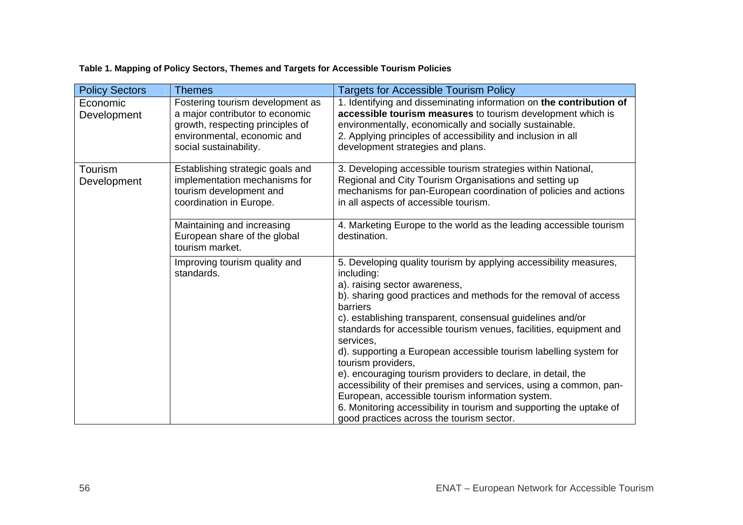**Table 1. Mapping of Policy Sectors, Themes and Targets for Accessible Tourism Policies**

| Policy Sectors | Themes | Targets for Accessible Tourism Policy |
|---|---|---|
| Economic Development | Fostering tourism development as a major contributor to economic growth, respecting principles of environmental, economic and social sustainability. | 1. Identifying and disseminating information on **the contribution of accessible tourism measures** to tourism development which is environmentally, economically and socially sustainable.<br>2. Applying principles of accessibility and inclusion in all development strategies and plans. |
| Tourism Development | Establishing strategic goals and implementation mechanisms for tourism development and coordination in Europe. | 3. Developing accessible tourism strategies within National, Regional and City Tourism Organisations and setting up mechanisms for pan-European coordination of policies and actions in all aspects of accessible tourism. |
| | Maintaining and increasing European share of the global tourism market. | 4. Marketing Europe to the world as the leading accessible tourism destination. |
| | Improving tourism quality and standards. | 5. Developing quality tourism by applying accessibility measures, including:<br>a). raising sector awareness,<br>b). sharing good practices and methods for the removal of access barriers<br>c). establishing transparent, consensual guidelines and/or standards for accessible tourism venues, facilities, equipment and services,<br>d). supporting a European accessible tourism labelling system for tourism providers,<br>e). encouraging tourism providers to declare, in detail, the accessibility of their premises and services, using a common, pan-European, accessible tourism information system.<br>6. Monitoring accessibility in tourism and supporting the uptake of good practices across the tourism sector. |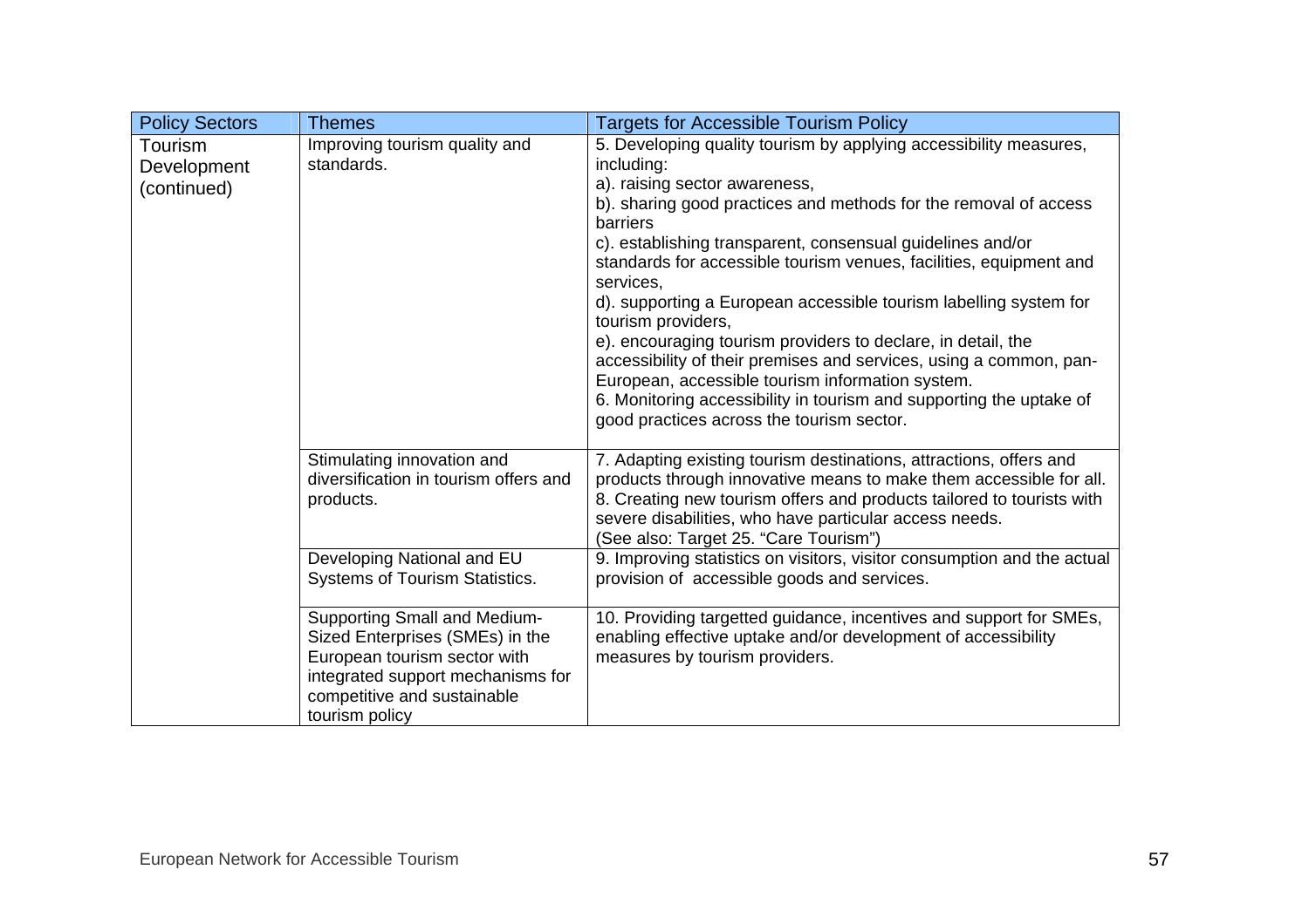| Policy Sectors | Themes | Targets for Accessible Tourism Policy |
|---|---|---|
| Tourism Development (continued) | Improving tourism quality and standards. | 5. Developing quality tourism by applying accessibility measures, including:<br>a). raising sector awareness,<br>b). sharing good practices and methods for the removal of access barriers<br>c). establishing transparent, consensual guidelines and/or standards for accessible tourism venues, facilities, equipment and services,<br>d). supporting a European accessible tourism labelling system for tourism providers,<br>e). encouraging tourism providers to declare, in detail, the accessibility of their premises and services, using a common, pan-European, accessible tourism information system.<br>6. Monitoring accessibility in tourism and supporting the uptake of good practices across the tourism sector. |
| | Stimulating innovation and diversification in tourism offers and products. | 7. Adapting existing tourism destinations, attractions, offers and products through innovative means to make them accessible for all.<br>8. Creating new tourism offers and products tailored to tourists with severe disabilities, who have particular access needs.<br>(See also: Target 25. "Care Tourism") |
| | Developing National and EU Systems of Tourism Statistics. | 9. Improving statistics on visitors, visitor consumption and the actual provision of accessible goods and services. |
| | Supporting Small and Medium-Sized Enterprises (SMEs) in the European tourism sector with integrated support mechanisms for competitive and sustainable tourism policy | 10. Providing targetted guidance, incentives and support for SMEs, enabling effective uptake and/or development of accessibility measures by tourism providers. |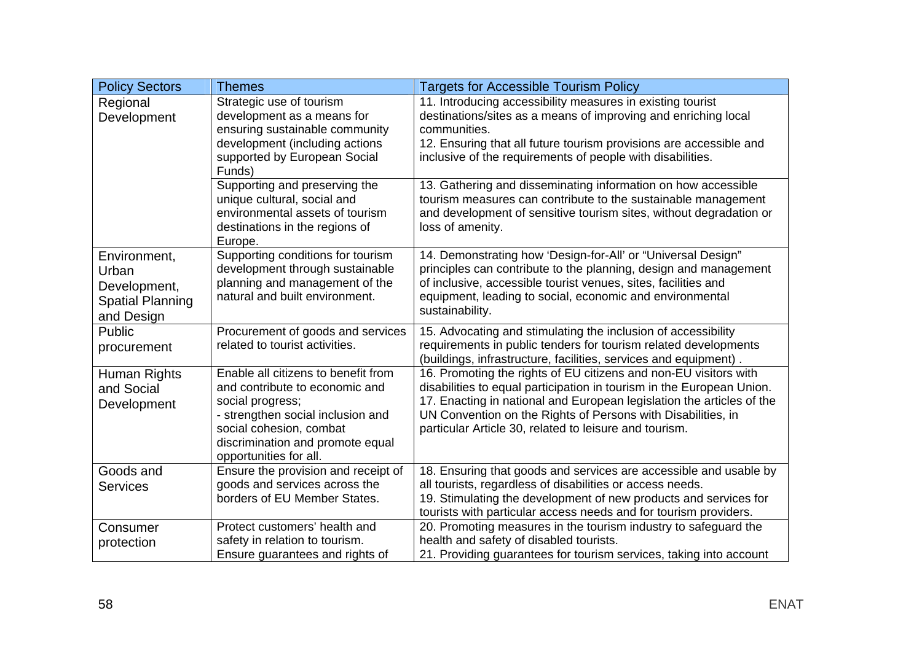| Policy Sectors | Themes | Targets for Accessible Tourism Policy |
|---|---|---|
| Regional Development | Strategic use of tourism development as a means for ensuring sustainable community development (including actions supported by European Social Funds) | 11. Introducing accessibility measures in existing tourist destinations/sites as a means of improving and enriching local communities.<br>12. Ensuring that all future tourism provisions are accessible and inclusive of the requirements of people with disabilities. |
| | Supporting and preserving the unique cultural, social and environmental assets of tourism destinations in the regions of Europe. | 13. Gathering and disseminating information on how accessible tourism measures can contribute to the sustainable management and development of sensitive tourism sites, without degradation or loss of amenity. |
| Environment, Urban Development, Spatial Planning and Design | Supporting conditions for tourism development through sustainable planning and management of the natural and built environment. | 14. Demonstrating how 'Design-for-All' or "Universal Design" principles can contribute to the planning, design and management of inclusive, accessible tourist venues, sites, facilities and equipment, leading to social, economic and environmental sustainability. |
| Public procurement | Procurement of goods and services related to tourist activities. | 15. Advocating and stimulating the inclusion of accessibility requirements in public tenders for tourism related developments (buildings, infrastructure, facilities, services and equipment) . |
| Human Rights and Social Development | Enable all citizens to benefit from and contribute to economic and social progress;<br>- strengthen social inclusion and social cohesion, combat discrimination and promote equal opportunities for all. | 16. Promoting the rights of EU citizens and non-EU visitors with disabilities to equal participation in tourism in the European Union.<br>17. Enacting in national and European legislation the articles of the UN Convention on the Rights of Persons with Disabilities, in particular Article 30, related to leisure and tourism. |
| Goods and Services | Ensure the provision and receipt of goods and services across the borders of EU Member States. | 18. Ensuring that goods and services are accessible and usable by all tourists, regardless of disabilities or access needs.<br>19. Stimulating the development of new products and services for tourists with particular access needs and for tourism providers. |
| Consumer protection | Protect customers' health and safety in relation to tourism.<br>Ensure guarantees and rights of | 20. Promoting measures in the tourism industry to safeguard the health and safety of disabled tourists.<br>21. Providing guarantees for tourism services, taking into account |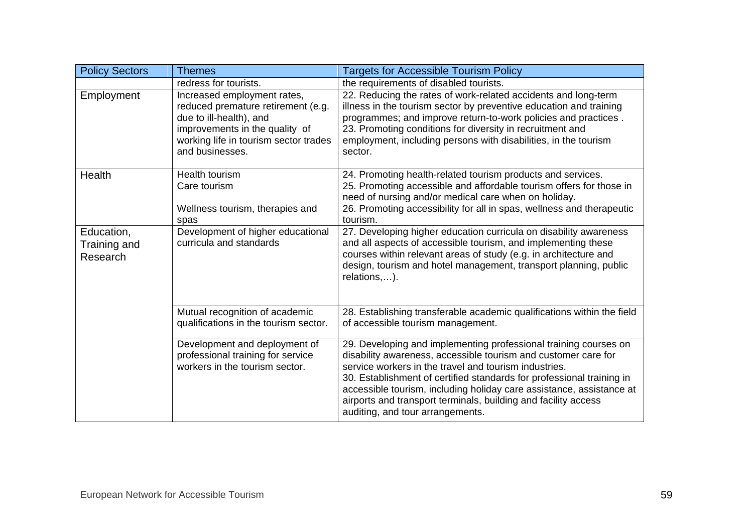| Policy Sectors | Themes | Targets for Accessible Tourism Policy |
|---|---|---|
| | redress for tourists. | the requirements of disabled tourists. |
| Employment | Increased employment rates, reduced premature retirement (e.g. due to ill-health), and improvements in the quality of working life in tourism sector trades and businesses. | 22. Reducing the rates of work-related accidents and long-term illness in the tourism sector by preventive education and training programmes; and improve return-to-work policies and practices . 23. Promoting conditions for diversity in recruitment and employment, including persons with disabilities, in the tourism sector. |
| Health | Health tourism<br>Care tourism<br><br>Wellness tourism, therapies and spas | 24. Promoting health-related tourism products and services.<br>25. Promoting accessible and affordable tourism offers for those in need of nursing and/or medical care when on holiday.<br>26. Promoting accessibility for all in spas, wellness and therapeutic tourism. |
| Education, Training and Research | Development of higher educational curricula and standards | 27. Developing higher education curricula on disability awareness and all aspects of accessible tourism, and implementing these courses within relevant areas of study (e.g. in architecture and design, tourism and hotel management, transport planning, public relations,…). |
| | Mutual recognition of academic qualifications in the tourism sector. | 28. Establishing transferable academic qualifications within the field of accessible tourism management. |
| | Development and deployment of professional training for service workers in the tourism sector. | 29. Developing and implementing professional training courses on disability awareness, accessible tourism and customer care for service workers in the travel and tourism industries.<br>30. Establishment of certified standards for professional training in accessible tourism, including holiday care assistance, assistance at airports and transport terminals, building and facility access auditing, and tour arrangements. |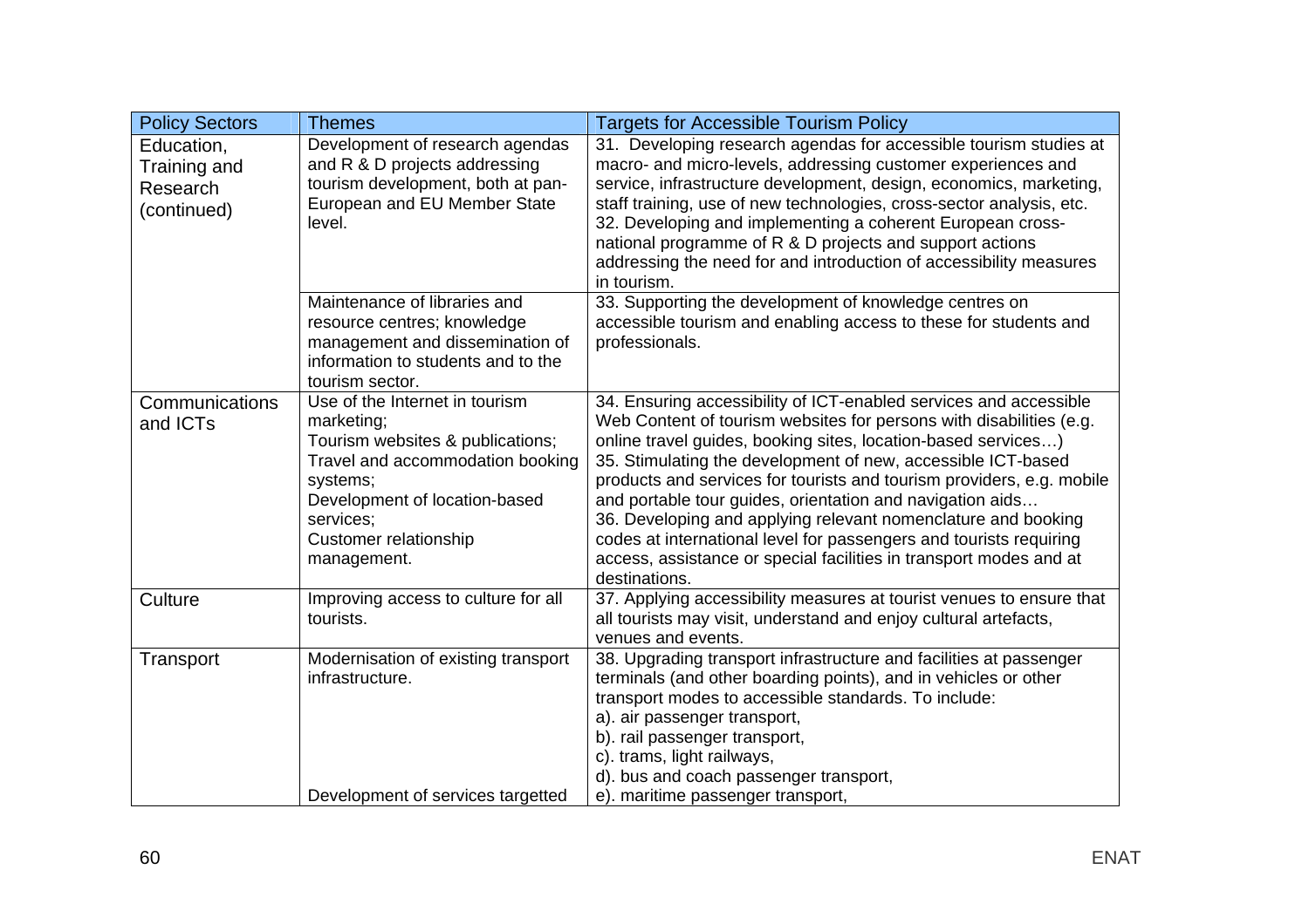| Policy Sectors | Themes | Targets for Accessible Tourism Policy |
|---|---|---|
| Education, Training and Research (continued) | Development of research agendas and R & D projects addressing tourism development, both at pan-European and EU Member State level. | 31. Developing research agendas for accessible tourism studies at macro- and micro-levels, addressing customer experiences and service, infrastructure development, design, economics, marketing, staff training, use of new technologies, cross-sector analysis, etc.<br>32. Developing and implementing a coherent European cross-national programme of R & D projects and support actions addressing the need for and introduction of accessibility measures in tourism. |
| | Maintenance of libraries and resource centres; knowledge management and dissemination of information to students and to the tourism sector. | 33. Supporting the development of knowledge centres on accessible tourism and enabling access to these for students and professionals. |
| Communications and ICTs | Use of the Internet in tourism marketing;<br>Tourism websites & publications;<br>Travel and accommodation booking systems;<br>Development of location-based services;<br>Customer relationship management. | 34. Ensuring accessibility of ICT-enabled services and accessible Web Content of tourism websites for persons with disabilities (e.g. online travel guides, booking sites, location-based services…)<br>35. Stimulating the development of new, accessible ICT-based products and services for tourists and tourism providers, e.g. mobile and portable tour guides, orientation and navigation aids…<br>36. Developing and applying relevant nomenclature and booking codes at international level for passengers and tourists requiring access, assistance or special facilities in transport modes and at destinations. |
| Culture | Improving access to culture for all tourists. | 37. Applying accessibility measures at tourist venues to ensure that all tourists may visit, understand and enjoy cultural artefacts, venues and events. |
| Transport | Modernisation of existing transport infrastructure.<br><br>Development of services targetted | 38. Upgrading transport infrastructure and facilities at passenger terminals (and other boarding points), and in vehicles or other transport modes to accessible standards. To include:<br>a). air passenger transport,<br>b). rail passenger transport,<br>c). trams, light railways,<br>d). bus and coach passenger transport,<br>e). maritime passenger transport, |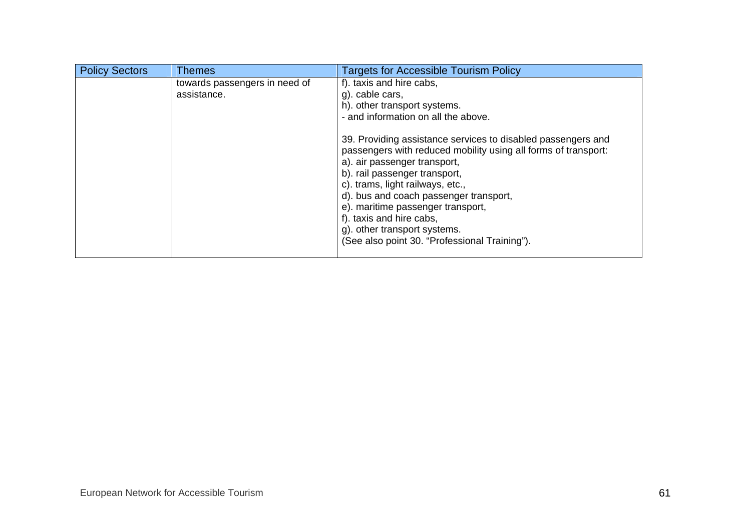| Policy Sectors | Themes | Targets for Accessible Tourism Policy |
|---|---|---|
| | towards passengers in need of assistance. | f). taxis and hire cabs,<br>g). cable cars,<br>h). other transport systems.<br>- and information on all the above.<br><br>39. Providing assistance services to disabled passengers and passengers with reduced mobility using all forms of transport:<br>a). air passenger transport,<br>b). rail passenger transport,<br>c). trams, light railways, etc.,<br>d). bus and coach passenger transport,<br>e). maritime passenger transport,<br>f). taxis and hire cabs,<br>g). other transport systems.<br>(See also point 30. “Professional Training”). |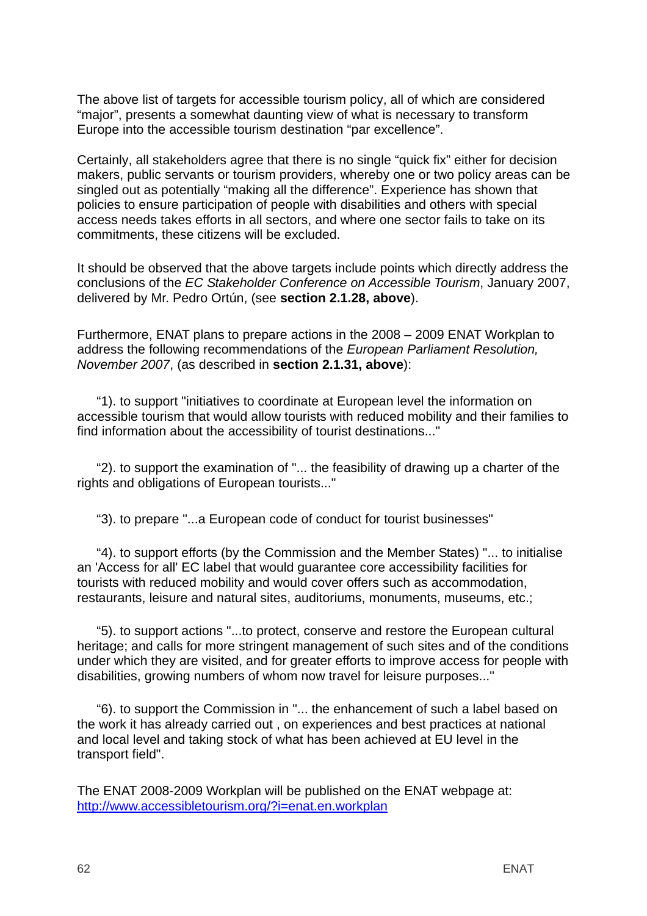The above list of targets for accessible tourism policy, all of which are considered “major”, presents a somewhat daunting view of what is necessary to transform Europe into the accessible tourism destination “par excellence”.

Certainly, all stakeholders agree that there is no single “quick fix” either for decision makers, public servants or tourism providers, whereby one or two policy areas can be singled out as potentially “making all the difference”. Experience has shown that policies to ensure participation of people with disabilities and others with special access needs takes efforts in all sectors, and where one sector fails to take on its commitments, these citizens will be excluded.

It should be observed that the above targets include points which directly address the conclusions of the *EC Stakeholder Conference on Accessible Tourism*, January 2007, delivered by Mr. Pedro Ortún, (see **section 2.1.28, above**).

Furthermore, ENAT plans to prepare actions in the 2008 – 2009 ENAT Workplan to address the following recommendations of the *European Parliament Resolution, November 2007*, (as described in **section 2.1.31, above**):

“1). to support "initiatives to coordinate at European level the information on accessible tourism that would allow tourists with reduced mobility and their families to find information about the accessibility of tourist destinations..."

“2). to support the examination of "... the feasibility of drawing up a charter of the rights and obligations of European tourists..."

“3). to prepare "...a European code of conduct for tourist businesses"

“4). to support efforts (by the Commission and the Member States) "... to initialise an 'Access for all' EC label that would guarantee core accessibility facilities for tourists with reduced mobility and would cover offers such as accommodation, restaurants, leisure and natural sites, auditoriums, monuments, museums, etc.;

“5). to support actions "...to protect, conserve and restore the European cultural heritage; and calls for more stringent management of such sites and of the conditions under which they are visited, and for greater efforts to improve access for people with disabilities, growing numbers of whom now travel for leisure purposes..."

“6). to support the Commission in "... the enhancement of such a label based on the work it has already carried out , on experiences and best practices at national and local level and taking stock of what has been achieved at EU level in the transport field".

The ENAT 2008-2009 Workplan will be published on the ENAT webpage at: [http://www.accessibletourism.org/?i=enat.en.workplan](http://www.accessibletourism.org/?i=enat.en.workplan)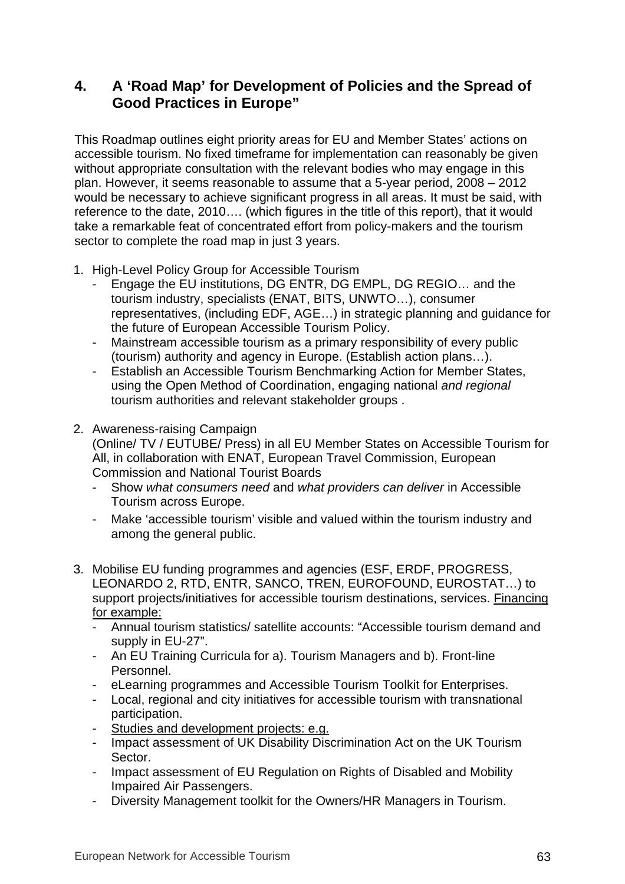## 4. A 'Road Map' for Development of Policies and the Spread of Good Practices in Europe"

This Roadmap outlines eight priority areas for EU and Member States' actions on accessible tourism. No fixed timeframe for implementation can reasonably be given without appropriate consultation with the relevant bodies who may engage in this plan. However, it seems reasonable to assume that a 5-year period, 2008 – 2012 would be necessary to achieve significant progress in all areas. It must be said, with reference to the date, 2010…. (which figures in the title of this report), that it would take a remarkable feat of concentrated effort from policy-makers and the tourism sector to complete the road map in just 3 years.

1. High-Level Policy Group for Accessible Tourism
   - Engage the EU institutions, DG ENTR, DG EMPL, DG REGIO… and the tourism industry, specialists (ENAT, BITS, UNWTO…), consumer representatives, (including EDF, AGE…) in strategic planning and guidance for the future of European Accessible Tourism Policy.
   - Mainstream accessible tourism as a primary responsibility of every public (tourism) authority and agency in Europe. (Establish action plans…).
   - Establish an Accessible Tourism Benchmarking Action for Member States, using the Open Method of Coordination, engaging national *and regional* tourism authorities and relevant stakeholder groups .

2. Awareness-raising Campaign
   (Online/ TV / EUTUBE/ Press) in all EU Member States on Accessible Tourism for All, in collaboration with ENAT, European Travel Commission, European Commission and National Tourist Boards
   - Show *what consumers need* and *what providers can deliver* in Accessible Tourism across Europe.
   - Make 'accessible tourism' visible and valued within the tourism industry and among the general public.

3. Mobilise EU funding programmes and agencies (ESF, ERDF, PROGRESS, LEONARDO 2, RTD, ENTR, SANCO, TREN, EUROFOUND, EUROSTAT…) to support projects/initiatives for accessible tourism destinations, services. <u>Financing for example:</u>
   - Annual tourism statistics/ satellite accounts: "Accessible tourism demand and supply in EU-27".
   - An EU Training Curricula for a). Tourism Managers and b). Front-line Personnel.
   - eLearning programmes and Accessible Tourism Toolkit for Enterprises.
   - Local, regional and city initiatives for accessible tourism with transnational participation.
   - <u>Studies and development projects: e.g.</u>
   - Impact assessment of UK Disability Discrimination Act on the UK Tourism Sector.
   - Impact assessment of EU Regulation on Rights of Disabled and Mobility Impaired Air Passengers.
   - Diversity Management toolkit for the Owners/HR Managers in Tourism.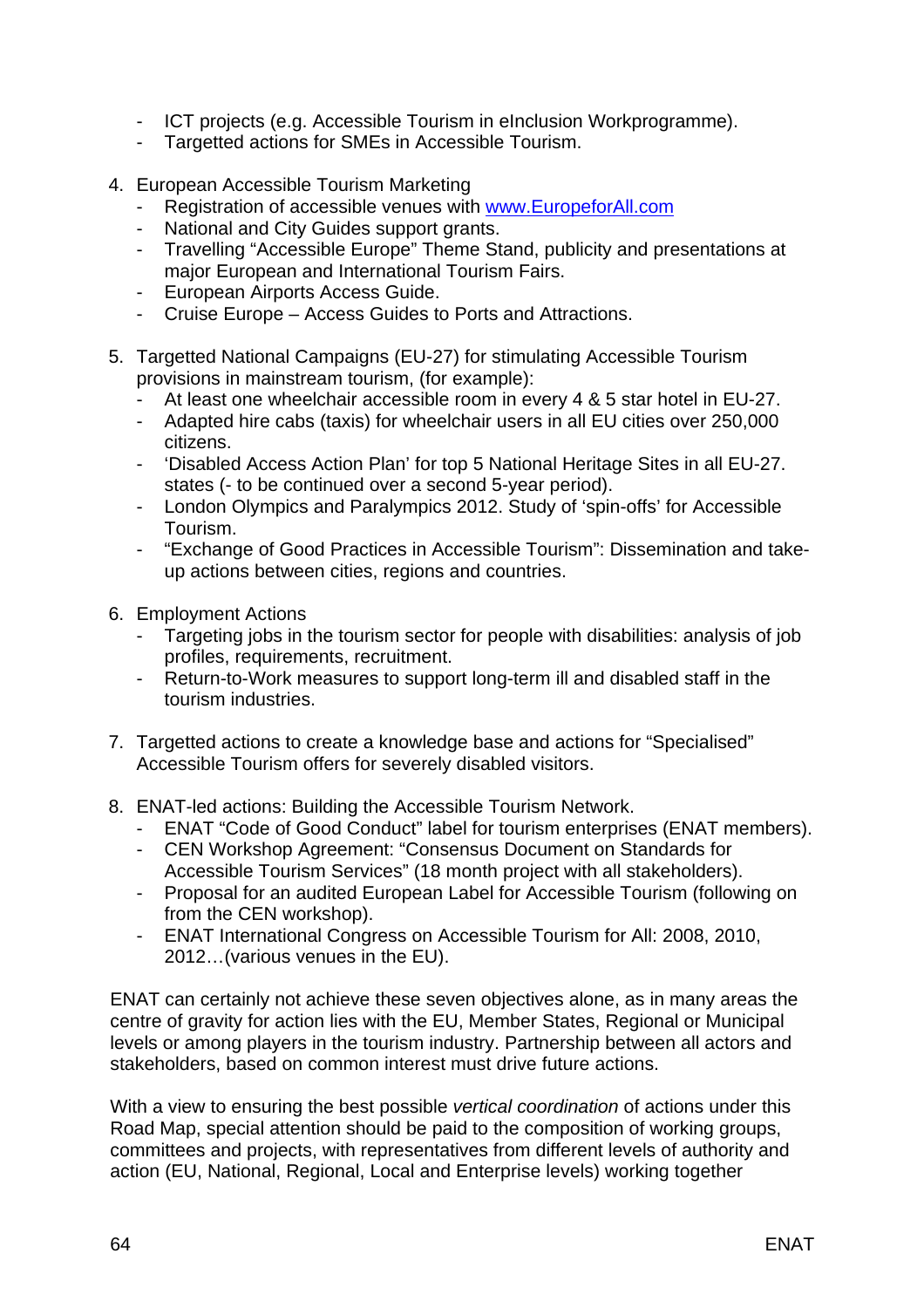- ICT projects (e.g. Accessible Tourism in eInclusion Workprogramme).
- Targetted actions for SMEs in Accessible Tourism.

4. European Accessible Tourism Marketing
    - Registration of accessible venues with www.EuropeforAll.com
    - National and City Guides support grants.
    - Travelling "Accessible Europe" Theme Stand, publicity and presentations at major European and International Tourism Fairs.
    - European Airports Access Guide.
    - Cruise Europe – Access Guides to Ports and Attractions.

5. Targetted National Campaigns (EU-27) for stimulating Accessible Tourism provisions in mainstream tourism, (for example):
    - At least one wheelchair accessible room in every 4 & 5 star hotel in EU-27.
    - Adapted hire cabs (taxis) for wheelchair users in all EU cities over 250,000 citizens.
    - 'Disabled Access Action Plan' for top 5 National Heritage Sites in all EU-27. states (- to be continued over a second 5-year period).
    - London Olympics and Paralympics 2012. Study of 'spin-offs' for Accessible Tourism.
    - "Exchange of Good Practices in Accessible Tourism": Dissemination and take-up actions between cities, regions and countries.

6. Employment Actions
    - Targeting jobs in the tourism sector for people with disabilities: analysis of job profiles, requirements, recruitment.
    - Return-to-Work measures to support long-term ill and disabled staff in the tourism industries.

7. Targetted actions to create a knowledge base and actions for "Specialised" Accessible Tourism offers for severely disabled visitors.

8. ENAT-led actions: Building the Accessible Tourism Network.
    - ENAT "Code of Good Conduct" label for tourism enterprises (ENAT members).
    - CEN Workshop Agreement: "Consensus Document on Standards for Accessible Tourism Services" (18 month project with all stakeholders).
    - Proposal for an audited European Label for Accessible Tourism (following on from the CEN workshop).
    - ENAT International Congress on Accessible Tourism for All: 2008, 2010, 2012…(various venues in the EU).

ENAT can certainly not achieve these seven objectives alone, as in many areas the centre of gravity for action lies with the EU, Member States, Regional or Municipal levels or among players in the tourism industry. Partnership between all actors and stakeholders, based on common interest must drive future actions.

With a view to ensuring the best possible *vertical coordination* of actions under this Road Map, special attention should be paid to the composition of working groups, committees and projects, with representatives from different levels of authority and action (EU, National, Regional, Local and Enterprise levels) working together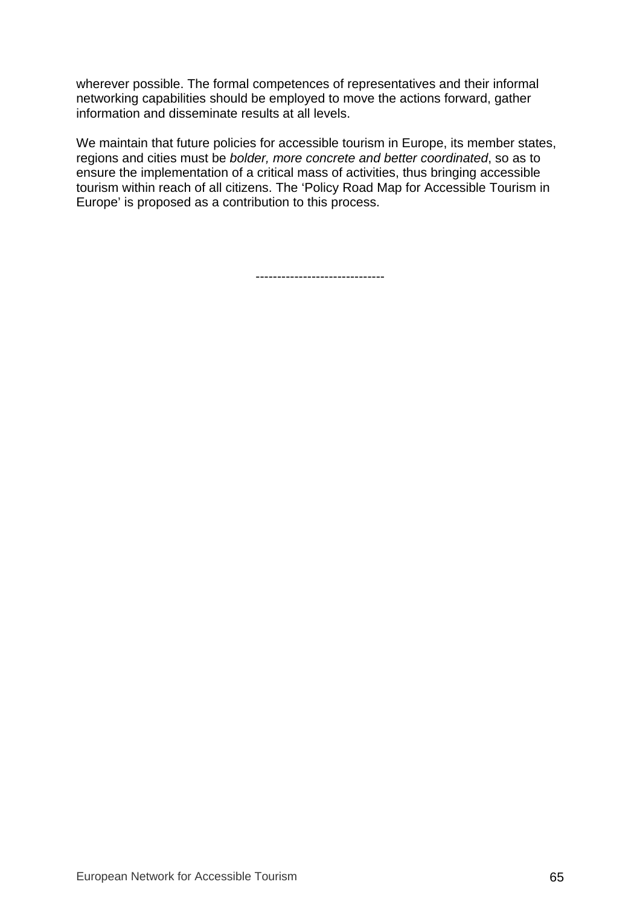wherever possible. The formal competences of representatives and their informal networking capabilities should be employed to move the actions forward, gather information and disseminate results at all levels.

We maintain that future policies for accessible tourism in Europe, its member states, regions and cities must be *bolder, more concrete and better coordinated*, so as to ensure the implementation of a critical mass of activities, thus bringing accessible tourism within reach of all citizens. The 'Policy Road Map for Accessible Tourism in Europe' is proposed as a contribution to this process.

------------------------------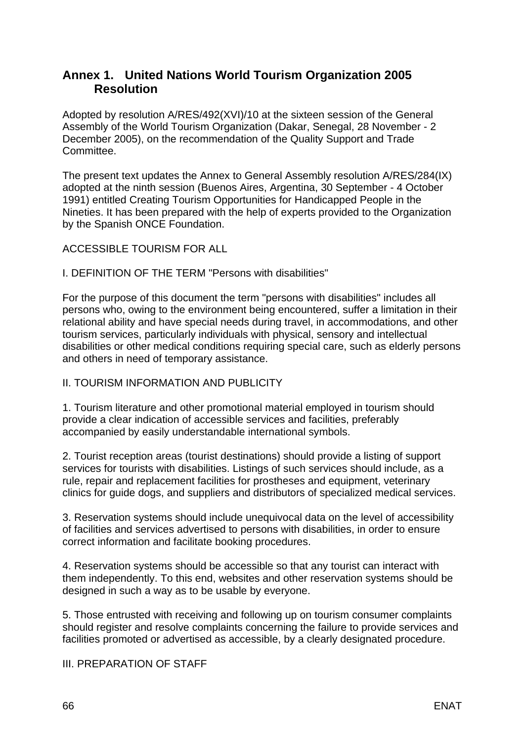## Annex 1. United Nations World Tourism Organization 2005 Resolution

Adopted by resolution A/RES/492(XVI)/10 at the sixteen session of the General Assembly of the World Tourism Organization (Dakar, Senegal, 28 November - 2 December 2005), on the recommendation of the Quality Support and Trade Committee.

The present text updates the Annex to General Assembly resolution A/RES/284(IX) adopted at the ninth session (Buenos Aires, Argentina, 30 September - 4 October 1991) entitled Creating Tourism Opportunities for Handicapped People in the Nineties. It has been prepared with the help of experts provided to the Organization by the Spanish ONCE Foundation.

ACCESSIBLE TOURISM FOR ALL

I. DEFINITION OF THE TERM "Persons with disabilities"

For the purpose of this document the term "persons with disabilities" includes all persons who, owing to the environment being encountered, suffer a limitation in their relational ability and have special needs during travel, in accommodations, and other tourism services, particularly individuals with physical, sensory and intellectual disabilities or other medical conditions requiring special care, such as elderly persons and others in need of temporary assistance.

II. TOURISM INFORMATION AND PUBLICITY

1. Tourism literature and other promotional material employed in tourism should provide a clear indication of accessible services and facilities, preferably accompanied by easily understandable international symbols.

2. Tourist reception areas (tourist destinations) should provide a listing of support services for tourists with disabilities. Listings of such services should include, as a rule, repair and replacement facilities for prostheses and equipment, veterinary clinics for guide dogs, and suppliers and distributors of specialized medical services.

3. Reservation systems should include unequivocal data on the level of accessibility of facilities and services advertised to persons with disabilities, in order to ensure correct information and facilitate booking procedures.

4. Reservation systems should be accessible so that any tourist can interact with them independently. To this end, websites and other reservation systems should be designed in such a way as to be usable by everyone.

5. Those entrusted with receiving and following up on tourism consumer complaints should register and resolve complaints concerning the failure to provide services and facilities promoted or advertised as accessible, by a clearly designated procedure.

III. PREPARATION OF STAFF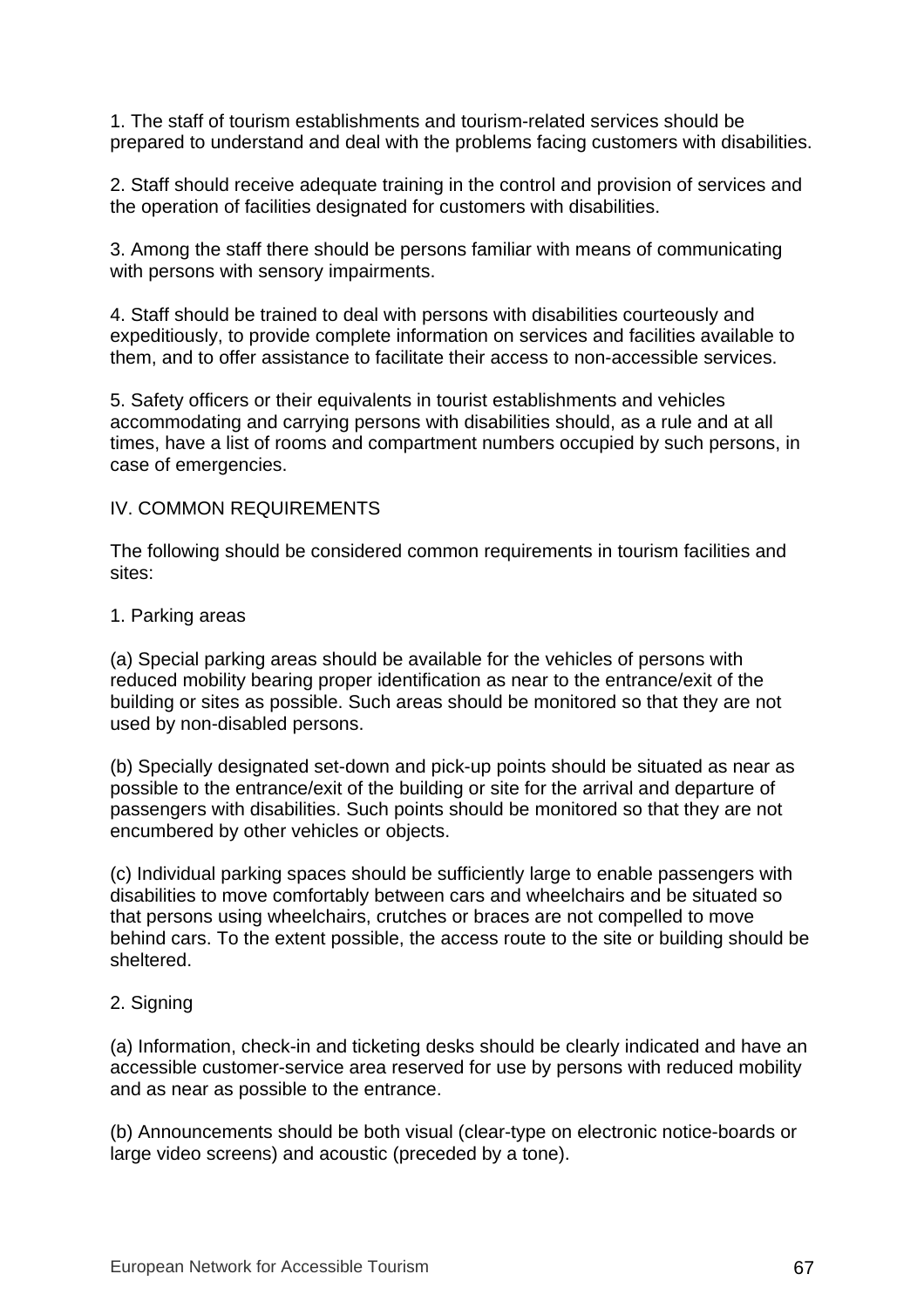1. The staff of tourism establishments and tourism-related services should be prepared to understand and deal with the problems facing customers with disabilities.

2. Staff should receive adequate training in the control and provision of services and the operation of facilities designated for customers with disabilities.

3. Among the staff there should be persons familiar with means of communicating with persons with sensory impairments.

4. Staff should be trained to deal with persons with disabilities courteously and expeditiously, to provide complete information on services and facilities available to them, and to offer assistance to facilitate their access to non-accessible services.

5. Safety officers or their equivalents in tourist establishments and vehicles accommodating and carrying persons with disabilities should, as a rule and at all times, have a list of rooms and compartment numbers occupied by such persons, in case of emergencies.

## IV. COMMON REQUIREMENTS

The following should be considered common requirements in tourism facilities and sites:

### 1. Parking areas

(a) Special parking areas should be available for the vehicles of persons with reduced mobility bearing proper identification as near to the entrance/exit of the building or sites as possible. Such areas should be monitored so that they are not used by non-disabled persons.

(b) Specially designated set-down and pick-up points should be situated as near as possible to the entrance/exit of the building or site for the arrival and departure of passengers with disabilities. Such points should be monitored so that they are not encumbered by other vehicles or objects.

(c) Individual parking spaces should be sufficiently large to enable passengers with disabilities to move comfortably between cars and wheelchairs and be situated so that persons using wheelchairs, crutches or braces are not compelled to move behind cars. To the extent possible, the access route to the site or building should be sheltered.

### 2. Signing

(a) Information, check-in and ticketing desks should be clearly indicated and have an accessible customer-service area reserved for use by persons with reduced mobility and as near as possible to the entrance.

(b) Announcements should be both visual (clear-type on electronic notice-boards or large video screens) and acoustic (preceded by a tone).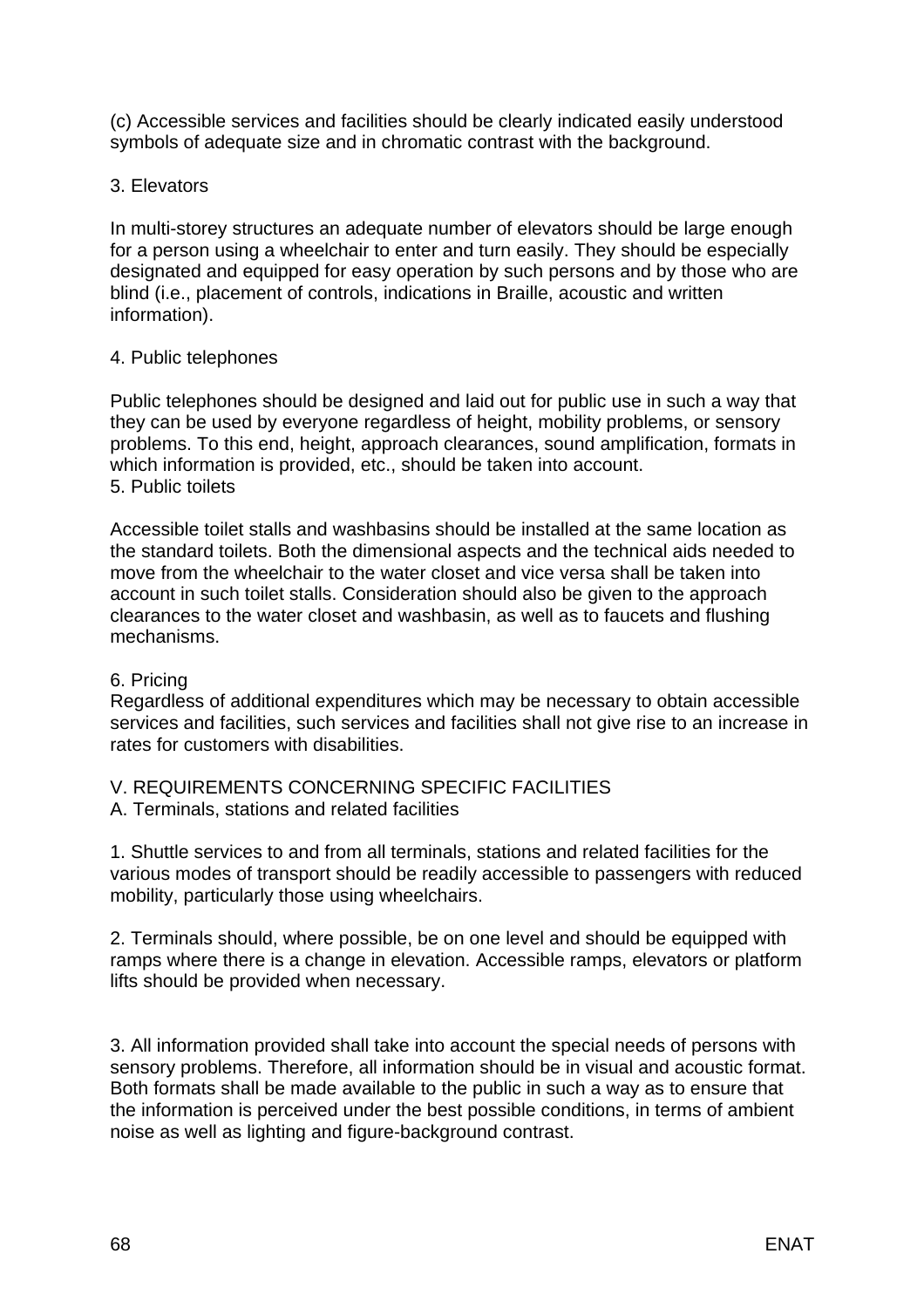(c) Accessible services and facilities should be clearly indicated easily understood symbols of adequate size and in chromatic contrast with the background.

3. Elevators

In multi-storey structures an adequate number of elevators should be large enough for a person using a wheelchair to enter and turn easily. They should be especially designated and equipped for easy operation by such persons and by those who are blind (i.e., placement of controls, indications in Braille, acoustic and written information).

4. Public telephones

Public telephones should be designed and laid out for public use in such a way that they can be used by everyone regardless of height, mobility problems, or sensory problems. To this end, height, approach clearances, sound amplification, formats in which information is provided, etc., should be taken into account.

5. Public toilets

Accessible toilet stalls and washbasins should be installed at the same location as the standard toilets. Both the dimensional aspects and the technical aids needed to move from the wheelchair to the water closet and vice versa shall be taken into account in such toilet stalls. Consideration should also be given to the approach clearances to the water closet and washbasin, as well as to faucets and flushing mechanisms.

6. Pricing

Regardless of additional expenditures which may be necessary to obtain accessible services and facilities, such services and facilities shall not give rise to an increase in rates for customers with disabilities.

## V. REQUIREMENTS CONCERNING SPECIFIC FACILITIES

### A. Terminals, stations and related facilities

1. Shuttle services to and from all terminals, stations and related facilities for the various modes of transport should be readily accessible to passengers with reduced mobility, particularly those using wheelchairs.

2. Terminals should, where possible, be on one level and should be equipped with ramps where there is a change in elevation. Accessible ramps, elevators or platform lifts should be provided when necessary.

3. All information provided shall take into account the special needs of persons with sensory problems. Therefore, all information should be in visual and acoustic format. Both formats shall be made available to the public in such a way as to ensure that the information is perceived under the best possible conditions, in terms of ambient noise as well as lighting and figure-background contrast.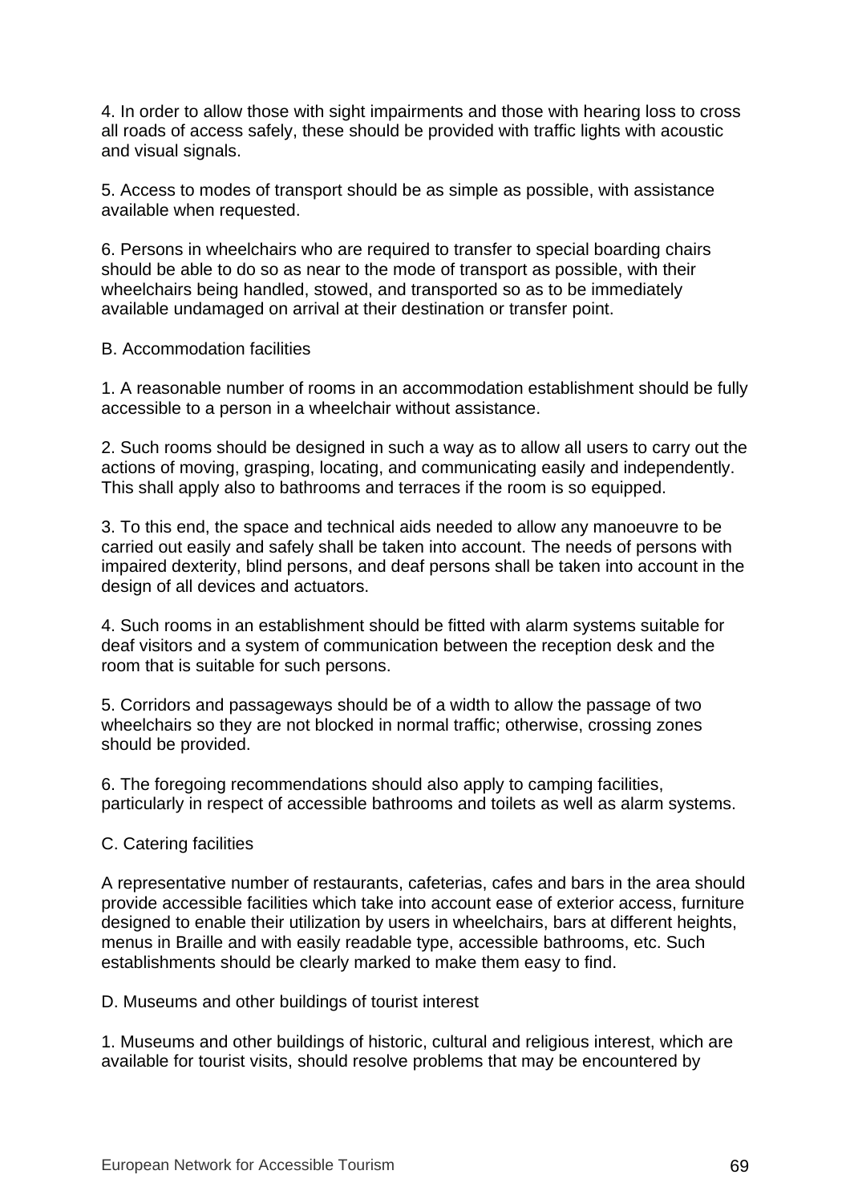4. In order to allow those with sight impairments and those with hearing loss to cross all roads of access safely, these should be provided with traffic lights with acoustic and visual signals.

5. Access to modes of transport should be as simple as possible, with assistance available when requested.

6. Persons in wheelchairs who are required to transfer to special boarding chairs should be able to do so as near to the mode of transport as possible, with their wheelchairs being handled, stowed, and transported so as to be immediately available undamaged on arrival at their destination or transfer point.

B. Accommodation facilities

1. A reasonable number of rooms in an accommodation establishment should be fully accessible to a person in a wheelchair without assistance.

2. Such rooms should be designed in such a way as to allow all users to carry out the actions of moving, grasping, locating, and communicating easily and independently. This shall apply also to bathrooms and terraces if the room is so equipped.

3. To this end, the space and technical aids needed to allow any manoeuvre to be carried out easily and safely shall be taken into account. The needs of persons with impaired dexterity, blind persons, and deaf persons shall be taken into account in the design of all devices and actuators.

4. Such rooms in an establishment should be fitted with alarm systems suitable for deaf visitors and a system of communication between the reception desk and the room that is suitable for such persons.

5. Corridors and passageways should be of a width to allow the passage of two wheelchairs so they are not blocked in normal traffic; otherwise, crossing zones should be provided.

6. The foregoing recommendations should also apply to camping facilities, particularly in respect of accessible bathrooms and toilets as well as alarm systems.

C. Catering facilities

A representative number of restaurants, cafeterias, cafes and bars in the area should provide accessible facilities which take into account ease of exterior access, furniture designed to enable their utilization by users in wheelchairs, bars at different heights, menus in Braille and with easily readable type, accessible bathrooms, etc. Such establishments should be clearly marked to make them easy to find.

D. Museums and other buildings of tourist interest

1. Museums and other buildings of historic, cultural and religious interest, which are available for tourist visits, should resolve problems that may be encountered by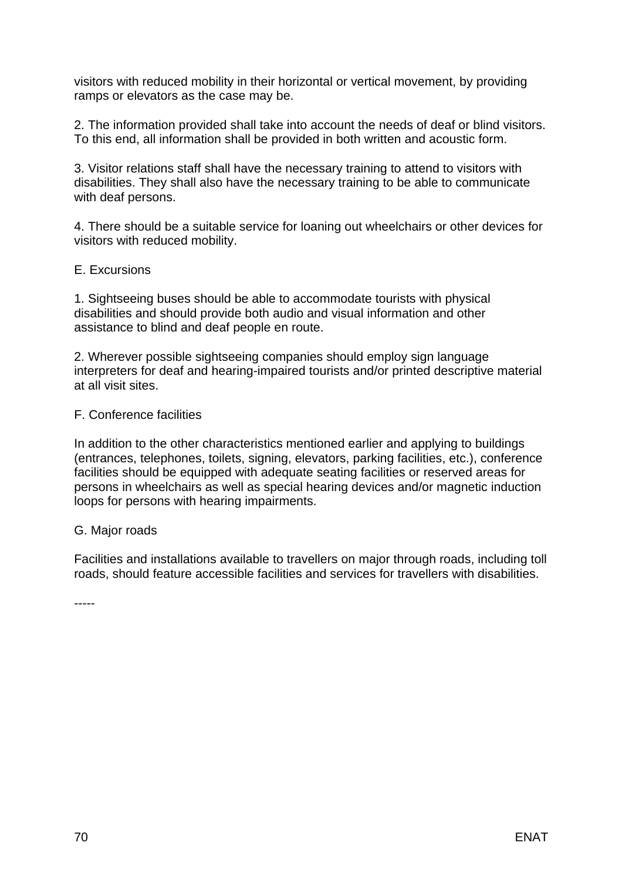visitors with reduced mobility in their horizontal or vertical movement, by providing ramps or elevators as the case may be.

2. The information provided shall take into account the needs of deaf or blind visitors. To this end, all information shall be provided in both written and acoustic form.

3. Visitor relations staff shall have the necessary training to attend to visitors with disabilities. They shall also have the necessary training to be able to communicate with deaf persons.

4. There should be a suitable service for loaning out wheelchairs or other devices for visitors with reduced mobility.

E. Excursions

1. Sightseeing buses should be able to accommodate tourists with physical disabilities and should provide both audio and visual information and other assistance to blind and deaf people en route.

2. Wherever possible sightseeing companies should employ sign language interpreters for deaf and hearing-impaired tourists and/or printed descriptive material at all visit sites.

F. Conference facilities

In addition to the other characteristics mentioned earlier and applying to buildings (entrances, telephones, toilets, signing, elevators, parking facilities, etc.), conference facilities should be equipped with adequate seating facilities or reserved areas for persons in wheelchairs as well as special hearing devices and/or magnetic induction loops for persons with hearing impairments.

G. Major roads

Facilities and installations available to travellers on major through roads, including toll roads, should feature accessible facilities and services for travellers with disabilities.

-----